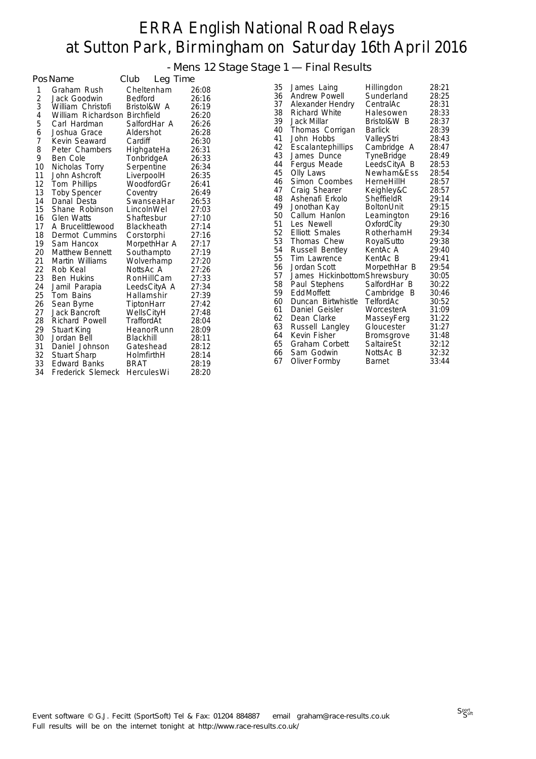# ERRA English National Road Relays
# at Sutton Park, Birmingham on Saturday 16th April 2016

## - Mens 12 Stage Stage 1 — Final Results

| Pos | Name | Club | Leg Time |
|---|---|---|---|
| 1 | Graham Rush | Cheltenham | 26:08 |
| 2 | Jack Goodwin | Bedford | 26:16 |
| 3 | William Christofi | Bristol&W A | 26:19 |
| 4 | William Richardson | Birchfield | 26:20 |
| 5 | Carl Hardman | SalfordHar A | 26:26 |
| 6 | Joshua Grace | Aldershot | 26:28 |
| 7 | Kevin Seaward | Cardiff | 26:30 |
| 8 | Peter Chambers | HighgateHa | 26:31 |
| 9 | Ben Cole | TonbridgeA | 26:33 |
| 10 | Nicholas Torry | Serpentine | 26:34 |
| 11 | John Ashcroft | LiverpoolH | 26:35 |
| 12 | Tom Phillips | WoodfordGr | 26:41 |
| 13 | Toby Spencer | Coventry | 26:49 |
| 14 | Danal Desta | SwanseaHar | 26:53 |
| 15 | Shane Robinson | LincolnWel | 27:03 |
| 16 | Glen Watts | Shaftesbur | 27:10 |
| 17 | A Brucelittlewood | Blackheath | 27:14 |
| 18 | Dermot Cummins | Corstorphi | 27:16 |
| 19 | Sam Hancox | MorpethHar A | 27:17 |
| 20 | Matthew Bennett | Southampto | 27:19 |
| 21 | Martin Williams | Wolverhamp | 27:20 |
| 22 | Rob Keal | NottsAc A | 27:26 |
| 23 | Ben Hukins | RonHillCam | 27:33 |
| 24 | Jamil Parapia | LeedsCityA A | 27:34 |
| 25 | Tom Bains | Hallamshir | 27:39 |
| 26 | Sean Byrne | TiptonHarr | 27:42 |
| 27 | Jack Bancroft | WellsCityH | 27:48 |
| 28 | Richard Powell | TraffordAt | 28:04 |
| 29 | Stuart King | HeanorRunn | 28:09 |
| 30 | Jordan Bell | Blackhill | 28:11 |
| 31 | Daniel Johnson | Gateshead | 28:12 |
| 32 | Stuart Sharp | HolmfirthH | 28:14 |
| 33 | Edward Banks | BRAT | 28:19 |
| 34 | Frederick Slemeck | HerculesWi | 28:20 |
| 35 | James Laing | Hillingdon | 28:21 |
| 36 | Andrew Powell | Sunderland | 28:25 |
| 37 | Alexander Hendry | CentralAc | 28:31 |
| 38 | Richard White | Halesowen | 28:33 |
| 39 | Jack Millar | Bristol&W B | 28:37 |
| 40 | Thomas Corrigan | Barlick | 28:39 |
| 41 | John Hobbs | ValleyStri | 28:43 |
| 42 | Escalantephillips | Cambridge A | 28:47 |
| 43 | James Dunce | TyneBridge | 28:49 |
| 44 | Fergus Meade | LeedsCityA B | 28:53 |
| 45 | Olly Laws | Newham&Ess | 28:54 |
| 46 | Simon Coombes | HerneHillH | 28:57 |
| 47 | Craig Shearer | Keighley&C | 28:57 |
| 48 | Ashenafi Erkolo | SheffieldR | 29:14 |
| 49 | Jonothan Kay | BoltonUnit | 29:15 |
| 50 | Callum Hanlon | Leamington | 29:16 |
| 51 | Les Newell | OxfordCity | 29:30 |
| 52 | Elliott Smales | RotherhamH | 29:34 |
| 53 | Thomas Chew | RoyalSutto | 29:38 |
| 54 | Russell Bentley | KentAc A | 29:40 |
| 55 | Tim Lawrence | KentAc B | 29:41 |
| 56 | Jordan Scott | MorpethHar B | 29:54 |
| 57 | James Hickinbottom | Shrewsbury | 30:05 |
| 58 | Paul Stephens | SalfordHar B | 30:22 |
| 59 | Edd Moffett | Cambridge B | 30:46 |
| 60 | Duncan Birtwhistle | TelfordAc | 30:52 |
| 61 | Daniel Geisler | WorcesterA | 31:09 |
| 62 | Dean Clarke | MasseyFerg | 31:22 |
| 63 | Russell Langley | Gloucester | 31:27 |
| 64 | Kevin Fisher | Bromsgrove | 31:48 |
| 65 | Graham Corbett | SaltaireSt | 32:12 |
| 66 | Sam Godwin | NottsAc B | 32:32 |
| 67 | Oliver Formby | Barnet | 33:44 |

Event software © G.J. Fecitt (SportSoft) Tel & Fax: 01204 884887 email graham@race-results.co.uk
Full results will be on the internet tonight at http://www.race-results.co.uk/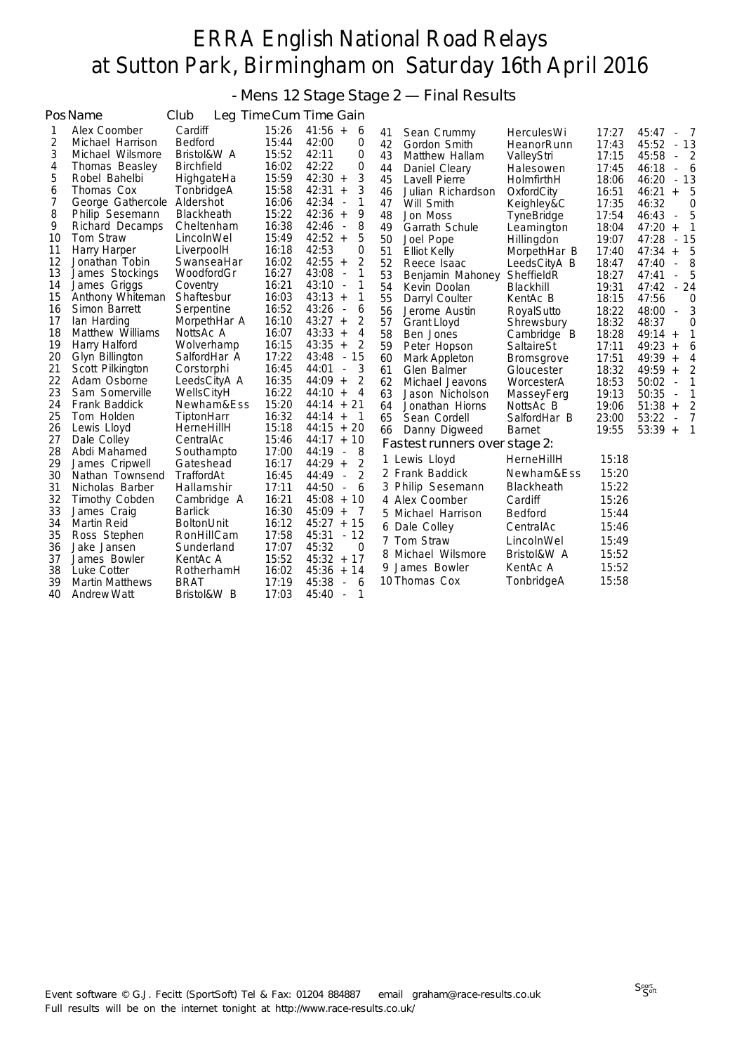# ERRA English National Road Relays at Sutton Park, Birmingham on Saturday 16th April 2016

## - Mens 12 Stage Stage 2 — Final Results

| Pos | Name | Club | Leg Time | Cum Time | Gain |
|---|---|---|---|---|---|
| 1 | Alex Coomber | Cardiff | 15:26 | 41:56 | + 6 |
| 2 | Michael Harrison | Bedford | 15:44 | 42:00 | 0 |
| 3 | Michael Wilsmore | Bristol&W A | 15:52 | 42:11 | 0 |
| 4 | Thomas Beasley | Birchfield | 16:02 | 42:22 | 0 |
| 5 | Robel Bahelbi | HighgateHa | 15:59 | 42:30 | + 3 |
| 6 | Thomas Cox | TonbridgeA | 15:58 | 42:31 | + 3 |
| 7 | George Gathercole | Aldershot | 16:06 | 42:34 | - 1 |
| 8 | Philip Sesemann | Blackheath | 15:22 | 42:36 | + 9 |
| 9 | Richard Decamps | Cheltenham | 16:38 | 42:46 | - 8 |
| 10 | Tom Straw | LincolnWel | 15:49 | 42:52 | + 5 |
| 11 | Harry Harper | LiverpoolH | 16:18 | 42:53 | 0 |
| 12 | Jonathan Tobin | SwanseaHar | 16:02 | 42:55 | + 2 |
| 13 | James Stockings | WoodfordGr | 16:27 | 43:08 | - 1 |
| 14 | James Griggs | Coventry | 16:21 | 43:10 | - 1 |
| 15 | Anthony Whiteman | Shaftesbur | 16:03 | 43:13 | + 1 |
| 16 | Simon Barrett | Serpentine | 16:52 | 43:26 | - 6 |
| 17 | Ian Harding | MorpethHar A | 16:10 | 43:27 | + 2 |
| 18 | Matthew Williams | NottsAc A | 16:07 | 43:33 | + 4 |
| 19 | Harry Halford | Wolverhamp | 16:15 | 43:35 | + 2 |
| 20 | Glyn Billington | SalfordHar A | 17:22 | 43:48 | - 15 |
| 21 | Scott Pilkington | Corstorphi | 16:45 | 44:01 | - 3 |
| 22 | Adam Osborne | LeedsCityA A | 16:35 | 44:09 | + 2 |
| 23 | Sam Somerville | WellsCityH | 16:22 | 44:10 | + 4 |
| 24 | Frank Baddick | Newham&Ess | 15:20 | 44:14 | + 21 |
| 25 | Tom Holden | TiptonHarr | 16:32 | 44:14 | + 1 |
| 26 | Lewis Lloyd | HerneHillH | 15:18 | 44:15 | + 20 |
| 27 | Dale Colley | CentralAc | 15:46 | 44:17 | + 10 |
| 28 | Abdi Mahamed | Southampto | 17:00 | 44:19 | - 8 |
| 29 | James Cripwell | Gateshead | 16:17 | 44:29 | + 2 |
| 30 | Nathan Townsend | TraffordAt | 16:45 | 44:49 | - 2 |
| 31 | Nicholas Barber | Hallamshir | 17:11 | 44:50 | - 6 |
| 32 | Timothy Cobden | Cambridge A | 16:21 | 45:08 | + 10 |
| 33 | James Craig | Barlick | 16:30 | 45:09 | + 7 |
| 34 | Martin Reid | BoltonUnit | 16:12 | 45:27 | + 15 |
| 35 | Ross Stephen | RonHillCam | 17:58 | 45:31 | - 12 |
| 36 | Jake Jansen | Sunderland | 17:07 | 45:32 | 0 |
| 37 | James Bowler | KentAc A | 15:52 | 45:32 | + 17 |
| 38 | Luke Cotter | RotherhamH | 16:02 | 45:36 | + 14 |
| 39 | Martin Matthews | BRAT | 17:19 | 45:38 | - 6 |
| 40 | Andrew Watt | Bristol&W B | 17:03 | 45:40 | - 1 |
| 41 | Sean Crummy | HerculesWi | 17:27 | 45:47 | - 7 |
| 42 | Gordon Smith | HeanorRunn | 17:43 | 45:52 | - 13 |
| 43 | Matthew Hallam | ValleyStri | 17:15 | 45:58 | - 2 |
| 44 | Daniel Cleary | Halesowen | 17:45 | 46:18 | - 6 |
| 45 | Lavell Pierre | HolmfirthH | 18:06 | 46:20 | - 13 |
| 46 | Julian Richardson | OxfordCity | 16:51 | 46:21 | + 5 |
| 47 | Will Smith | Keighley&C | 17:35 | 46:32 | 0 |
| 48 | Jon Moss | TyneBridge | 17:54 | 46:43 | - 5 |
| 49 | Garrath Schule | Leamington | 18:04 | 47:20 | + 1 |
| 50 | Joel Pope | Hillingdon | 19:07 | 47:28 | - 15 |
| 51 | Elliot Kelly | MorpethHar B | 17:40 | 47:34 | + 5 |
| 52 | Reece Isaac | LeedsCityA B | 18:47 | 47:40 | - 8 |
| 53 | Benjamin Mahoney | SheffieldR | 18:27 | 47:41 | - 5 |
| 54 | Kevin Doolan | Blackhill | 19:31 | 47:42 | - 24 |
| 55 | Darryl Coulter | KentAc B | 18:15 | 47:56 | 0 |
| 56 | Jerome Austin | RoyalSutto | 18:22 | 48:00 | - 3 |
| 57 | Grant Lloyd | Shrewsbury | 18:32 | 48:37 | 0 |
| 58 | Ben Jones | Cambridge B | 18:28 | 49:14 | + 1 |
| 59 | Peter Hopson | SaltaireSt | 17:11 | 49:23 | + 6 |
| 60 | Mark Appleton | Bromsgrove | 17:51 | 49:39 | + 4 |
| 61 | Glen Balmer | Gloucester | 18:32 | 49:59 | + 2 |
| 62 | Michael Jeavons | WorcesterA | 18:53 | 50:02 | - 1 |
| 63 | Jason Nicholson | MasseyFerg | 19:13 | 50:35 | - 1 |
| 64 | Jonathan Hiorns | NottsAc B | 19:06 | 51:38 | + 2 |
| 65 | Sean Cordell | SalfordHar B | 23:00 | 53:22 | - 7 |
| 66 | Danny Digweed | Barnet | 19:55 | 53:39 | + 1 |

### Fastest runners over stage 2:

| Pos | Name | Club | Time |
|---|---|---|---|
| 1 | Lewis Lloyd | HerneHillH | 15:18 |
| 2 | Frank Baddick | Newham&Ess | 15:20 |
| 3 | Philip Sesemann | Blackheath | 15:22 |
| 4 | Alex Coomber | Cardiff | 15:26 |
| 5 | Michael Harrison | Bedford | 15:44 |
| 6 | Dale Colley | CentralAc | 15:46 |
| 7 | Tom Straw | LincolnWel | 15:49 |
| 8 | Michael Wilsmore | Bristol&W A | 15:52 |
| 9 | James Bowler | KentAc A | 15:52 |
| 10 | Thomas Cox | TonbridgeA | 15:58 |

Event software © G.J. Fecitt (SportSoft) Tel & Fax: 01204 884887 email graham@race-results.co.uk
Full results will be on the internet tonight at http://www.race-results.co.uk/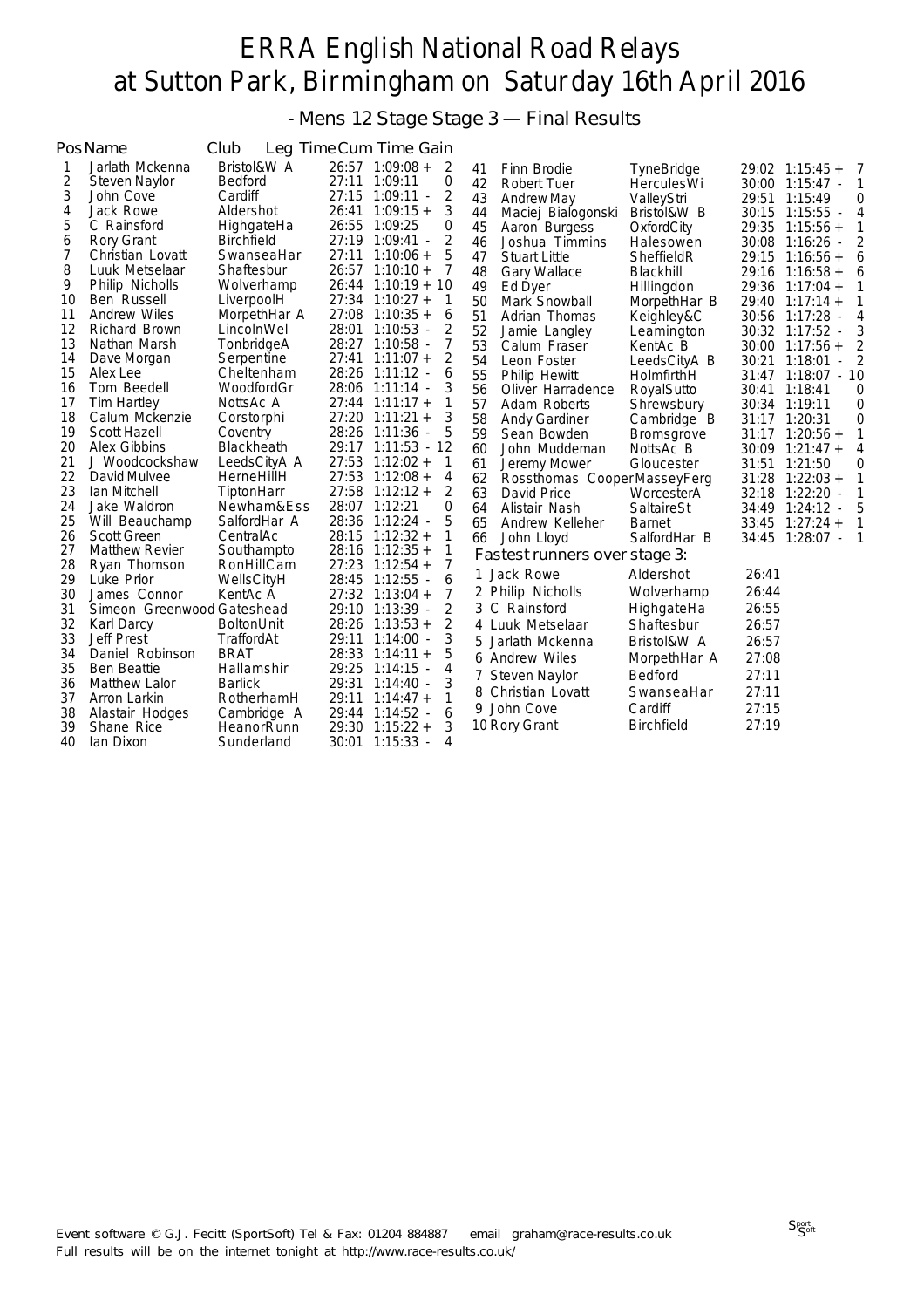# ERRA English National Road Relays at Sutton Park, Birmingham on Saturday 16th April 2016

## - Mens 12 Stage Stage 3 — Final Results

| Pos | Name | Club | Leg Time | Cum Time | Gain |
|---|---|---|---|---|---|
| 1 | Jarlath Mckenna | Bristol&W A | 26:57 | 1:09:08 | + 2 |
| 2 | Steven Naylor | Bedford | 27:11 | 1:09:11 | 0 |
| 3 | John Cove | Cardiff | 27:15 | 1:09:11 | - 2 |
| 4 | Jack Rowe | Aldershot | 26:41 | 1:09:15 | + 3 |
| 5 | C Rainsford | HighgateHa | 26:55 | 1:09:25 | 0 |
| 6 | Rory Grant | Birchfield | 27:19 | 1:09:41 | - 2 |
| 7 | Christian Lovatt | SwanseaHar | 27:11 | 1:10:06 | + 5 |
| 8 | Luuk Metselaar | Shaftesbur | 26:57 | 1:10:10 | + 7 |
| 9 | Philip Nicholls | Wolverhamp | 26:44 | 1:10:19 | + 10 |
| 10 | Ben Russell | LiverpoolH | 27:34 | 1:10:27 | + 1 |
| 11 | Andrew Wiles | MorpethHar A | 27:08 | 1:10:35 | + 6 |
| 12 | Richard Brown | LincolnWel | 28:01 | 1:10:53 | - 2 |
| 13 | Nathan Marsh | TonbridgeA | 28:27 | 1:10:58 | - 7 |
| 14 | Dave Morgan | Serpentine | 27:41 | 1:11:07 | + 2 |
| 15 | Alex Lee | Cheltenham | 28:26 | 1:11:12 | - 6 |
| 16 | Tom Beedell | WoodfordGr | 28:06 | 1:11:14 | - 3 |
| 17 | Tim Hartley | NottsAc A | 27:44 | 1:11:17 | + 1 |
| 18 | Calum Mckenzie | Corstorphi | 27:20 | 1:11:21 | + 3 |
| 19 | Scott Hazell | Coventry | 28:26 | 1:11:36 | - 5 |
| 20 | Alex Gibbins | Blackheath | 29:17 | 1:11:53 | - 12 |
| 21 | J Woodcockshaw | LeedsCityA A | 27:53 | 1:12:02 | + 1 |
| 22 | David Mulvee | HerneHillH | 27:53 | 1:12:08 | + 4 |
| 23 | Ian Mitchell | TiptonHarr | 27:58 | 1:12:12 | + 2 |
| 24 | Jake Waldron | Newham&Ess | 28:07 | 1:12:21 | 0 |
| 25 | Will Beauchamp | SalfordHar A | 28:36 | 1:12:24 | - 5 |
| 26 | Scott Green | CentralAc | 28:15 | 1:12:32 | + 1 |
| 27 | Matthew Revier | Southampto | 28:16 | 1:12:35 | + 1 |
| 28 | Ryan Thomson | RonHillCam | 27:23 | 1:12:54 | + 7 |
| 29 | Luke Prior | WellsCityH | 28:45 | 1:12:55 | - 6 |
| 30 | James Connor | KentAc A | 27:32 | 1:13:04 | + 7 |
| 31 | Simeon Greenwood | Gateshead | 29:10 | 1:13:39 | - 2 |
| 32 | Karl Darcy | BoltonUnit | 28:26 | 1:13:53 | + 2 |
| 33 | Jeff Prest | TraffordAt | 29:11 | 1:14:00 | - 3 |
| 34 | Daniel Robinson | BRAT | 28:33 | 1:14:11 | + 5 |
| 35 | Ben Beattie | Hallamshir | 29:25 | 1:14:15 | - 4 |
| 36 | Matthew Lalor | Barlick | 29:31 | 1:14:40 | - 3 |
| 37 | Arron Larkin | RotherhamH | 29:11 | 1:14:47 | + 1 |
| 38 | Alastair Hodges | Cambridge A | 29:44 | 1:14:52 | - 6 |
| 39 | Shane Rice | HeanorRunn | 29:30 | 1:15:22 | + 3 |
| 40 | Ian Dixon | Sunderland | 30:01 | 1:15:33 | - 4 |
| 41 | Finn Brodie | TyneBridge | 29:02 | 1:15:45 | + 7 |
| 42 | Robert Tuer | HerculesWi | 30:00 | 1:15:47 | - 1 |
| 43 | Andrew May | ValleyStri | 29:51 | 1:15:49 | 0 |
| 44 | Maciej Bialogonski | Bristol&W B | 30:15 | 1:15:55 | - 4 |
| 45 | Aaron Burgess | OxfordCity | 29:35 | 1:15:56 | + 1 |
| 46 | Joshua Timmins | Halesowen | 30:08 | 1:16:26 | - 2 |
| 47 | Stuart Little | SheffieldR | 29:15 | 1:16:56 | + 6 |
| 48 | Gary Wallace | Blackhill | 29:16 | 1:16:58 | + 6 |
| 49 | Ed Dyer | Hillingdon | 29:36 | 1:17:04 | + 1 |
| 50 | Mark Snowball | MorpethHar B | 29:40 | 1:17:14 | + 1 |
| 51 | Adrian Thomas | Keighley&C | 30:56 | 1:17:28 | - 4 |
| 52 | Jamie Langley | Leamington | 30:32 | 1:17:52 | - 3 |
| 53 | Calum Fraser | KentAc B | 30:00 | 1:17:56 | + 2 |
| 54 | Leon Foster | LeedsCityA B | 30:21 | 1:18:01 | - 2 |
| 55 | Philip Hewitt | HolmfirthH | 31:47 | 1:18:07 | - 10 |
| 56 | Oliver Harradence | RoyalSutto | 30:41 | 1:18:41 | 0 |
| 57 | Adam Roberts | Shrewsbury | 30:34 | 1:19:11 | 0 |
| 58 | Andy Gardiner | Cambridge B | 31:17 | 1:20:31 | 0 |
| 59 | Sean Bowden | Bromsgrove | 31:17 | 1:20:56 | + 1 |
| 60 | John Muddeman | NottsAc B | 30:09 | 1:21:47 | + 4 |
| 61 | Jeremy Mower | Gloucester | 31:51 | 1:21:50 | 0 |
| 62 | Rossthomas Cooper | MasseyFerg | 31:28 | 1:22:03 | + 1 |
| 63 | David Price | WorcesterA | 32:18 | 1:22:20 | - 1 |
| 64 | Alistair Nash | SaltaireSt | 34:49 | 1:24:12 | - 5 |
| 65 | Andrew Kelleher | Barnet | 33:45 | 1:27:24 | + 1 |
| 66 | John Lloyd | SalfordHar B | 34:45 | 1:28:07 | - 1 |

### Fastest runners over stage 3:

| | Name | Club | Time |
|---|---|---|---|
| 1 | Jack Rowe | Aldershot | 26:41 |
| 2 | Philip Nicholls | Wolverhamp | 26:44 |
| 3 | C Rainsford | HighgateHa | 26:55 |
| 4 | Luuk Metselaar | Shaftesbur | 26:57 |
| 5 | Jarlath Mckenna | Bristol&W A | 26:57 |
| 6 | Andrew Wiles | MorpethHar A | 27:08 |
| 7 | Steven Naylor | Bedford | 27:11 |
| 8 | Christian Lovatt | SwanseaHar | 27:11 |
| 9 | John Cove | Cardiff | 27:15 |
| 10 | Rory Grant | Birchfield | 27:19 |

Event software © G.J. Fecitt (SportSoft) Tel & Fax: 01204 884887 email graham@race-results.co.uk
Full results will be on the internet tonight at http://www.race-results.co.uk/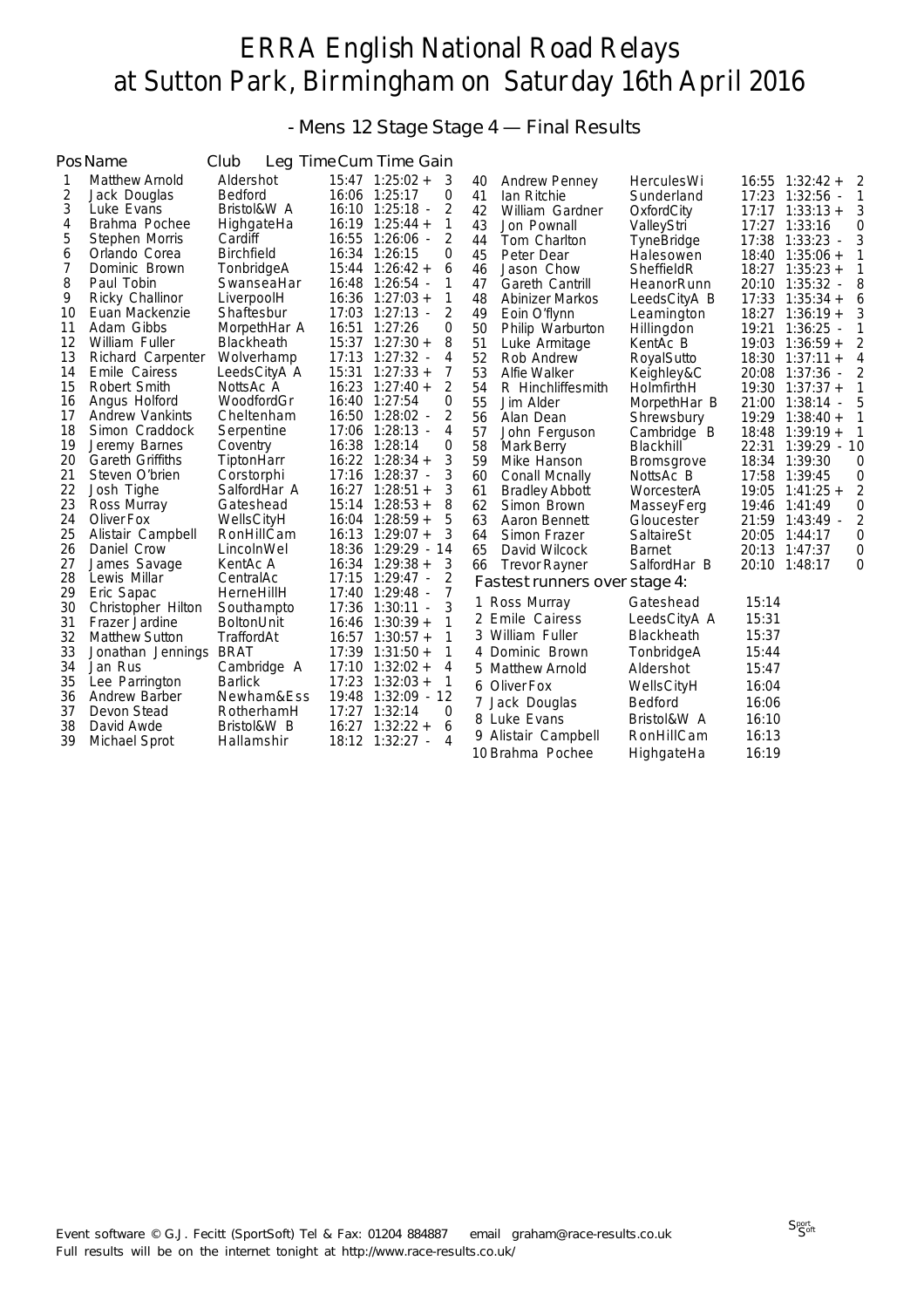# ERRA English National Road Relays at Sutton Park, Birmingham on Saturday 16th April 2016

## - Mens 12 Stage Stage 4 — Final Results

| Pos | Name | Club | Leg Time | Cum Time | Gain |
|---|---|---|---|---|---|
| 1 | Matthew Arnold | Aldershot | 15:47 | 1:25:02 + | 3 |
| 2 | Jack Douglas | Bedford | 16:06 | 1:25:17 | 0 |
| 3 | Luke Evans | Bristol&W A | 16:10 | 1:25:18 - | 2 |
| 4 | Brahma Pochee | HighgateHa | 16:19 | 1:25:44 + | 1 |
| 5 | Stephen Morris | Cardiff | 16:55 | 1:26:06 - | 2 |
| 6 | Orlando Corea | Birchfield | 16:34 | 1:26:15 | 0 |
| 7 | Dominic Brown | TonbridgeA | 15:44 | 1:26:42 + | 6 |
| 8 | Paul Tobin | SwanseaHar | 16:48 | 1:26:54 - | 1 |
| 9 | Ricky Challinor | LiverpoolH | 16:36 | 1:27:03 + | 1 |
| 10 | Euan Mackenzie | Shaftesbur | 17:03 | 1:27:13 - | 2 |
| 11 | Adam Gibbs | MorpethHar A | 16:51 | 1:27:26 | 0 |
| 12 | William Fuller | Blackheath | 15:37 | 1:27:30 + | 8 |
| 13 | Richard Carpenter | Wolverhamp | 17:13 | 1:27:32 - | 4 |
| 14 | Emile Cairess | LeedsCityA A | 15:31 | 1:27:33 + | 7 |
| 15 | Robert Smith | NottsAc A | 16:23 | 1:27:40 + | 2 |
| 16 | Angus Holford | WoodfordGr | 16:40 | 1:27:54 | 0 |
| 17 | Andrew Vankints | Cheltenham | 16:50 | 1:28:02 - | 2 |
| 18 | Simon Craddock | Serpentine | 17:06 | 1:28:13 - | 4 |
| 19 | Jeremy Barnes | Coventry | 16:38 | 1:28:14 | 0 |
| 20 | Gareth Griffiths | TiptonHarr | 16:22 | 1:28:34 + | 3 |
| 21 | Steven O'brien | Corstorphi | 17:16 | 1:28:37 - | 3 |
| 22 | Josh Tighe | SalfordHar A | 16:27 | 1:28:51 + | 3 |
| 23 | Ross Murray | Gateshead | 15:14 | 1:28:53 + | 8 |
| 24 | Oliver Fox | WellsCityH | 16:04 | 1:28:59 + | 5 |
| 25 | Alistair Campbell | RonHillCam | 16:13 | 1:29:07 + | 3 |
| 26 | Daniel Crow | LincolnWel | 18:36 | 1:29:29 - | 14 |
| 27 | James Savage | KentAc A | 16:34 | 1:29:38 + | 3 |
| 28 | Lewis Millar | CentralAc | 17:15 | 1:29:47 - | 2 |
| 29 | Eric Sapac | HerneHillH | 17:40 | 1:29:48 - | 7 |
| 30 | Christopher Hilton | Southampto | 17:36 | 1:30:11 - | 3 |
| 31 | Frazer Jardine | BoltonUnit | 16:46 | 1:30:39 + | 1 |
| 32 | Matthew Sutton | TraffordAt | 16:57 | 1:30:57 + | 1 |
| 33 | Jonathan Jennings | BRAT | 17:39 | 1:31:50 + | 1 |
| 34 | Jan Rus | Cambridge A | 17:10 | 1:32:02 + | 4 |
| 35 | Lee Parrington | Barlick | 17:23 | 1:32:03 + | 1 |
| 36 | Andrew Barber | Newham&Ess | 19:48 | 1:32:09 - | 12 |
| 37 | Devon Stead | RotherhamH | 17:27 | 1:32:14 | 0 |
| 38 | David Awde | Bristol&W B | 16:27 | 1:32:22 + | 6 |
| 39 | Michael Sprot | Hallamshir | 18:12 | 1:32:27 - | 4 |
| 40 | Andrew Penney | HerculesWi | 16:55 | 1:32:42 + | 2 |
| 41 | Ian Ritchie | Sunderland | 17:23 | 1:32:56 - | 1 |
| 42 | William Gardner | OxfordCity | 17:17 | 1:33:13 + | 3 |
| 43 | Jon Pownall | ValleyStri | 17:27 | 1:33:16 | 0 |
| 44 | Tom Charlton | TyneBridge | 17:38 | 1:33:23 - | 3 |
| 45 | Peter Dear | Halesowen | 18:40 | 1:35:06 + | 1 |
| 46 | Jason Chow | SheffieldR | 18:27 | 1:35:23 + | 1 |
| 47 | Gareth Cantrill | HeanorRunn | 20:10 | 1:35:32 - | 8 |
| 48 | Abinizer Markos | LeedsCityA B | 17:33 | 1:35:34 + | 6 |
| 49 | Eoin O'flynn | Leamington | 18:27 | 1:36:19 + | 3 |
| 50 | Philip Warburton | Hillingdon | 19:21 | 1:36:25 - | 1 |
| 51 | Luke Armitage | KentAc B | 19:03 | 1:36:59 + | 2 |
| 52 | Rob Andrew | RoyalSutto | 18:30 | 1:37:11 + | 4 |
| 53 | Alfie Walker | Keighley&C | 20:08 | 1:37:36 - | 2 |
| 54 | R Hinchliffesmith | HolmfirthH | 19:30 | 1:37:37 + | 1 |
| 55 | Jim Alder | MorpethHar B | 21:00 | 1:38:14 - | 5 |
| 56 | Alan Dean | Shrewsbury | 19:29 | 1:38:40 + | 1 |
| 57 | John Ferguson | Cambridge B | 18:48 | 1:39:19 + | 1 |
| 58 | Mark Berry | Blackhill | 22:31 | 1:39:29 - | 10 |
| 59 | Mike Hanson | Bromsgrove | 18:34 | 1:39:30 | 0 |
| 60 | Conall Mcnally | NottsAc B | 17:58 | 1:39:45 | 0 |
| 61 | Bradley Abbott | WorcesterA | 19:05 | 1:41:25 + | 2 |
| 62 | Simon Brown | MasseyFerg | 19:46 | 1:41:49 | 0 |
| 63 | Aaron Bennett | Gloucester | 21:59 | 1:43:49 - | 2 |
| 64 | Simon Frazer | SaltaireSt | 20:05 | 1:44:17 | 0 |
| 65 | David Wilcock | Barnet | 20:13 | 1:47:37 | 0 |
| 66 | Trevor Rayner | SalfordHar B | 20:10 | 1:48:17 | 0 |

### Fastest runners over stage 4:

| | Name | Club | Time |
|---|---|---|---|
| 1 | Ross Murray | Gateshead | 15:14 |
| 2 | Emile Cairess | LeedsCityA A | 15:31 |
| 3 | William Fuller | Blackheath | 15:37 |
| 4 | Dominic Brown | TonbridgeA | 15:44 |
| 5 | Matthew Arnold | Aldershot | 15:47 |
| 6 | Oliver Fox | WellsCityH | 16:04 |
| 7 | Jack Douglas | Bedford | 16:06 |
| 8 | Luke Evans | Bristol&W A | 16:10 |
| 9 | Alistair Campbell | RonHillCam | 16:13 |
| 10 | Brahma Pochee | HighgateHa | 16:19 |

Event software © G.J. Fecitt (SportSoft) Tel & Fax: 01204 884887 email graham@race-results.co.uk
Full results will be on the internet tonight at http://www.race-results.co.uk/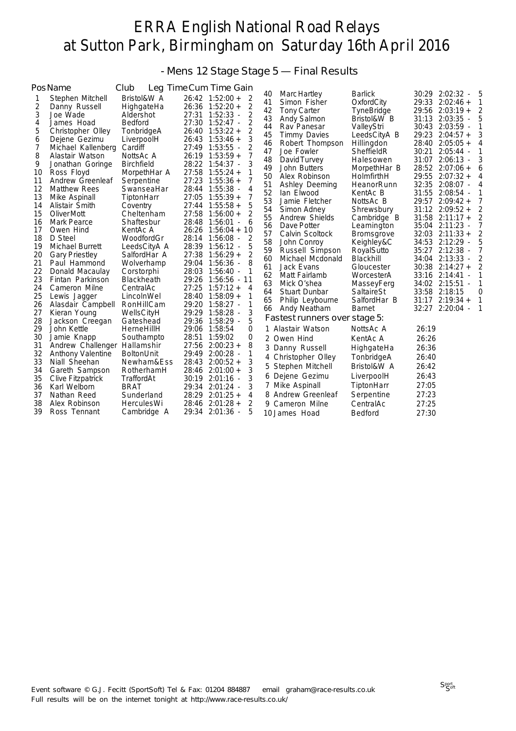# ERRA English National Road Relays at Sutton Park, Birmingham on Saturday 16th April 2016

## - Mens 12 Stage Stage 5 — Final Results

| Pos | Name | Club | Leg Time | Cum Time | Gain |
|---|---|---|---|---|---|
| 1 | Stephen Mitchell | Bristol&W A | 26:42 | 1:52:00 + | 2 |
| 2 | Danny Russell | HighgateHa | 26:36 | 1:52:20 + | 2 |
| 3 | Joe Wade | Aldershot | 27:31 | 1:52:33 - | 2 |
| 4 | James Hoad | Bedford | 27:30 | 1:52:47 - | 2 |
| 5 | Christopher Olley | TonbridgeA | 26:40 | 1:53:22 + | 2 |
| 6 | Dejene Gezimu | LiverpoolH | 26:43 | 1:53:46 + | 3 |
| 7 | Michael Kallenberg | Cardiff | 27:49 | 1:53:55 - | 2 |
| 8 | Alastair Watson | NottsAc A | 26:19 | 1:53:59 + | 7 |
| 9 | Jonathan Goringe | Birchfield | 28:22 | 1:54:37 - | 3 |
| 10 | Ross Floyd | MorpethHar A | 27:58 | 1:55:24 + | 1 |
| 11 | Andrew Greenleaf | Serpentine | 27:23 | 1:55:36 + | 7 |
| 12 | Matthew Rees | SwanseaHar | 28:44 | 1:55:38 - | 4 |
| 13 | Mike Aspinall | TiptonHarr | 27:05 | 1:55:39 + | 7 |
| 14 | Alistair Smith | Coventry | 27:44 | 1:55:58 + | 5 |
| 15 | Oliver Mott | Cheltenham | 27:58 | 1:56:00 + | 2 |
| 16 | Mark Pearce | Shaftesbur | 28:48 | 1:56:01 - | 6 |
| 17 | Owen Hind | KentAc A | 26:26 | 1:56:04 + | 10 |
| 18 | D Steel | WoodfordGr | 28:14 | 1:56:08 - | 2 |
| 19 | Michael Burrett | LeedsCityA A | 28:39 | 1:56:12 - | 5 |
| 20 | Gary Priestley | SalfordHar A | 27:38 | 1:56:29 + | 2 |
| 21 | Paul Hammond | Wolverhamp | 29:04 | 1:56:36 - | 8 |
| 22 | Donald Macaulay | Corstorphi | 28:03 | 1:56:40 - | 1 |
| 23 | Fintan Parkinson | Blackheath | 29:26 | 1:56:56 - | 11 |
| 24 | Cameron Milne | CentralAc | 27:25 | 1:57:12 + | 4 |
| 25 | Lewis Jagger | LincolnWel | 28:40 | 1:58:09 + | 1 |
| 26 | Alasdair Campbell | RonHillCam | 29:20 | 1:58:27 - | 1 |
| 27 | Kieran Young | WellsCityH | 29:29 | 1:58:28 - | 3 |
| 28 | Jackson Creegan | Gateshead | 29:36 | 1:58:29 - | 5 |
| 29 | John Kettle | HerneHillH | 29:06 | 1:58:54 | 0 |
| 30 | Jamie Knapp | Southampto | 28:51 | 1:59:02 | 0 |
| 31 | Andrew Challenger | Hallamshir | 27:56 | 2:00:23 + | 8 |
| 32 | Anthony Valentine | BoltonUnit | 29:49 | 2:00:28 - | 1 |
| 33 | Niall Sheehan | Newham&Ess | 28:43 | 2:00:52 + | 3 |
| 34 | Gareth Sampson | RotherhamH | 28:46 | 2:01:00 + | 3 |
| 35 | Clive Fitzpatrick | TraffordAt | 30:19 | 2:01:16 - | 3 |
| 36 | Karl Welborn | BRAT | 29:34 | 2:01:24 - | 3 |
| 37 | Nathan Reed | Sunderland | 28:29 | 2:01:25 + | 4 |
| 38 | Alex Robinson | HerculesWi | 28:46 | 2:01:28 + | 2 |
| 39 | Ross Tennant | Cambridge A | 29:34 | 2:01:36 - | 5 |
| 40 | Marc Hartley | Barlick | 30:29 | 2:02:32 - | 5 |
| 41 | Simon Fisher | OxfordCity | 29:33 | 2:02:46 + | 1 |
| 42 | Tony Carter | TyneBridge | 29:56 | 2:03:19 + | 2 |
| 43 | Andy Salmon | Bristol&W B | 31:13 | 2:03:35 - | 5 |
| 44 | Rav Panesar | ValleyStri | 30:43 | 2:03:59 - | 1 |
| 45 | Timmy Davies | LeedsCityA B | 29:23 | 2:04:57 + | 3 |
| 46 | Robert Thompson | Hillingdon | 28:40 | 2:05:05 + | 4 |
| 47 | Joe Fowler | SheffieldR | 30:21 | 2:05:44 - | 1 |
| 48 | David Turvey | Halesowen | 31:07 | 2:06:13 - | 3 |
| 49 | John Butters | MorpethHar B | 28:52 | 2:07:06 + | 6 |
| 50 | Alex Robinson | HolmfirthH | 29:55 | 2:07:32 + | 4 |
| 51 | Ashley Deeming | HeanorRunn | 32:35 | 2:08:07 - | 4 |
| 52 | Ian Elwood | KentAc B | 31:55 | 2:08:54 - | 1 |
| 53 | Jamie Fletcher | NottsAc B | 29:57 | 2:09:42 + | 7 |
| 54 | Simon Adney | Shrewsbury | 31:12 | 2:09:52 + | 2 |
| 55 | Andrew Shields | Cambridge B | 31:58 | 2:11:17 + | 2 |
| 56 | Dave Potter | Leamington | 35:04 | 2:11:23 - | 7 |
| 57 | Calvin Scoltock | Bromsgrove | 32:03 | 2:11:33 + | 2 |
| 58 | John Conroy | Keighley&C | 34:53 | 2:12:29 - | 5 |
| 59 | Russell Simpson | RoyalSutto | 35:27 | 2:12:38 - | 7 |
| 60 | Michael Mcdonald | Blackhill | 34:04 | 2:13:33 - | 2 |
| 61 | Jack Evans | Gloucester | 30:38 | 2:14:27 + | 2 |
| 62 | Matt Fairlamb | WorcesterA | 33:16 | 2:14:41 - | 1 |
| 63 | Mick O'shea | MasseyFerg | 34:02 | 2:15:51 - | 1 |
| 64 | Stuart Dunbar | SaltaireSt | 33:58 | 2:18:15 | 0 |
| 65 | Philip Leybourne | SalfordHar B | 31:17 | 2:19:34 + | 1 |
| 66 | Andy Neatham | Barnet | 32:27 | 2:20:04 - | 1 |

### Fastest runners over stage 5:

| Pos | Name | Club | Time |
|---|---|---|---|
| 1 | Alastair Watson | NottsAc A | 26:19 |
| 2 | Owen Hind | KentAc A | 26:26 |
| 3 | Danny Russell | HighgateHa | 26:36 |
| 4 | Christopher Olley | TonbridgeA | 26:40 |
| 5 | Stephen Mitchell | Bristol&W A | 26:42 |
| 6 | Dejene Gezimu | LiverpoolH | 26:43 |
| 7 | Mike Aspinall | TiptonHarr | 27:05 |
| 8 | Andrew Greenleaf | Serpentine | 27:23 |
| 9 | Cameron Milne | CentralAc | 27:25 |
| 10 | James Hoad | Bedford | 27:30 |

Event software © G.J. Fecitt (SportSoft) Tel & Fax: 01204 884887 email graham@race-results.co.uk
Full results will be on the internet tonight at http://www.race-results.co.uk/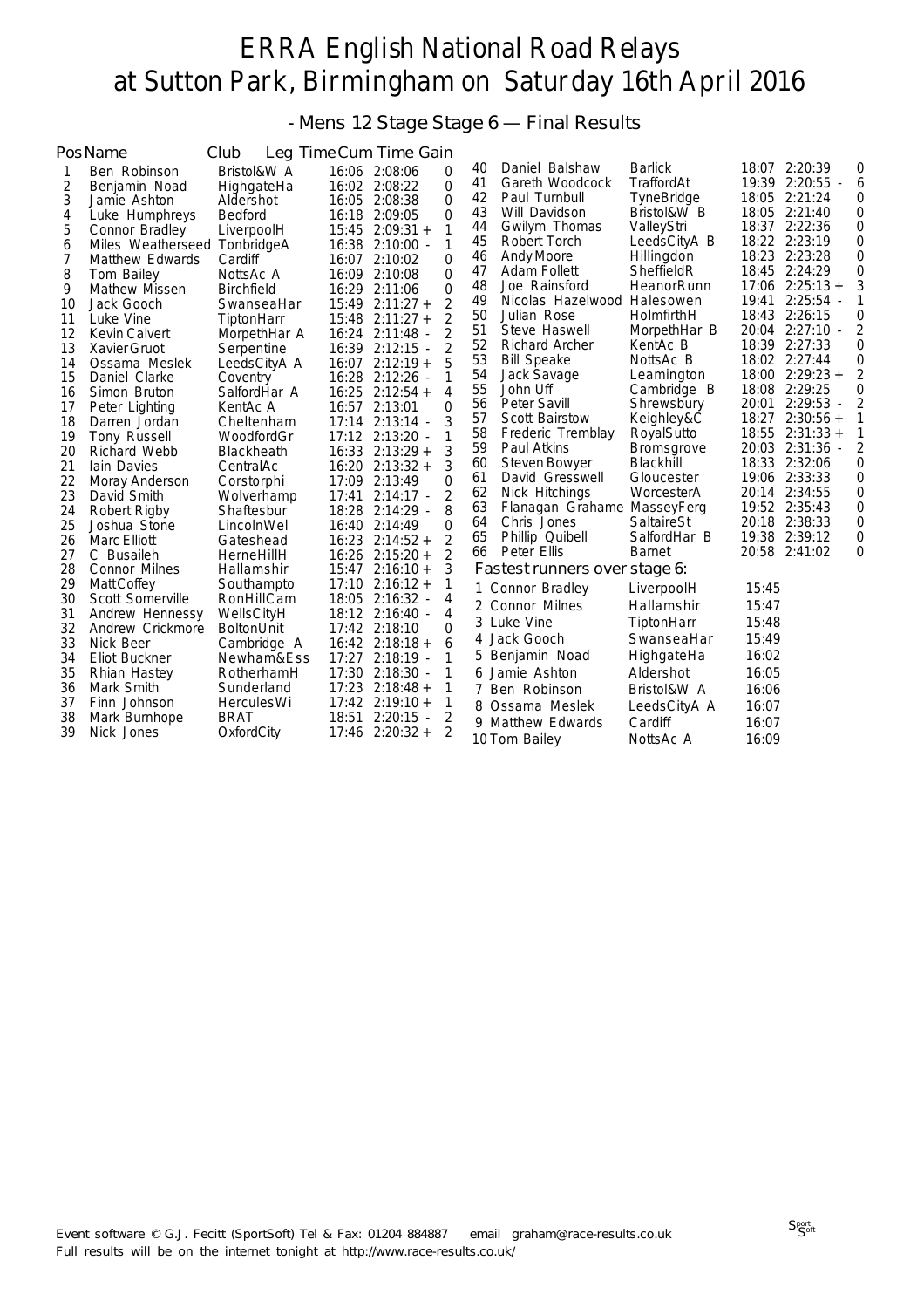# ERRA English National Road Relays at Sutton Park, Birmingham on Saturday 16th April 2016

## - Mens 12 Stage Stage 6 — Final Results

| Pos | Name | Club | Leg Time | Cum Time | Gain |
|---|---|---|---|---|---|
| 1 | Ben Robinson | Bristol&W A | 16:06 | 2:08:06 | 0 |
| 2 | Benjamin Noad | HighgateHa | 16:02 | 2:08:22 | 0 |
| 3 | Jamie Ashton | Aldershot | 16:05 | 2:08:38 | 0 |
| 4 | Luke Humphreys | Bedford | 16:18 | 2:09:05 | 0 |
| 5 | Connor Bradley | LiverpoolH | 15:45 | 2:09:31 + | 1 |
| 6 | Miles Weatherseed | TonbridgeA | 16:38 | 2:10:00 - | 1 |
| 7 | Matthew Edwards | Cardiff | 16:07 | 2:10:02 | 0 |
| 8 | Tom Bailey | NottsAc A | 16:09 | 2:10:08 | 0 |
| 9 | Mathew Missen | Birchfield | 16:29 | 2:11:06 | 0 |
| 10 | Jack Gooch | SwanseaHar | 15:49 | 2:11:27 + | 2 |
| 11 | Luke Vine | TiptonHarr | 15:48 | 2:11:27 + | 2 |
| 12 | Kevin Calvert | MorpethHar A | 16:24 | 2:11:48 - | 2 |
| 13 | Xavier Gruot | Serpentine | 16:39 | 2:12:15 - | 2 |
| 14 | Ossama Meslek | LeedsCityA A | 16:07 | 2:12:19 + | 5 |
| 15 | Daniel Clarke | Coventry | 16:28 | 2:12:26 - | 1 |
| 16 | Simon Bruton | SalfordHar A | 16:25 | 2:12:54 + | 4 |
| 17 | Peter Lighting | KentAc A | 16:57 | 2:13:01 | 0 |
| 18 | Darren Jordan | Cheltenham | 17:14 | 2:13:14 - | 3 |
| 19 | Tony Russell | WoodfordGr | 17:12 | 2:13:20 - | 1 |
| 20 | Richard Webb | Blackheath | 16:33 | 2:13:29 + | 3 |
| 21 | Iain Davies | CentralAc | 16:20 | 2:13:32 + | 3 |
| 22 | Moray Anderson | Corstorphi | 17:09 | 2:13:49 | 0 |
| 23 | David Smith | Wolverhamp | 17:41 | 2:14:17 - | 2 |
| 24 | Robert Rigby | Shaftesbur | 18:28 | 2:14:29 - | 8 |
| 25 | Joshua Stone | LincolnWel | 16:40 | 2:14:49 | 0 |
| 26 | Marc Elliott | Gateshead | 16:23 | 2:14:52 + | 2 |
| 27 | C Busaileh | HerneHillH | 16:26 | 2:15:20 + | 2 |
| 28 | Connor Milnes | Hallamshir | 15:47 | 2:16:10 + | 3 |
| 29 | Matt Coffey | Southampto | 17:10 | 2:16:12 + | 1 |
| 30 | Scott Somerville | RonHillCam | 18:05 | 2:16:32 - | 4 |
| 31 | Andrew Hennessy | WellsCityH | 18:12 | 2:16:40 - | 4 |
| 32 | Andrew Crickmore | BoltonUnit | 17:42 | 2:18:10 | 0 |
| 33 | Nick Beer | Cambridge A | 16:42 | 2:18:18 + | 6 |
| 34 | Eliot Buckner | Newham&Ess | 17:27 | 2:18:19 - | 1 |
| 35 | Rhian Hastey | RotherhamH | 17:30 | 2:18:30 - | 1 |
| 36 | Mark Smith | Sunderland | 17:23 | 2:18:48 + | 1 |
| 37 | Finn Johnson | HerculesWi | 17:42 | 2:19:10 + | 1 |
| 38 | Mark Burnhope | BRAT | 18:51 | 2:20:15 - | 2 |
| 39 | Nick Jones | OxfordCity | 17:46 | 2:20:32 + | 2 |
| 40 | Daniel Balshaw | Barlick | 18:07 | 2:20:39 | 0 |
| 41 | Gareth Woodcock | TraffordAt | 19:39 | 2:20:55 - | 6 |
| 42 | Paul Turnbull | TyneBridge | 18:05 | 2:21:24 | 0 |
| 43 | Will Davidson | Bristol&W B | 18:05 | 2:21:40 | 0 |
| 44 | Gwilym Thomas | ValleyStri | 18:37 | 2:22:36 | 0 |
| 45 | Robert Torch | LeedsCityA B | 18:22 | 2:23:19 | 0 |
| 46 | Andy Moore | Hillingdon | 18:23 | 2:23:28 | 0 |
| 47 | Adam Follett | SheffieldR | 18:45 | 2:24:29 | 0 |
| 48 | Joe Rainsford | HeanorRunn | 17:06 | 2:25:13 + | 3 |
| 49 | Nicolas Hazelwood | Halesowen | 19:41 | 2:25:54 - | 1 |
| 50 | Julian Rose | HolmfirthH | 18:43 | 2:26:15 | 0 |
| 51 | Steve Haswell | MorpethHar B | 20:04 | 2:27:10 - | 2 |
| 52 | Richard Archer | KentAc B | 18:39 | 2:27:33 | 0 |
| 53 | Bill Speake | NottsAc B | 18:02 | 2:27:44 | 0 |
| 54 | Jack Savage | Leamington | 18:00 | 2:29:23 + | 2 |
| 55 | John Uff | Cambridge B | 18:08 | 2:29:25 | 0 |
| 56 | Peter Savill | Shrewsbury | 20:01 | 2:29:53 - | 2 |
| 57 | Scott Bairstow | Keighley&C | 18:27 | 2:30:56 + | 1 |
| 58 | Frederic Tremblay | RoyalSutto | 18:55 | 2:31:33 + | 1 |
| 59 | Paul Atkins | Bromsgrove | 20:03 | 2:31:36 - | 2 |
| 60 | Steven Bowyer | Blackhill | 18:33 | 2:32:06 | 0 |
| 61 | David Gresswell | Gloucester | 19:06 | 2:33:33 | 0 |
| 62 | Nick Hitchings | WorcesterA | 20:14 | 2:34:55 | 0 |
| 63 | Flanagan Grahame | MasseyFerg | 19:52 | 2:35:43 | 0 |
| 64 | Chris Jones | SaltaireSt | 20:18 | 2:38:33 | 0 |
| 65 | Phillip Quibell | SalfordHar B | 19:38 | 2:39:12 | 0 |
| 66 | Peter Ellis | Barnet | 20:58 | 2:41:02 | 0 |

### Fastest runners over stage 6:

| | Name | Club | Time |
|---|---|---|---|
| 1 | Connor Bradley | LiverpoolH | 15:45 |
| 2 | Connor Milnes | Hallamshir | 15:47 |
| 3 | Luke Vine | TiptonHarr | 15:48 |
| 4 | Jack Gooch | SwanseaHar | 15:49 |
| 5 | Benjamin Noad | HighgateHa | 16:02 |
| 6 | Jamie Ashton | Aldershot | 16:05 |
| 7 | Ben Robinson | Bristol&W A | 16:06 |
| 8 | Ossama Meslek | LeedsCityA A | 16:07 |
| 9 | Matthew Edwards | Cardiff | 16:07 |
| 10 | Tom Bailey | NottsAc A | 16:09 |

Event software © G.J. Fecitt (SportSoft) Tel & Fax: 01204 884887 email graham@race-results.co.uk
Full results will be on the internet tonight at http://www.race-results.co.uk/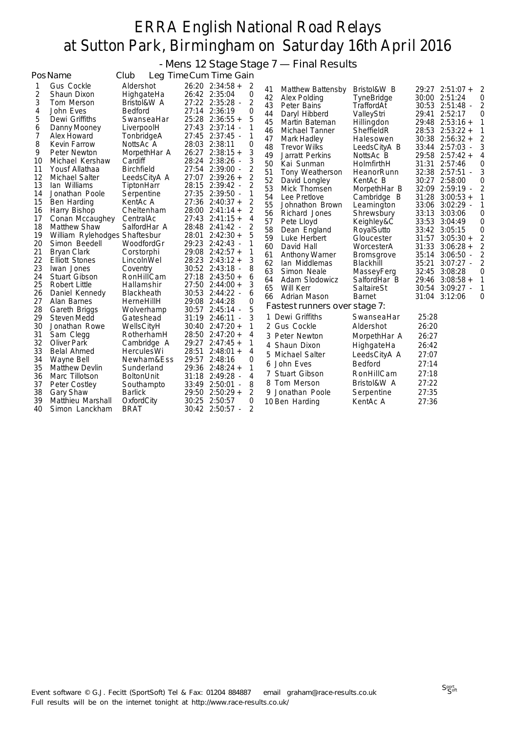# ERRA English National Road Relays at Sutton Park, Birmingham on Saturday 16th April 2016

## - Mens 12 Stage Stage 7 — Final Results

| Pos | Name | Club | Leg Time | Cum Time | Gain |
|---|---|---|---|---|---|
| 1 | Gus Cockle | Aldershot | 26:20 | 2:34:58 + | 2 |
| 2 | Shaun Dixon | HighgateHa | 26:42 | 2:35:04 | 0 |
| 3 | Tom Merson | Bristol&W A | 27:22 | 2:35:28 - | 2 |
| 4 | John Eves | Bedford | 27:14 | 2:36:19 | 0 |
| 5 | Dewi Griffiths | SwanseaHar | 25:28 | 2:36:55 + | 5 |
| 6 | Danny Mooney | LiverpoolH | 27:43 | 2:37:14 - | 1 |
| 7 | Alex Howard | TonbridgeA | 27:45 | 2:37:45 - | 1 |
| 8 | Kevin Farrow | NottsAc A | 28:03 | 2:38:11 | 0 |
| 9 | Peter Newton | MorpethHar A | 26:27 | 2:38:15 + | 3 |
| 10 | Michael Kershaw | Cardiff | 28:24 | 2:38:26 - | 3 |
| 11 | Yousf Allathaa | Birchfield | 27:54 | 2:39:00 - | 2 |
| 12 | Michael Salter | LeedsCityA A | 27:07 | 2:39:26 + | 2 |
| 13 | Ian Williams | TiptonHarr | 28:15 | 2:39:42 - | 2 |
| 14 | Jonathan Poole | Serpentine | 27:35 | 2:39:50 - | 1 |
| 15 | Ben Harding | KentAc A | 27:36 | 2:40:37 + | 2 |
| 16 | Harry Bishop | Cheltenham | 28:00 | 2:41:14 + | 2 |
| 17 | Conan Mccaughey | CentralAc | 27:43 | 2:41:15 + | 4 |
| 18 | Matthew Shaw | SalfordHar A | 28:48 | 2:41:42 - | 2 |
| 19 | William Rylehodges | Shaftesbur | 28:01 | 2:42:30 + | 5 |
| 20 | Simon Beedell | WoodfordGr | 29:23 | 2:42:43 - | 1 |
| 21 | Bryan Clark | Corstorphi | 29:08 | 2:42:57 + | 1 |
| 22 | Elliott Stones | LincolnWel | 28:23 | 2:43:12 + | 3 |
| 23 | Iwan Jones | Coventry | 30:52 | 2:43:18 - | 8 |
| 24 | Stuart Gibson | RonHillCam | 27:18 | 2:43:50 + | 6 |
| 25 | Robert Little | Hallamshir | 27:50 | 2:44:00 + | 3 |
| 26 | Daniel Kennedy | Blackheath | 30:53 | 2:44:22 - | 6 |
| 27 | Alan Barnes | HerneHillH | 29:08 | 2:44:28 | 0 |
| 28 | Gareth Briggs | Wolverhamp | 30:57 | 2:45:14 - | 5 |
| 29 | Steven Medd | Gateshead | 31:19 | 2:46:11 - | 3 |
| 30 | Jonathan Rowe | WellsCityH | 30:40 | 2:47:20 + | 1 |
| 31 | Sam Clegg | RotherhamH | 28:50 | 2:47:20 + | 4 |
| 32 | Oliver Park | Cambridge A | 29:27 | 2:47:45 + | 1 |
| 33 | Belal Ahmed | HerculesWi | 28:51 | 2:48:01 + | 4 |
| 34 | Wayne Bell | Newham&Ess | 29:57 | 2:48:16 | 0 |
| 35 | Matthew Devlin | Sunderland | 29:36 | 2:48:24 + | 1 |
| 36 | Marc Tillotson | BoltonUnit | 31:18 | 2:49:28 - | 4 |
| 37 | Peter Costley | Southampto | 33:49 | 2:50:01 - | 8 |
| 38 | Gary Shaw | Barlick | 29:50 | 2:50:29 + | 2 |
| 39 | Matthieu Marshall | OxfordCity | 30:25 | 2:50:57 | 0 |
| 40 | Simon Lanckham | BRAT | 30:42 | 2:50:57 - | 2 |
| 41 | Matthew Battensby | Bristol&W B | 29:27 | 2:51:07 + | 2 |
| 42 | Alex Polding | TyneBridge | 30:00 | 2:51:24 | 0 |
| 43 | Peter Bains | TraffordAt | 30:53 | 2:51:48 - | 2 |
| 44 | Daryl Hibberd | ValleyStri | 29:41 | 2:52:17 | 0 |
| 45 | Martin Bateman | Hillingdon | 29:48 | 2:53:16 + | 1 |
| 46 | Michael Tanner | SheffieldR | 28:53 | 2:53:22 + | 1 |
| 47 | Mark Hadley | Halesowen | 30:38 | 2:56:32 + | 2 |
| 48 | Trevor Wilks | LeedsCityA B | 33:44 | 2:57:03 - | 3 |
| 49 | Jarratt Perkins | NottsAc B | 29:58 | 2:57:42 + | 4 |
| 50 | Kai Sunman | HolmfirthH | 31:31 | 2:57:46 | 0 |
| 51 | Tony Weatherson | HeanorRunn | 32:38 | 2:57:51 - | 3 |
| 52 | David Longley | KentAc B | 30:27 | 2:58:00 | 0 |
| 53 | Mick Thomsen | MorpethHar B | 32:09 | 2:59:19 - | 2 |
| 54 | Lee Pretlove | Cambridge B | 31:28 | 3:00:53 + | 1 |
| 55 | Johnathon Brown | Leamington | 33:06 | 3:02:29 - | 1 |
| 56 | Richard Jones | Shrewsbury | 33:13 | 3:03:06 | 0 |
| 57 | Pete Lloyd | Keighley&C | 33:53 | 3:04:49 | 0 |
| 58 | Dean England | RoyalSutto | 33:42 | 3:05:15 | 0 |
| 59 | Luke Herbert | Gloucester | 31:57 | 3:05:30 + | 2 |
| 60 | David Hall | WorcesterA | 31:33 | 3:06:28 + | 2 |
| 61 | Anthony Warner | Bromsgrove | 35:14 | 3:06:50 - | 2 |
| 62 | Ian Middlemas | Blackhill | 35:21 | 3:07:27 - | 2 |
| 63 | Simon Neale | MasseyFerg | 32:45 | 3:08:28 | 0 |
| 64 | Adam Slodowicz | SalfordHar B | 29:46 | 3:08:58 + | 1 |
| 65 | Will Kerr | SaltaireSt | 30:54 | 3:09:27 - | 1 |
| 66 | Adrian Mason | Barnet | 31:04 | 3:12:06 | 0 |

### Fastest runners over stage 7:

| | Name | Club | Time |
|---|---|---|---|
| 1 | Dewi Griffiths | SwanseaHar | 25:28 |
| 2 | Gus Cockle | Aldershot | 26:20 |
| 3 | Peter Newton | MorpethHar A | 26:27 |
| 4 | Shaun Dixon | HighgateHa | 26:42 |
| 5 | Michael Salter | LeedsCityA A | 27:07 |
| 6 | John Eves | Bedford | 27:14 |
| 7 | Stuart Gibson | RonHillCam | 27:18 |
| 8 | Tom Merson | Bristol&W A | 27:22 |
| 9 | Jonathan Poole | Serpentine | 27:35 |
| 10 | Ben Harding | KentAc A | 27:36 |

Event software © G.J. Fecitt (SportSoft) Tel & Fax: 01204 884887 email graham@race-results.co.uk
Full results will be on the internet tonight at http://www.race-results.co.uk/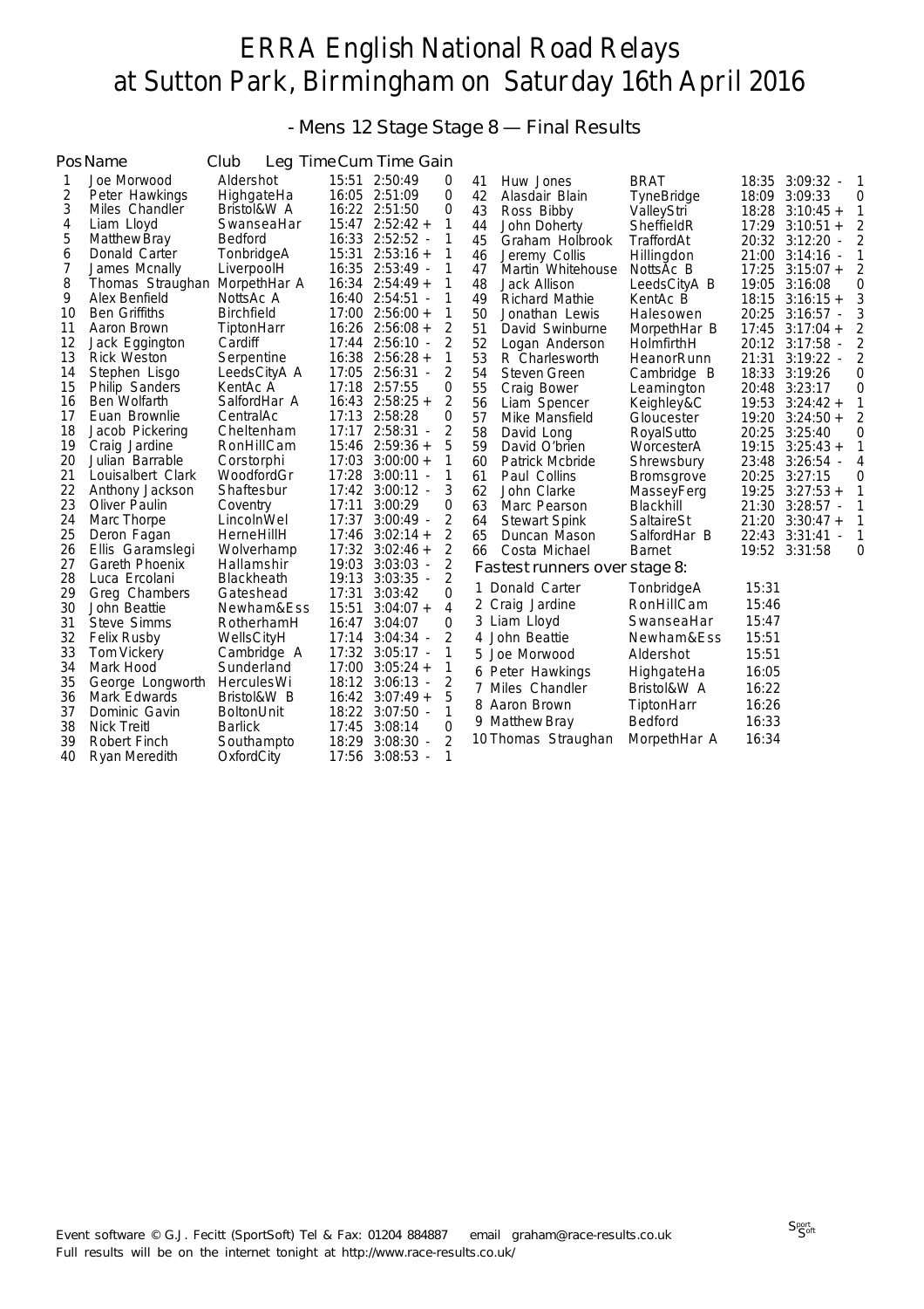# ERRA English National Road Relays
# at Sutton Park, Birmingham on Saturday 16th April 2016

## - Mens 12 Stage Stage 8 — Final Results

| Pos | Name | Club | Leg Time | Cum Time | Gain |
|---|---|---|---|---|---|
| 1 | Joe Morwood | Aldershot | 15:51 | 2:50:49 | 0 |
| 2 | Peter Hawkings | HighgateHa | 16:05 | 2:51:09 | 0 |
| 3 | Miles Chandler | Bristol&W A | 16:22 | 2:51:50 | 0 |
| 4 | Liam Lloyd | SwanseaHar | 15:47 | 2:52:42 + | 1 |
| 5 | Matthew Bray | Bedford | 16:33 | 2:52:52 - | 1 |
| 6 | Donald Carter | TonbridgeA | 15:31 | 2:53:16 + | 1 |
| 7 | James Mcnally | LiverpoolH | 16:35 | 2:53:49 - | 1 |
| 8 | Thomas Straughan | MorpethHar A | 16:34 | 2:54:49 + | 1 |
| 9 | Alex Benfield | NottsAc A | 16:40 | 2:54:51 - | 1 |
| 10 | Ben Griffiths | Birchfield | 17:00 | 2:56:00 + | 1 |
| 11 | Aaron Brown | TiptonHarr | 16:26 | 2:56:08 + | 2 |
| 12 | Jack Eggington | Cardiff | 17:44 | 2:56:10 - | 2 |
| 13 | Rick Weston | Serpentine | 16:38 | 2:56:28 + | 1 |
| 14 | Stephen Lisgo | LeedsCityA A | 17:05 | 2:56:31 - | 2 |
| 15 | Philip Sanders | KentAc A | 17:18 | 2:57:55 | 0 |
| 16 | Ben Wolfarth | SalfordHar A | 16:43 | 2:58:25 + | 2 |
| 17 | Euan Brownlie | CentralAc | 17:13 | 2:58:28 | 0 |
| 18 | Jacob Pickering | Cheltenham | 17:17 | 2:58:31 - | 2 |
| 19 | Craig Jardine | RonHillCam | 15:46 | 2:59:36 + | 5 |
| 20 | Julian Barrable | Corstorphi | 17:03 | 3:00:00 + | 1 |
| 21 | Louisalbert Clark | WoodfordGr | 17:28 | 3:00:11 - | 1 |
| 22 | Anthony Jackson | Shaftesbur | 17:42 | 3:00:12 - | 3 |
| 23 | Oliver Paulin | Coventry | 17:11 | 3:00:29 | 0 |
| 24 | Marc Thorpe | LincolnWel | 17:37 | 3:00:49 - | 2 |
| 25 | Deron Fagan | HerneHillH | 17:46 | 3:02:14 + | 2 |
| 26 | Ellis Garamslegi | Wolverhamp | 17:32 | 3:02:46 + | 2 |
| 27 | Gareth Phoenix | Hallamshir | 19:03 | 3:03:03 - | 2 |
| 28 | Luca Ercolani | Blackheath | 19:13 | 3:03:35 - | 2 |
| 29 | Greg Chambers | Gateshead | 17:31 | 3:03:42 | 0 |
| 30 | John Beattie | Newham&Ess | 15:51 | 3:04:07 + | 4 |
| 31 | Steve Simms | RotherhamH | 16:47 | 3:04:07 | 0 |
| 32 | Felix Rusby | WellsCityH | 17:14 | 3:04:34 - | 2 |
| 33 | Tom Vickery | Cambridge A | 17:32 | 3:05:17 - | 1 |
| 34 | Mark Hood | Sunderland | 17:00 | 3:05:24 + | 1 |
| 35 | George Longworth | HerculesWi | 18:12 | 3:06:13 - | 2 |
| 36 | Mark Edwards | Bristol&W B | 16:42 | 3:07:49 + | 5 |
| 37 | Dominic Gavin | BoltonUnit | 18:22 | 3:07:50 - | 1 |
| 38 | Nick Treitl | Barlick | 17:45 | 3:08:14 | 0 |
| 39 | Robert Finch | Southampto | 18:29 | 3:08:30 - | 2 |
| 40 | Ryan Meredith | OxfordCity | 17:56 | 3:08:53 - | 1 |
| 41 | Huw Jones | BRAT | 18:35 | 3:09:32 - | 1 |
| 42 | Alasdair Blain | TyneBridge | 18:09 | 3:09:33 | 0 |
| 43 | Ross Bibby | ValleyStri | 18:28 | 3:10:45 + | 1 |
| 44 | John Doherty | SheffieldR | 17:29 | 3:10:51 + | 2 |
| 45 | Graham Holbrook | TraffordAt | 20:32 | 3:12:20 - | 2 |
| 46 | Jeremy Collis | Hillingdon | 21:00 | 3:14:16 - | 1 |
| 47 | Martin Whitehouse | NottsAc B | 17:25 | 3:15:07 + | 2 |
| 48 | Jack Allison | LeedsCityA B | 19:05 | 3:16:08 | 0 |
| 49 | Richard Mathie | KentAc B | 18:15 | 3:16:15 + | 3 |
| 50 | Jonathan Lewis | Halesowen | 20:25 | 3:16:57 - | 3 |
| 51 | David Swinburne | MorpethHar B | 17:45 | 3:17:04 + | 2 |
| 52 | Logan Anderson | HolmfirthH | 20:12 | 3:17:58 - | 2 |
| 53 | R Charlesworth | HeanorRunn | 21:31 | 3:19:22 - | 2 |
| 54 | Steven Green | Cambridge B | 18:33 | 3:19:26 | 0 |
| 55 | Craig Bower | Leamington | 20:48 | 3:23:17 | 0 |
| 56 | Liam Spencer | Keighley&C | 19:53 | 3:24:42 + | 1 |
| 57 | Mike Mansfield | Gloucester | 19:20 | 3:24:50 + | 2 |
| 58 | David Long | RoyalSutto | 20:25 | 3:25:40 | 0 |
| 59 | David O'brien | WorcesterA | 19:15 | 3:25:43 + | 1 |
| 60 | Patrick Mcbride | Shrewsbury | 23:48 | 3:26:54 - | 4 |
| 61 | Paul Collins | Bromsgrove | 20:25 | 3:27:15 | 0 |
| 62 | John Clarke | MasseyFerg | 19:25 | 3:27:53 + | 1 |
| 63 | Marc Pearson | Blackhill | 21:30 | 3:28:57 - | 1 |
| 64 | Stewart Spink | SaltaireSt | 21:20 | 3:30:47 + | 1 |
| 65 | Duncan Mason | SalfordHar B | 22:43 | 3:31:41 - | 1 |
| 66 | Costa Michael | Barnet | 19:52 | 3:31:58 | 0 |

### Fastest runners over stage 8:

| | Name | Club | Time |
|---|---|---|---|
| 1 | Donald Carter | TonbridgeA | 15:31 |
| 2 | Craig Jardine | RonHillCam | 15:46 |
| 3 | Liam Lloyd | SwanseaHar | 15:47 |
| 4 | John Beattie | Newham&Ess | 15:51 |
| 5 | Joe Morwood | Aldershot | 15:51 |
| 6 | Peter Hawkings | HighgateHa | 16:05 |
| 7 | Miles Chandler | Bristol&W A | 16:22 |
| 8 | Aaron Brown | TiptonHarr | 16:26 |
| 9 | Matthew Bray | Bedford | 16:33 |
| 10 | Thomas Straughan | MorpethHar A | 16:34 |

Event software © G.J. Fecitt (SportSoft) Tel & Fax: 01204 884887 email graham@race-results.co.uk
Full results will be on the internet tonight at http://www.race-results.co.uk/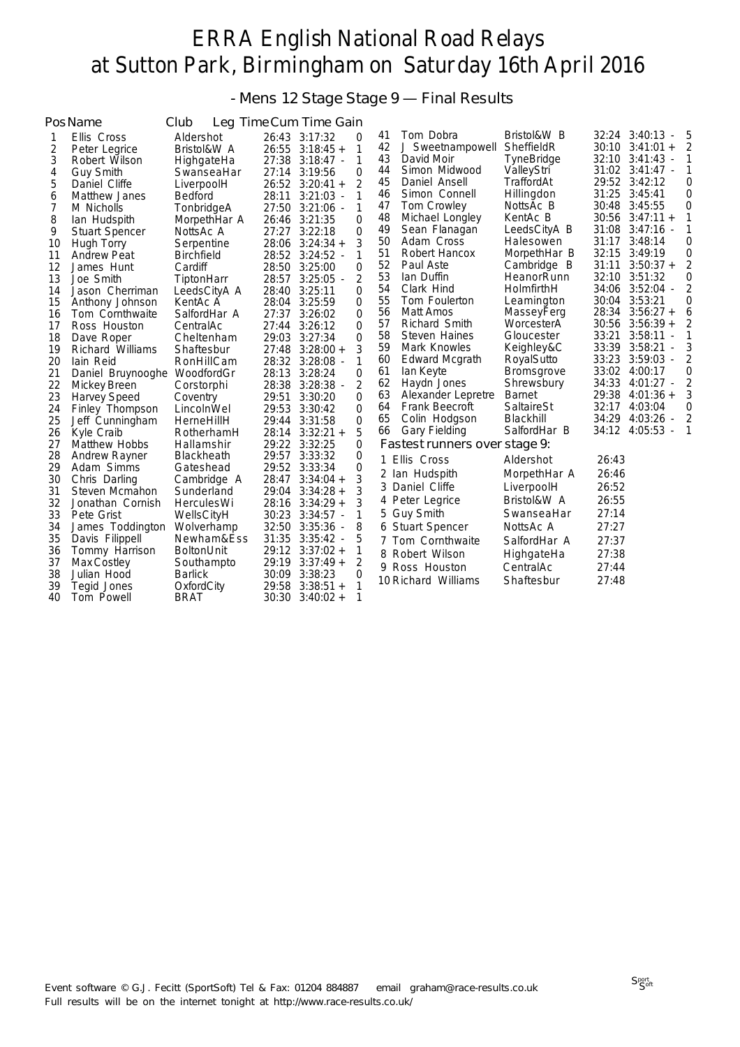# ERRA English National Road Relays at Sutton Park, Birmingham on Saturday 16th April 2016

## - Mens 12 Stage Stage 9 — Final Results

| Pos | Name | Club | Leg Time | Cum Time | Gain |
|---|---|---|---|---|---|
| 1 | Ellis Cross | Aldershot | 26:43 | 3:17:32 | 0 |
| 2 | Peter Legrice | Bristol&W A | 26:55 | 3:18:45 + | 1 |
| 3 | Robert Wilson | HighgateHa | 27:38 | 3:18:47 - | 1 |
| 4 | Guy Smith | SwanseaHar | 27:14 | 3:19:56 | 0 |
| 5 | Daniel Cliffe | LiverpoolH | 26:52 | 3:20:41 + | 2 |
| 6 | Matthew Janes | Bedford | 28:11 | 3:21:03 - | 1 |
| 7 | M Nicholls | TonbridgeA | 27:50 | 3:21:06 - | 1 |
| 8 | Ian Hudspith | MorpethHar A | 26:46 | 3:21:35 | 0 |
| 9 | Stuart Spencer | NottsAc A | 27:27 | 3:22:18 | 0 |
| 10 | Hugh Torry | Serpentine | 28:06 | 3:24:34 + | 3 |
| 11 | Andrew Peat | Birchfield | 28:52 | 3:24:52 - | 1 |
| 12 | James Hunt | Cardiff | 28:50 | 3:25:00 | 0 |
| 13 | Joe Smith | TiptonHarr | 28:57 | 3:25:05 - | 2 |
| 14 | Jason Cherriman | LeedsCityA A | 28:40 | 3:25:11 | 0 |
| 15 | Anthony Johnson | KentAc A | 28:04 | 3:25:59 | 0 |
| 16 | Tom Cornthwaite | SalfordHar A | 27:37 | 3:26:02 | 0 |
| 17 | Ross Houston | CentralAc | 27:44 | 3:26:12 | 0 |
| 18 | Dave Roper | Cheltenham | 29:03 | 3:27:34 | 0 |
| 19 | Richard Williams | Shaftesbur | 27:48 | 3:28:00 + | 3 |
| 20 | Iain Reid | RonHillCam | 28:32 | 3:28:08 - | 1 |
| 21 | Daniel Bruynooghe | WoodfordGr | 28:13 | 3:28:24 | 0 |
| 22 | Mickey Breen | Corstorphi | 28:38 | 3:28:38 - | 2 |
| 23 | Harvey Speed | Coventry | 29:51 | 3:30:20 | 0 |
| 24 | Finley Thompson | LincolnWel | 29:53 | 3:30:42 | 0 |
| 25 | Jeff Cunningham | HerneHillH | 29:44 | 3:31:58 | 0 |
| 26 | Kyle Craib | RotherhamH | 28:14 | 3:32:21 + | 5 |
| 27 | Matthew Hobbs | Hallamshir | 29:22 | 3:32:25 | 0 |
| 28 | Andrew Rayner | Blackheath | 29:57 | 3:33:32 | 0 |
| 29 | Adam Simms | Gateshead | 29:52 | 3:33:34 | 0 |
| 30 | Chris Darling | Cambridge A | 28:47 | 3:34:04 + | 3 |
| 31 | Steven Mcmahon | Sunderland | 29:04 | 3:34:28 + | 3 |
| 32 | Jonathan Cornish | HerculesWi | 28:16 | 3:34:29 + | 3 |
| 33 | Pete Grist | WellsCityH | 30:23 | 3:34:57 - | 1 |
| 34 | James Toddington | Wolverhamp | 32:50 | 3:35:36 - | 8 |
| 35 | Davis Filippell | Newham&Ess | 31:35 | 3:35:42 - | 5 |
| 36 | Tommy Harrison | BoltonUnit | 29:12 | 3:37:02 + | 1 |
| 37 | Max Costley | Southampto | 29:19 | 3:37:49 + | 2 |
| 38 | Julian Hood | Barlick | 30:09 | 3:38:23 | 0 |
| 39 | Tegid Jones | OxfordCity | 29:58 | 3:38:51 + | 1 |
| 40 | Tom Powell | BRAT | 30:30 | 3:40:02 + | 1 |
| 41 | Tom Dobra | Bristol&W B | 32:24 | 3:40:13 - | 5 |
| 42 | J Sweetnampowell | SheffieldR | 30:10 | 3:41:01 + | 2 |
| 43 | David Moir | TyneBridge | 32:10 | 3:41:43 - | 1 |
| 44 | Simon Midwood | ValleyStri | 31:02 | 3:41:47 - | 1 |
| 45 | Daniel Ansell | TraffordAt | 29:52 | 3:42:12 | 0 |
| 46 | Simon Connell | Hillingdon | 31:25 | 3:45:41 | 0 |
| 47 | Tom Crowley | NottsAc B | 30:48 | 3:45:55 | 0 |
| 48 | Michael Longley | KentAc B | 30:56 | 3:47:11 + | 1 |
| 49 | Sean Flanagan | LeedsCityA B | 31:08 | 3:47:16 - | 1 |
| 50 | Adam Cross | Halesowen | 31:17 | 3:48:14 | 0 |
| 51 | Robert Hancox | MorpethHar B | 32:15 | 3:49:19 | 0 |
| 52 | Paul Aste | Cambridge B | 31:11 | 3:50:37 + | 2 |
| 53 | Ian Duffin | HeanorRunn | 32:10 | 3:51:32 | 0 |
| 54 | Clark Hind | HolmfirthH | 34:06 | 3:52:04 - | 2 |
| 55 | Tom Foulerton | Leamington | 30:04 | 3:53:21 | 0 |
| 56 | Matt Amos | MasseyFerg | 28:34 | 3:56:27 + | 6 |
| 57 | Richard Smith | WorcesterA | 30:56 | 3:56:39 + | 2 |
| 58 | Steven Haines | Gloucester | 33:21 | 3:58:11 - | 1 |
| 59 | Mark Knowles | Keighley&C | 33:39 | 3:58:21 - | 3 |
| 60 | Edward Mcgrath | RoyalSutto | 33:23 | 3:59:03 - | 2 |
| 61 | Ian Keyte | Bromsgrove | 33:02 | 4:00:17 | 0 |
| 62 | Haydn Jones | Shrewsbury | 34:33 | 4:01:27 - | 2 |
| 63 | Alexander Lepretre | Barnet | 29:38 | 4:01:36 + | 3 |
| 64 | Frank Beecroft | SaltaireSt | 32:17 | 4:03:04 | 0 |
| 65 | Colin Hodgson | Blackhill | 34:29 | 4:03:26 - | 2 |
| 66 | Gary Fielding | SalfordHar B | 34:12 | 4:05:53 - | 1 |

### Fastest runners over stage 9:

| | Name | Club | Time |
|---|---|---|---|
| 1 | Ellis Cross | Aldershot | 26:43 |
| 2 | Ian Hudspith | MorpethHar A | 26:46 |
| 3 | Daniel Cliffe | LiverpoolH | 26:52 |
| 4 | Peter Legrice | Bristol&W A | 26:55 |
| 5 | Guy Smith | SwanseaHar | 27:14 |
| 6 | Stuart Spencer | NottsAc A | 27:27 |
| 7 | Tom Cornthwaite | SalfordHar A | 27:37 |
| 8 | Robert Wilson | HighgateHa | 27:38 |
| 9 | Ross Houston | CentralAc | 27:44 |
| 10 | Richard Williams | Shaftesbur | 27:48 |

Event software © G.J. Fecitt (SportSoft) Tel & Fax: 01204 884887 email graham@race-results.co.uk
Full results will be on the internet tonight at http://www.race-results.co.uk/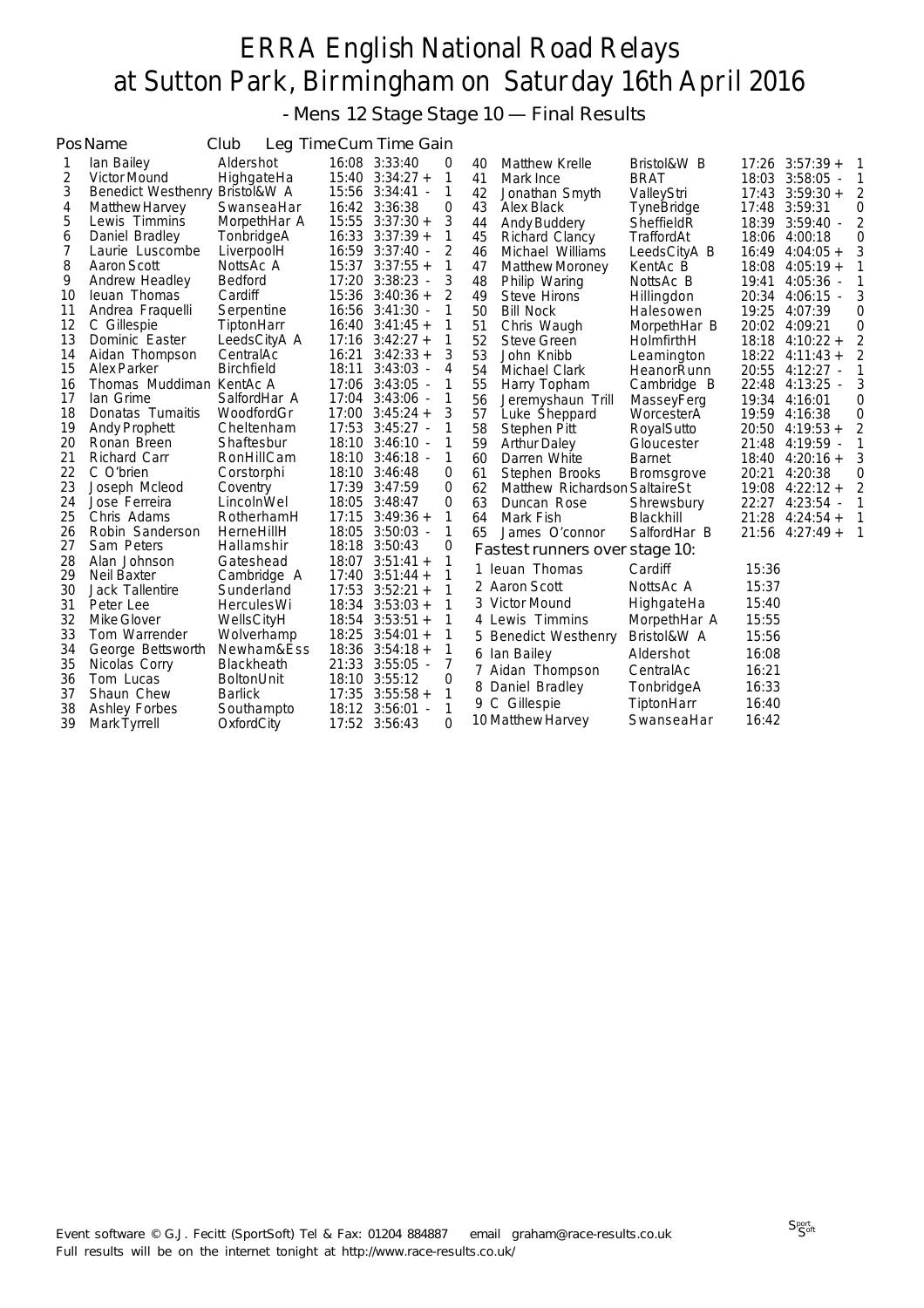# ERRA English National Road Relays at Sutton Park, Birmingham on Saturday 16th April 2016

## - Mens 12 Stage Stage 10 — Final Results

| Pos | Name | Club | Leg Time | Cum Time | Gain |
|---|---|---|---|---|---|
| 1 | Ian Bailey | Aldershot | 16:08 | 3:33:40 | 0 |
| 2 | Victor Mound | HighgateHa | 15:40 | 3:34:27 + | 1 |
| 3 | Benedict Westhenry | Bristol&W A | 15:56 | 3:34:41 - | 1 |
| 4 | Matthew Harvey | SwanseaHar | 16:42 | 3:36:38 | 0 |
| 5 | Lewis Timmins | MorpethHar A | 15:55 | 3:37:30 + | 3 |
| 6 | Daniel Bradley | TonbridgeA | 16:33 | 3:37:39 + | 1 |
| 7 | Laurie Luscombe | LiverpoolH | 16:59 | 3:37:40 - | 2 |
| 8 | Aaron Scott | NottsAc A | 15:37 | 3:37:55 + | 1 |
| 9 | Andrew Headley | Bedford | 17:20 | 3:38:23 - | 3 |
| 10 | Ieuan Thomas | Cardiff | 15:36 | 3:40:36 + | 2 |
| 11 | Andrea Fraquelli | Serpentine | 16:56 | 3:41:30 - | 1 |
| 12 | C Gillespie | TiptonHarr | 16:40 | 3:41:45 + | 1 |
| 13 | Dominic Easter | LeedsCityA A | 17:16 | 3:42:27 + | 1 |
| 14 | Aidan Thompson | CentralAc | 16:21 | 3:42:33 + | 3 |
| 15 | Alex Parker | Birchfield | 18:11 | 3:43:03 - | 4 |
| 16 | Thomas Muddiman | KentAc A | 17:06 | 3:43:05 - | 1 |
| 17 | Ian Grime | SalfordHar A | 17:04 | 3:43:06 - | 1 |
| 18 | Donatas Tumaitis | WoodfordGr | 17:00 | 3:45:24 + | 3 |
| 19 | Andy Prophett | Cheltenham | 17:53 | 3:45:27 - | 1 |
| 20 | Ronan Breen | Shaftesbur | 18:10 | 3:46:10 - | 1 |
| 21 | Richard Carr | RonHillCam | 18:10 | 3:46:18 - | 1 |
| 22 | C O'brien | Corstorphi | 18:10 | 3:46:48 | 0 |
| 23 | Joseph Mcleod | Coventry | 17:39 | 3:47:59 | 0 |
| 24 | Jose Ferreira | LincolnWel | 18:05 | 3:48:47 | 0 |
| 25 | Chris Adams | RotherhamH | 17:15 | 3:49:36 + | 1 |
| 26 | Robin Sanderson | HerneHillH | 18:05 | 3:50:03 - | 1 |
| 27 | Sam Peters | Hallamshir | 18:18 | 3:50:43 | 0 |
| 28 | Alan Johnson | Gateshead | 18:07 | 3:51:41 + | 1 |
| 29 | Neil Baxter | Cambridge A | 17:40 | 3:51:44 + | 1 |
| 30 | Jack Tallentire | Sunderland | 17:53 | 3:52:21 + | 1 |
| 31 | Peter Lee | HerculesWi | 18:34 | 3:53:03 + | 1 |
| 32 | Mike Glover | WellsCityH | 18:54 | 3:53:51 + | 1 |
| 33 | Tom Warrender | Wolverhamp | 18:25 | 3:54:01 + | 1 |
| 34 | George Bettsworth | Newham&Ess | 18:36 | 3:54:18 + | 1 |
| 35 | Nicolas Corry | Blackheath | 21:33 | 3:55:05 - | 7 |
| 36 | Tom Lucas | BoltonUnit | 18:10 | 3:55:12 | 0 |
| 37 | Shaun Chew | Barlick | 17:35 | 3:55:58 + | 1 |
| 38 | Ashley Forbes | Southampto | 18:12 | 3:56:01 - | 1 |
| 39 | Mark Tyrrell | OxfordCity | 17:52 | 3:56:43 | 0 |
| 40 | Matthew Krelle | Bristol&W B | 17:26 | 3:57:39 + | 1 |
| 41 | Mark Ince | BRAT | 18:03 | 3:58:05 - | 1 |
| 42 | Jonathan Smyth | ValleyStri | 17:43 | 3:59:30 + | 2 |
| 43 | Alex Black | TyneBridge | 17:48 | 3:59:31 | 0 |
| 44 | Andy Buddery | SheffieldR | 18:39 | 3:59:40 - | 2 |
| 45 | Richard Clancy | TraffordAt | 18:06 | 4:00:18 | 0 |
| 46 | Michael Williams | LeedsCityA B | 16:49 | 4:04:05 + | 3 |
| 47 | Matthew Moroney | KentAc B | 18:08 | 4:05:19 + | 1 |
| 48 | Philip Waring | NottsAc B | 19:41 | 4:05:36 - | 1 |
| 49 | Steve Hirons | Hillingdon | 20:34 | 4:06:15 - | 3 |
| 50 | Bill Nock | Halesowen | 19:25 | 4:07:39 | 0 |
| 51 | Chris Waugh | MorpethHar B | 20:02 | 4:09:21 | 0 |
| 52 | Steve Green | HolmfirthH | 18:18 | 4:10:22 + | 2 |
| 53 | John Knibb | Leamington | 18:22 | 4:11:43 + | 2 |
| 54 | Michael Clark | HeanorRunn | 20:55 | 4:12:27 - | 1 |
| 55 | Harry Topham | Cambridge B | 22:48 | 4:13:25 - | 3 |
| 56 | Jeremyshaun Trill | MasseyFerg | 19:34 | 4:16:01 | 0 |
| 57 | Luke Sheppard | WorcesterA | 19:59 | 4:16:38 | 0 |
| 58 | Stephen Pitt | RoyalSutto | 20:50 | 4:19:53 + | 2 |
| 59 | Arthur Daley | Gloucester | 21:48 | 4:19:59 - | 1 |
| 60 | Darren White | Barnet | 18:40 | 4:20:16 + | 3 |
| 61 | Stephen Brooks | Bromsgrove | 20:21 | 4:20:38 | 0 |
| 62 | Matthew Richardson | SaltaireSt | 19:08 | 4:22:12 + | 2 |
| 63 | Duncan Rose | Shrewsbury | 22:27 | 4:23:54 - | 1 |
| 64 | Mark Fish | Blackhill | 21:28 | 4:24:54 + | 1 |
| 65 | James O'connor | SalfordHar B | 21:56 | 4:27:49 + | 1 |

### Fastest runners over stage 10:

| | Name | Club | Time |
|---|---|---|---|
| 1 | Ieuan Thomas | Cardiff | 15:36 |
| 2 | Aaron Scott | NottsAc A | 15:37 |
| 3 | Victor Mound | HighgateHa | 15:40 |
| 4 | Lewis Timmins | MorpethHar A | 15:55 |
| 5 | Benedict Westhenry | Bristol&W A | 15:56 |
| 6 | Ian Bailey | Aldershot | 16:08 |
| 7 | Aidan Thompson | CentralAc | 16:21 |
| 8 | Daniel Bradley | TonbridgeA | 16:33 |
| 9 | C Gillespie | TiptonHarr | 16:40 |
| 10 | Matthew Harvey | SwanseaHar | 16:42 |

Event software © G.J. Fecitt (SportSoft) Tel & Fax: 01204 884887 email graham@race-results.co.uk
Full results will be on the internet tonight at http://www.race-results.co.uk/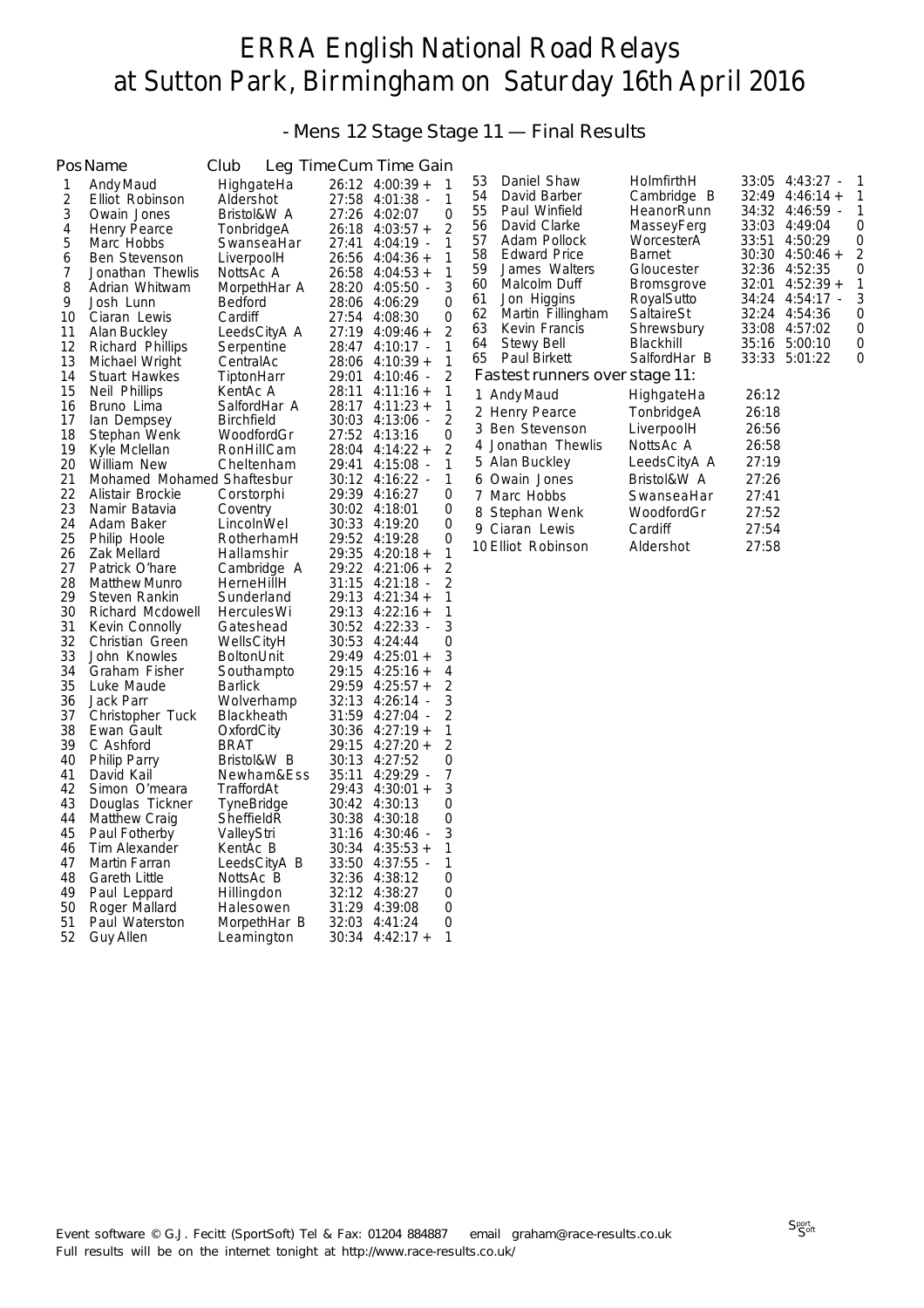# ERRA English National Road Relays
# at Sutton Park, Birmingham on Saturday 16th April 2016

## - Mens 12 Stage Stage 11 — Final Results

| Pos | Name | Club | Leg Time | Cum Time | Gain |
|---|---|---|---|---|---|
| 1 | Andy Maud | HighgateHa | 26:12 | 4:00:39 + | 1 |
| 2 | Elliot Robinson | Aldershot | 27:58 | 4:01:38 - | 1 |
| 3 | Owain Jones | Bristol&W A | 27:26 | 4:02:07 | 0 |
| 4 | Henry Pearce | TonbridgeA | 26:18 | 4:03:57 + | 2 |
| 5 | Marc Hobbs | SwanseaHar | 27:41 | 4:04:19 - | 1 |
| 6 | Ben Stevenson | LiverpoolH | 26:56 | 4:04:36 + | 1 |
| 7 | Jonathan Thewlis | NottsAc A | 26:58 | 4:04:53 + | 1 |
| 8 | Adrian Whitwam | MorpethHar A | 28:20 | 4:05:50 - | 3 |
| 9 | Josh Lunn | Bedford | 28:06 | 4:06:29 | 0 |
| 10 | Ciaran Lewis | Cardiff | 27:54 | 4:08:30 | 0 |
| 11 | Alan Buckley | LeedsCityA A | 27:19 | 4:09:46 + | 2 |
| 12 | Richard Phillips | Serpentine | 28:47 | 4:10:17 - | 1 |
| 13 | Michael Wright | CentralAc | 28:06 | 4:10:39 + | 1 |
| 14 | Stuart Hawkes | TiptonHarr | 29:01 | 4:10:46 - | 2 |
| 15 | Neil Phillips | KentAc A | 28:11 | 4:11:16 + | 1 |
| 16 | Bruno Lima | SalfordHar A | 28:17 | 4:11:23 + | 1 |
| 17 | Ian Dempsey | Birchfield | 30:03 | 4:13:06 - | 2 |
| 18 | Stephan Wenk | WoodfordGr | 27:52 | 4:13:16 | 0 |
| 19 | Kyle Mclellan | RonHillCam | 28:04 | 4:14:22 + | 2 |
| 20 | William New | Cheltenham | 29:41 | 4:15:08 - | 1 |
| 21 | Mohamed Mohamed | Shaftesbur | 30:12 | 4:16:22 - | 1 |
| 22 | Alistair Brockie | Corstorphi | 29:39 | 4:16:27 | 0 |
| 23 | Namir Batavia | Coventry | 30:02 | 4:18:01 | 0 |
| 24 | Adam Baker | LincolnWel | 30:33 | 4:19:20 | 0 |
| 25 | Philip Hoole | RotherhamH | 29:52 | 4:19:28 | 0 |
| 26 | Zak Mellard | Hallamshir | 29:35 | 4:20:18 + | 1 |
| 27 | Patrick O'hare | Cambridge A | 29:22 | 4:21:06 + | 2 |
| 28 | Matthew Munro | HerneHillH | 31:15 | 4:21:18 - | 2 |
| 29 | Steven Rankin | Sunderland | 29:13 | 4:21:34 + | 1 |
| 30 | Richard Mcdowell | HerculesWi | 29:13 | 4:22:16 + | 1 |
| 31 | Kevin Connolly | Gateshead | 30:52 | 4:22:33 - | 3 |
| 32 | Christian Green | WellsCityH | 30:53 | 4:24:44 | 0 |
| 33 | John Knowles | BoltonUnit | 29:49 | 4:25:01 + | 3 |
| 34 | Graham Fisher | Southampto | 29:15 | 4:25:16 + | 4 |
| 35 | Luke Maude | Barlick | 29:59 | 4:25:57 + | 2 |
| 36 | Jack Parr | Wolverhamp | 32:13 | 4:26:14 - | 3 |
| 37 | Christopher Tuck | Blackheath | 31:59 | 4:27:04 - | 2 |
| 38 | Ewan Gault | OxfordCity | 30:36 | 4:27:19 + | 1 |
| 39 | C Ashford | BRAT | 29:15 | 4:27:20 + | 2 |
| 40 | Philip Parry | Bristol&W B | 30:13 | 4:27:52 | 0 |
| 41 | David Kail | Newham&Ess | 35:11 | 4:29:29 - | 7 |
| 42 | Simon O'meara | TraffordAt | 29:43 | 4:30:01 + | 3 |
| 43 | Douglas Tickner | TyneBridge | 30:42 | 4:30:13 | 0 |
| 44 | Matthew Craig | SheffieldR | 30:38 | 4:30:18 | 0 |
| 45 | Paul Fotherby | ValleyStri | 31:16 | 4:30:46 - | 3 |
| 46 | Tim Alexander | KentAc B | 30:34 | 4:35:53 + | 1 |
| 47 | Martin Farran | LeedsCityA B | 33:50 | 4:37:55 - | 1 |
| 48 | Gareth Little | NottsAc B | 32:36 | 4:38:12 | 0 |
| 49 | Paul Leppard | Hillingdon | 32:12 | 4:38:27 | 0 |
| 50 | Roger Mallard | Halesowen | 31:29 | 4:39:08 | 0 |
| 51 | Paul Waterston | MorpethHar B | 32:03 | 4:41:24 | 0 |
| 52 | Guy Allen | Leamington | 30:34 | 4:42:17 + | 1 |
| 53 | Daniel Shaw | HolmfirthH | 33:05 | 4:43:27 - | 1 |
| 54 | David Barber | Cambridge B | 32:49 | 4:46:14 + | 1 |
| 55 | Paul Winfield | HeanorRunn | 34:32 | 4:46:59 - | 1 |
| 56 | David Clarke | MasseyFerg | 33:03 | 4:49:04 | 0 |
| 57 | Adam Pollock | WorcesterA | 33:51 | 4:50:29 | 0 |
| 58 | Edward Price | Barnet | 30:30 | 4:50:46 + | 2 |
| 59 | James Walters | Gloucester | 32:36 | 4:52:35 | 0 |
| 60 | Malcolm Duff | Bromsgrove | 32:01 | 4:52:39 + | 1 |
| 61 | Jon Higgins | RoyalSutto | 34:24 | 4:54:17 - | 3 |
| 62 | Martin Fillingham | SaltaireSt | 32:24 | 4:54:36 | 0 |
| 63 | Kevin Francis | Shrewsbury | 33:08 | 4:57:02 | 0 |
| 64 | Stewy Bell | Blackhill | 35:16 | 5:00:10 | 0 |
| 65 | Paul Birkett | SalfordHar B | 33:33 | 5:01:22 | 0 |

### Fastest runners over stage 11:

| | Name | Club | Time |
|---|---|---|---|
| 1 | Andy Maud | HighgateHa | 26:12 |
| 2 | Henry Pearce | TonbridgeA | 26:18 |
| 3 | Ben Stevenson | LiverpoolH | 26:56 |
| 4 | Jonathan Thewlis | NottsAc A | 26:58 |
| 5 | Alan Buckley | LeedsCityA A | 27:19 |
| 6 | Owain Jones | Bristol&W A | 27:26 |
| 7 | Marc Hobbs | SwanseaHar | 27:41 |
| 8 | Stephan Wenk | WoodfordGr | 27:52 |
| 9 | Ciaran Lewis | Cardiff | 27:54 |
| 10 | Elliot Robinson | Aldershot | 27:58 |

Event software © G.J. Fecitt (SportSoft) Tel & Fax: 01204 884887 email graham@race-results.co.uk
Full results will be on the internet tonight at http://www.race-results.co.uk/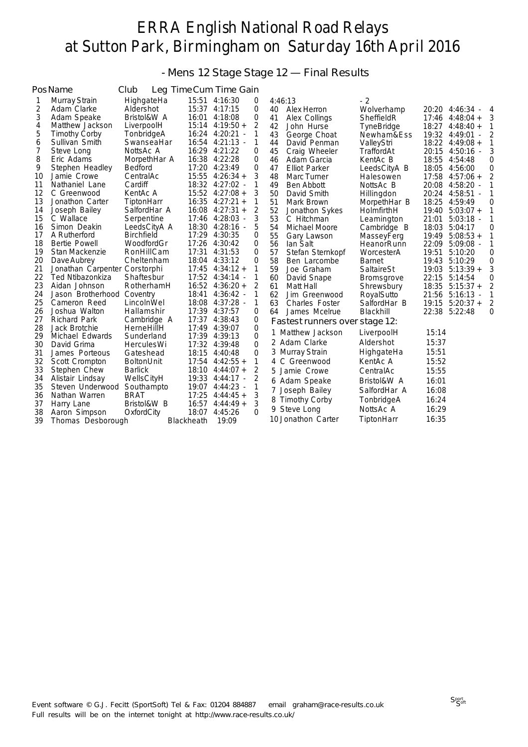# ERRA English National Road Relays
# at Sutton Park, Birmingham on Saturday 16th April 2016

## - Mens 12 Stage Stage 12 — Final Results

| Pos | Name | Club | Leg Time | Cum Time | Gain |
|---|---|---|---|---|---|
| 1 | Murray Strain | HighgateHa | 15:51 | 4:16:30 | 0 |
| 2 | Adam Clarke | Aldershot | 15:37 | 4:17:15 | 0 |
| 3 | Adam Speake | Bristol&W A | 16:01 | 4:18:08 | 0 |
| 4 | Matthew Jackson | LiverpoolH | 15:14 | 4:19:50 + | 2 |
| 5 | Timothy Corby | TonbridgeA | 16:24 | 4:20:21 - | 1 |
| 6 | Sullivan Smith | SwanseaHar | 16:54 | 4:21:13 - | 1 |
| 7 | Steve Long | NottsAc A | 16:29 | 4:21:22 | 0 |
| 8 | Eric Adams | MorpethHar A | 16:38 | 4:22:28 | 0 |
| 9 | Stephen Headley | Bedford | 17:20 | 4:23:49 | 0 |
| 10 | Jamie Crowe | CentralAc | 15:55 | 4:26:34 + | 3 |
| 11 | Nathaniel Lane | Cardiff | 18:32 | 4:27:02 - | 1 |
| 12 | C Greenwood | KentAc A | 15:52 | 4:27:08 + | 3 |
| 13 | Jonathon Carter | TiptonHarr | 16:35 | 4:27:21 + | 1 |
| 14 | Joseph Bailey | SalfordHar A | 16:08 | 4:27:31 + | 2 |
| 15 | C Wallace | Serpentine | 17:46 | 4:28:03 - | 3 |
| 16 | Simon Deakin | LeedsCityA A | 18:30 | 4:28:16 - | 5 |
| 17 | A Rutherford | Birchfield | 17:29 | 4:30:35 | 0 |
| 18 | Bertie Powell | WoodfordGr | 17:26 | 4:30:42 | 0 |
| 19 | Stan Mackenzie | RonHillCam | 17:31 | 4:31:53 | 0 |
| 20 | Dave Aubrey | Cheltenham | 18:04 | 4:33:12 | 0 |
| 21 | Jonathan Carpenter | Corstorphi | 17:45 | 4:34:12 + | 1 |
| 22 | Ted Ntibazonkiza | Shaftesbur | 17:52 | 4:34:14 - | 1 |
| 23 | Aidan Johnson | RotherhamH | 16:52 | 4:36:20 + | 2 |
| 24 | Jason Brotherhood | Coventry | 18:41 | 4:36:42 - | 1 |
| 25 | Cameron Reed | LincolnWel | 18:08 | 4:37:28 - | 1 |
| 26 | Joshua Walton | Hallamshir | 17:39 | 4:37:57 | 0 |
| 27 | Richard Park | Cambridge A | 17:37 | 4:38:43 | 0 |
| 28 | Jack Brotchie | HerneHillH | 17:49 | 4:39:07 | 0 |
| 29 | Michael Edwards | Sunderland | 17:39 | 4:39:13 | 0 |
| 30 | David Grima | HerculesWi | 17:32 | 4:39:48 | 0 |
| 31 | James Porteous | Gateshead | 18:15 | 4:40:48 | 0 |
| 32 | Scott Crompton | BoltonUnit | 17:54 | 4:42:55 + | 1 |
| 33 | Stephen Chew | Barlick | 18:10 | 4:44:07 + | 2 |
| 34 | Alistair Lindsay | WellsCityH | 19:33 | 4:44:17 - | 2 |
| 35 | Steven Underwood | Southampto | 19:07 | 4:44:23 - | 1 |
| 36 | Nathan Warren | BRAT | 17:25 | 4:44:45 + | 3 |
| 37 | Harry Lane | Bristol&W B | 16:57 | 4:44:49 + | 3 |
| 38 | Aaron Simpson | OxfordCity | 18:07 | 4:45:26 | 0 |
| 39 | Thomas Desborough | Blackheath | 19:09 | 4:46:13 | - 2 |
| 40 | Alex Herron | Wolverhamp | 20:20 | 4:46:34 - | 4 |
| 41 | Alex Collings | SheffieldR | 17:46 | 4:48:04 + | 3 |
| 42 | John Hurse | TyneBridge | 18:27 | 4:48:40 + | 1 |
| 43 | George Choat | Newham&Ess | 19:32 | 4:49:01 - | 2 |
| 44 | David Penman | ValleyStri | 18:22 | 4:49:08 + | 1 |
| 45 | Craig Wheeler | TraffordAt | 20:15 | 4:50:16 - | 3 |
| 46 | Adam Garcia | KentAc B | 18:55 | 4:54:48 | 0 |
| 47 | Elliot Parker | LeedsCityA B | 18:05 | 4:56:00 | 0 |
| 48 | Marc Turner | Halesowen | 17:58 | 4:57:06 + | 2 |
| 49 | Ben Abbott | NottsAc B | 20:08 | 4:58:20 - | 1 |
| 50 | David Smith | Hillingdon | 20:24 | 4:58:51 - | 1 |
| 51 | Mark Brown | MorpethHar B | 18:25 | 4:59:49 | 0 |
| 52 | Jonathon Sykes | HolmfirthH | 19:40 | 5:03:07 + | 1 |
| 53 | C Hitchman | Leamington | 21:01 | 5:03:18 - | 1 |
| 54 | Michael Moore | Cambridge B | 18:03 | 5:04:17 | 0 |
| 55 | Gary Lawson | MasseyFerg | 19:49 | 5:08:53 + | 1 |
| 56 | Ian Salt | HeanorRunn | 22:09 | 5:09:08 - | 1 |
| 57 | Stefan Sternkopf | WorcesterA | 19:51 | 5:10:20 | 0 |
| 58 | Ben Larcombe | Barnet | 19:43 | 5:10:29 | 0 |
| 59 | Joe Graham | SaltaireSt | 19:03 | 5:13:39 + | 3 |
| 60 | David Snape | Bromsgrove | 22:15 | 5:14:54 | 0 |
| 61 | Matt Hall | Shrewsbury | 18:35 | 5:15:37 + | 2 |
| 62 | Jim Greenwood | RoyalSutto | 21:56 | 5:16:13 - | 1 |
| 63 | Charles Foster | SalfordHar B | 19:15 | 5:20:37 + | 2 |
| 64 | James Mcelrue | Blackhill | 22:38 | 5:22:48 | 0 |

### Fastest runners over stage 12:

| | Name | Club | Time |
|---|---|---|---|
| 1 | Matthew Jackson | LiverpoolH | 15:14 |
| 2 | Adam Clarke | Aldershot | 15:37 |
| 3 | Murray Strain | HighgateHa | 15:51 |
| 4 | C Greenwood | KentAc A | 15:52 |
| 5 | Jamie Crowe | CentralAc | 15:55 |
| 6 | Adam Speake | Bristol&W A | 16:01 |
| 7 | Joseph Bailey | SalfordHar A | 16:08 |
| 8 | Timothy Corby | TonbridgeA | 16:24 |
| 9 | Steve Long | NottsAc A | 16:29 |
| 10 | Jonathon Carter | TiptonHarr | 16:35 |

Event software © G.J. Fecitt (SportSoft) Tel & Fax: 01204 884887 email graham@race-results.co.uk
Full results will be on the internet tonight at http://www.race-results.co.uk/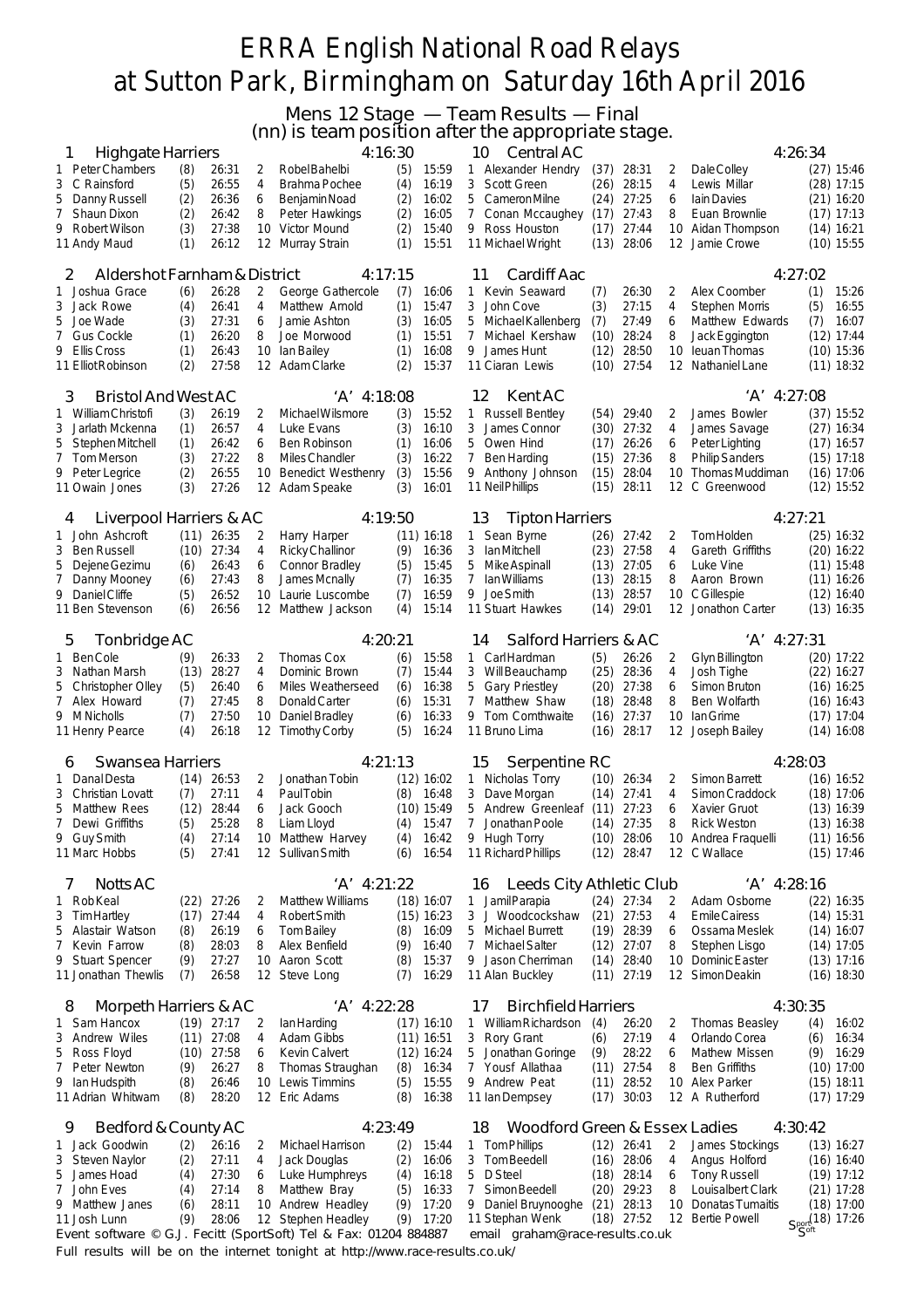# ERRA English National Road Relays at Sutton Park, Birmingham on Saturday 16th April 2016

## Mens 12 Stage — Team Results — Final

(nn) is team position after the appropriate stage.

### 1 Highgate Harriers — 4:16:30

| Stage | Name | Pos | Time | Stage | Name | Pos | Time |
|---|---|---|---|---|---|---|---|
| 1 | Peter Chambers | (8) | 26:31 | 2 | Robel Bahelbi | (5) | 15:59 |
| 3 | C Rainsford | (5) | 26:55 | 4 | Brahma Pochee | (4) | 16:19 |
| 5 | Danny Russell | (2) | 26:36 | 6 | Benjamin Noad | (2) | 16:02 |
| 7 | Shaun Dixon | (2) | 26:42 | 8 | Peter Hawkings | (2) | 16:05 |
| 9 | Robert Wilson | (3) | 27:38 | 10 | Victor Mound | (2) | 15:40 |
| 11 | Andy Maud | (1) | 26:12 | 12 | Murray Strain | (1) | 15:51 |

### 2 Aldershot Farnham & District — 4:17:15

| Stage | Name | Pos | Time | Stage | Name | Pos | Time |
|---|---|---|---|---|---|---|---|
| 1 | Joshua Grace | (6) | 26:28 | 2 | George Gathercole | (7) | 16:06 |
| 3 | Jack Rowe | (4) | 26:41 | 4 | Matthew Arnold | (1) | 15:47 |
| 5 | Joe Wade | (3) | 27:31 | 6 | Jamie Ashton | (3) | 16:05 |
| 7 | Gus Cockle | (1) | 26:20 | 8 | Joe Morwood | (1) | 15:51 |
| 9 | Ellis Cross | (1) | 26:43 | 10 | Ian Bailey | (1) | 16:08 |
| 11 | Elliot Robinson | (2) | 27:58 | 12 | Adam Clarke | (2) | 15:37 |

### 3 Bristol And West AC — 'A' 4:18:08

| Stage | Name | Pos | Time | Stage | Name | Pos | Time |
|---|---|---|---|---|---|---|---|
| 1 | William Christofi | (3) | 26:19 | 2 | Michael Wilsmore | (3) | 15:52 |
| 3 | Jarlath Mckenna | (1) | 26:57 | 4 | Luke Evans | (3) | 16:10 |
| 5 | Stephen Mitchell | (1) | 26:42 | 6 | Ben Robinson | (1) | 16:06 |
| 7 | Tom Merson | (3) | 27:22 | 8 | Miles Chandler | (3) | 16:22 |
| 9 | Peter Legrice | (2) | 26:55 | 10 | Benedict Westhenry | (3) | 15:56 |
| 11 | Owain Jones | (3) | 27:26 | 12 | Adam Speake | (3) | 16:01 |

### 4 Liverpool Harriers & AC — 4:19:50

| Stage | Name | Pos | Time | Stage | Name | Pos | Time |
|---|---|---|---|---|---|---|---|
| 1 | John Ashcroft | (11) | 26:35 | 2 | Harry Harper | (11) | 16:18 |
| 3 | Ben Russell | (10) | 27:34 | 4 | Ricky Challinor | (9) | 16:36 |
| 5 | Dejene Gezimu | (6) | 26:43 | 6 | Connor Bradley | (5) | 15:45 |
| 7 | Danny Mooney | (6) | 27:43 | 8 | James Mcnally | (7) | 16:35 |
| 9 | Daniel Cliffe | (5) | 26:52 | 10 | Laurie Luscombe | (7) | 16:59 |
| 11 | Ben Stevenson | (6) | 26:56 | 12 | Matthew Jackson | (4) | 15:14 |

### 5 Tonbridge AC — 4:20:21

| Stage | Name | Pos | Time | Stage | Name | Pos | Time |
|---|---|---|---|---|---|---|---|
| 1 | Ben Cole | (9) | 26:33 | 2 | Thomas Cox | (6) | 15:58 |
| 3 | Nathan Marsh | (13) | 28:27 | 4 | Dominic Brown | (7) | 15:44 |
| 5 | Christopher Olley | (5) | 26:40 | 6 | Miles Weatherseed | (6) | 16:38 |
| 7 | Alex Howard | (7) | 27:45 | 8 | Donald Carter | (6) | 15:31 |
| 9 | M Nicholls | (7) | 27:50 | 10 | Daniel Bradley | (6) | 16:33 |
| 11 | Henry Pearce | (4) | 26:18 | 12 | Timothy Corby | (5) | 16:24 |

### 6 Swansea Harriers — 4:21:13

| Stage | Name | Pos | Time | Stage | Name | Pos | Time |
|---|---|---|---|---|---|---|---|
| 1 | Danal Desta | (14) | 26:53 | 2 | Jonathan Tobin | (12) | 16:02 |
| 3 | Christian Lovatt | (7) | 27:11 | 4 | Paul Tobin | (8) | 16:48 |
| 5 | Matthew Rees | (12) | 28:44 | 6 | Jack Gooch | (10) | 15:49 |
| 7 | Dewi Griffiths | (5) | 25:28 | 8 | Liam Lloyd | (4) | 15:47 |
| 9 | Guy Smith | (4) | 27:14 | 10 | Matthew Harvey | (4) | 16:42 |
| 11 | Marc Hobbs | (5) | 27:41 | 12 | Sullivan Smith | (6) | 16:54 |

### 7 Notts AC — 'A' 4:21:22

| Stage | Name | Pos | Time | Stage | Name | Pos | Time |
|---|---|---|---|---|---|---|---|
| 1 | Rob Keal | (22) | 27:26 | 2 | Matthew Williams | (18) | 16:07 |
| 3 | Tim Hartley | (17) | 27:44 | 4 | Robert Smith | (15) | 16:23 |
| 5 | Alastair Watson | (8) | 26:19 | 6 | Tom Bailey | (8) | 16:09 |
| 7 | Kevin Farrow | (8) | 28:03 | 8 | Alex Benfield | (9) | 16:40 |
| 9 | Stuart Spencer | (9) | 27:27 | 10 | Aaron Scott | (8) | 15:37 |
| 11 | Jonathan Thewlis | (7) | 26:58 | 12 | Steve Long | (7) | 16:29 |

### 8 Morpeth Harriers & AC — 'A' 4:22:28

| Stage | Name | Pos | Time | Stage | Name | Pos | Time |
|---|---|---|---|---|---|---|---|
| 1 | Sam Hancox | (19) | 27:17 | 2 | Ian Harding | (17) | 16:10 |
| 3 | Andrew Wiles | (11) | 27:08 | 4 | Adam Gibbs | (11) | 16:51 |
| 5 | Ross Floyd | (10) | 27:58 | 6 | Kevin Calvert | (12) | 16:24 |
| 7 | Peter Newton | (9) | 26:27 | 8 | Thomas Straughan | (8) | 16:34 |
| 9 | Ian Hudspith | (8) | 26:46 | 10 | Lewis Timmins | (5) | 15:55 |
| 11 | Adrian Whitwam | (8) | 28:20 | 12 | Eric Adams | (8) | 16:38 |

### 9 Bedford & County AC — 4:23:49

| Stage | Name | Pos | Time | Stage | Name | Pos | Time |
|---|---|---|---|---|---|---|---|
| 1 | Jack Goodwin | (2) | 26:16 | 2 | Michael Harrison | (2) | 15:44 |
| 3 | Steven Naylor | (2) | 27:11 | 4 | Jack Douglas | (2) | 16:06 |
| 5 | James Hoad | (4) | 27:30 | 6 | Luke Humphreys | (4) | 16:18 |
| 7 | John Eves | (4) | 27:14 | 8 | Matthew Bray | (5) | 16:33 |
| 9 | Matthew Janes | (6) | 28:11 | 10 | Andrew Headley | (9) | 17:20 |
| 11 | Josh Lunn | (9) | 28:06 | 12 | Stephen Headley | (9) | 17:20 |

### 10 Central AC — 4:26:34

| Stage | Name | Pos | Time | Stage | Name | Pos | Time |
|---|---|---|---|---|---|---|---|
| 1 | Alexander Hendry | (37) | 28:31 | 2 | Dale Colley | (27) | 15:46 |
| 3 | Scott Green | (26) | 28:15 | 4 | Lewis Millar | (28) | 17:15 |
| 5 | Cameron Milne | (24) | 27:25 | 6 | Iain Davies | (21) | 16:20 |
| 7 | Conan Mccaughey | (17) | 27:43 | 8 | Euan Brownlie | (17) | 17:13 |
| 9 | Ross Houston | (17) | 27:44 | 10 | Aidan Thompson | (14) | 16:21 |
| 11 | Michael Wright | (13) | 28:06 | 12 | Jamie Crowe | (10) | 15:55 |

### 11 Cardiff Aac — 4:27:02

| Stage | Name | Pos | Time | Stage | Name | Pos | Time |
|---|---|---|---|---|---|---|---|
| 1 | Kevin Seaward | (7) | 26:30 | 2 | Alex Coomber | (1) | 15:26 |
| 3 | John Cove | (3) | 27:15 | 4 | Stephen Morris | (5) | 16:55 |
| 5 | Michael Kallenberg | (7) | 27:49 | 6 | Matthew Edwards | (7) | 16:07 |
| 7 | Michael Kershaw | (10) | 28:24 | 8 | Jack Eggington | (12) | 17:44 |
| 9 | James Hunt | (12) | 28:50 | 10 | Ieuan Thomas | (10) | 15:36 |
| 11 | Ciaran Lewis | (10) | 27:54 | 12 | Nathaniel Lane | (11) | 18:32 |

### 12 Kent AC — 'A' 4:27:08

| Stage | Name | Pos | Time | Stage | Name | Pos | Time |
|---|---|---|---|---|---|---|---|
| 1 | Russell Bentley | (54) | 29:40 | 2 | James Bowler | (37) | 15:52 |
| 3 | James Connor | (30) | 27:32 | 4 | James Savage | (27) | 16:34 |
| 5 | Owen Hind | (17) | 26:26 | 6 | Peter Lighting | (17) | 16:57 |
| 7 | Ben Harding | (15) | 27:36 | 8 | Philip Sanders | (15) | 17:18 |
| 9 | Anthony Johnson | (15) | 28:04 | 10 | Thomas Muddiman | (16) | 17:06 |
| 11 | Neil Phillips | (15) | 28:11 | 12 | C Greenwood | (12) | 15:52 |

### 13 Tipton Harriers — 4:27:21

| Stage | Name | Pos | Time | Stage | Name | Pos | Time |
|---|---|---|---|---|---|---|---|
| 1 | Sean Byrne | (26) | 27:42 | 2 | Tom Holden | (25) | 16:32 |
| 3 | Ian Mitchell | (23) | 27:58 | 4 | Gareth Griffiths | (20) | 16:22 |
| 5 | Mike Aspinall | (13) | 27:05 | 6 | Luke Vine | (11) | 15:48 |
| 7 | Ian Williams | (13) | 28:15 | 8 | Aaron Brown | (11) | 16:26 |
| 9 | Joe Smith | (13) | 28:57 | 10 | C Gillespie | (12) | 16:40 |
| 11 | Stuart Hawkes | (14) | 29:01 | 12 | Jonathon Carter | (13) | 16:35 |

### 14 Salford Harriers & AC — 'A' 4:27:31

| Stage | Name | Pos | Time | Stage | Name | Pos | Time |
|---|---|---|---|---|---|---|---|
| 1 | Carl Hardman | (5) | 26:26 | 2 | Glyn Billington | (20) | 17:22 |
| 3 | Will Beauchamp | (25) | 28:36 | 4 | Josh Tighe | (22) | 16:27 |
| 5 | Gary Priestley | (20) | 27:38 | 6 | Simon Bruton | (16) | 16:25 |
| 7 | Matthew Shaw | (18) | 28:48 | 8 | Ben Wolfarth | (16) | 16:43 |
| 9 | Tom Cornthwaite | (16) | 27:37 | 10 | Ian Grime | (17) | 17:04 |
| 11 | Bruno Lima | (16) | 28:17 | 12 | Joseph Bailey | (14) | 16:08 |

### 15 Serpentine RC — 4:28:03

| Stage | Name | Pos | Time | Stage | Name | Pos | Time |
|---|---|---|---|---|---|---|---|
| 1 | Nicholas Torry | (10) | 26:34 | 2 | Simon Barrett | (16) | 16:52 |
| 3 | Dave Morgan | (14) | 27:41 | 4 | Simon Craddock | (18) | 17:06 |
| 5 | Andrew Greenleaf | (11) | 27:23 | 6 | Xavier Gruot | (13) | 16:39 |
| 7 | Jonathan Poole | (14) | 27:35 | 8 | Rick Weston | (13) | 16:38 |
| 9 | Hugh Torry | (10) | 28:06 | 10 | Andrea Fraquelli | (11) | 16:56 |
| 11 | Richard Phillips | (12) | 28:47 | 12 | C Wallace | (15) | 17:46 |

### 16 Leeds City Athletic Club — 'A' 4:28:16

| Stage | Name | Pos | Time | Stage | Name | Pos | Time |
|---|---|---|---|---|---|---|---|
| 1 | Jamil Parapia | (24) | 27:34 | 2 | Adam Osborne | (22) | 16:35 |
| 3 | J Woodcockshaw | (21) | 27:53 | 4 | Emile Cairess | (14) | 15:31 |
| 5 | Michael Burrett | (19) | 28:39 | 6 | Ossama Meslek | (14) | 16:07 |
| 7 | Michael Salter | (12) | 27:07 | 8 | Stephen Lisgo | (14) | 17:05 |
| 9 | Jason Cherriman | (14) | 28:40 | 10 | Dominic Easter | (13) | 17:16 |
| 11 | Alan Buckley | (11) | 27:19 | 12 | Simon Deakin | (16) | 18:30 |

### 17 Birchfield Harriers — 4:30:35

| Stage | Name | Pos | Time | Stage | Name | Pos | Time |
|---|---|---|---|---|---|---|---|
| 1 | William Richardson | (4) | 26:20 | 2 | Thomas Beasley | (4) | 16:02 |
| 3 | Rory Grant | (6) | 27:19 | 4 | Orlando Corea | (6) | 16:34 |
| 5 | Jonathan Goringe | (9) | 28:22 | 6 | Mathew Missen | (9) | 16:29 |
| 7 | Yousf Allathaa | (11) | 27:54 | 8 | Ben Griffiths | (10) | 17:00 |
| 9 | Andrew Peat | (11) | 28:52 | 10 | Alex Parker | (15) | 18:11 |
| 11 | Ian Dempsey | (17) | 30:03 | 12 | A Rutherford | (17) | 17:29 |

### 18 Woodford Green & Essex Ladies — 4:30:42

| Stage | Name | Pos | Time | Stage | Name | Pos | Time |
|---|---|---|---|---|---|---|---|
| 1 | Tom Phillips | (12) | 26:41 | 2 | James Stockings | (13) | 16:27 |
| 3 | Tom Beedell | (16) | 28:06 | 4 | Angus Holford | (16) | 16:40 |
| 5 | D Steel | (18) | 28:14 | 6 | Tony Russell | (19) | 17:12 |
| 7 | Simon Beedell | (20) | 29:23 | 8 | Louisalbert Clark | (21) | 17:28 |
| 9 | Daniel Bruynooghe | (21) | 28:13 | 10 | Donatas Tumaitis | (18) | 17:00 |
| 11 | Stephan Wenk | (18) | 27:52 | 12 | Bertie Powell | (18) | 17:26 |

Event software © G.J. Fecitt (SportSoft) Tel & Fax: 01204 884887 email graham@race-results.co.uk

Full results will be on the internet tonight at http://www.race-results.co.uk/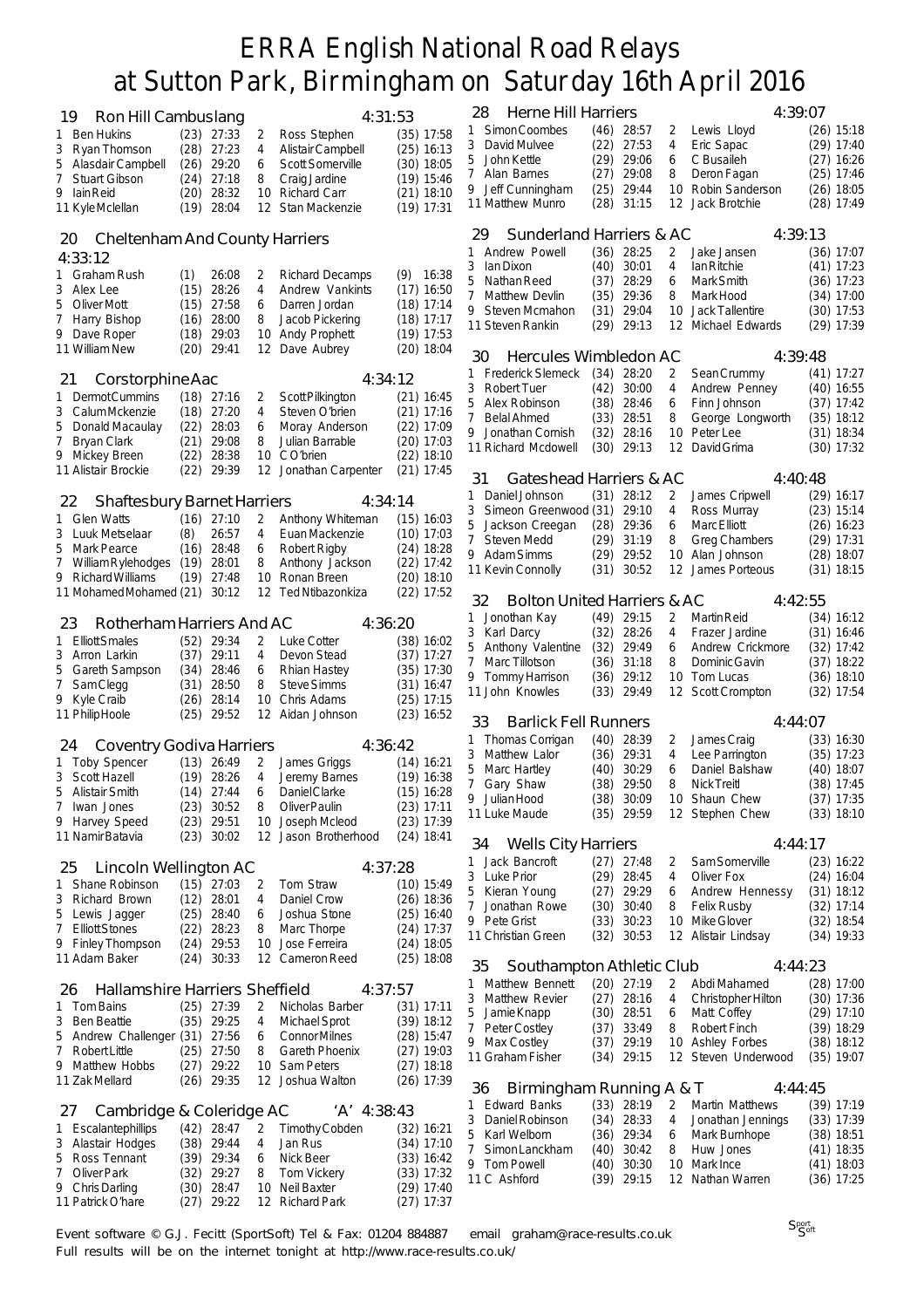# ERRA English National Road Relays at Sutton Park, Birmingham on Saturday 16th April 2016

## 19 Ron Hill Cambuslang — 4:31:53

| Leg | Runner | Pos | Time | Leg | Runner | Pos | Time |
|---|---|---|---|---|---|---|---|
| 1 | Ben Hukins | (23) | 27:33 | 2 | Ross Stephen | (35) | 17:58 |
| 3 | Ryan Thomson | (28) | 27:23 | 4 | Alistair Campbell | (25) | 16:13 |
| 5 | Alasdair Campbell | (26) | 29:20 | 6 | Scott Somerville | (30) | 18:05 |
| 7 | Stuart Gibson | (24) | 27:18 | 8 | Craig Jardine | (19) | 15:46 |
| 9 | Iain Reid | (20) | 28:32 | 10 | Richard Carr | (21) | 18:10 |
| 11 | Kyle Mclellan | (19) | 28:04 | 12 | Stan Mackenzie | (19) | 17:31 |

## 20 Cheltenham And County Harriers — 4:33:12

| Leg | Runner | Pos | Time | Leg | Runner | Pos | Time |
|---|---|---|---|---|---|---|---|
| 1 | Graham Rush | (1) | 26:08 | 2 | Richard Decamps | (9) | 16:38 |
| 3 | Alex Lee | (15) | 28:26 | 4 | Andrew Vankints | (17) | 16:50 |
| 5 | Oliver Mott | (15) | 27:58 | 6 | Darren Jordan | (18) | 17:14 |
| 7 | Harry Bishop | (16) | 28:00 | 8 | Jacob Pickering | (18) | 17:17 |
| 9 | Dave Roper | (18) | 29:03 | 10 | Andy Prophett | (19) | 17:53 |
| 11 | William New | (20) | 29:41 | 12 | Dave Aubrey | (20) | 18:04 |

## 21 Corstorphine Aac — 4:34:12

| Leg | Runner | Pos | Time | Leg | Runner | Pos | Time |
|---|---|---|---|---|---|---|---|
| 1 | Dermot Cummins | (18) | 27:16 | 2 | Scott Pilkington | (21) | 16:45 |
| 3 | Calum Mckenzie | (18) | 27:20 | 4 | Steven O'brien | (21) | 17:16 |
| 5 | Donald Macaulay | (22) | 28:03 | 6 | Moray Anderson | (22) | 17:09 |
| 7 | Bryan Clark | (21) | 29:08 | 8 | Julian Barrable | (20) | 17:03 |
| 9 | Mickey Breen | (22) | 28:38 | 10 | C O'brien | (22) | 18:10 |
| 11 | Alistair Brockie | (22) | 29:39 | 12 | Jonathan Carpenter | (21) | 17:45 |

## 22 Shaftesbury Barnet Harriers — 4:34:14

| Leg | Runner | Pos | Time | Leg | Runner | Pos | Time |
|---|---|---|---|---|---|---|---|
| 1 | Glen Watts | (16) | 27:10 | 2 | Anthony Whiteman | (15) | 16:03 |
| 3 | Luuk Metselaar | (8) | 26:57 | 4 | Euan Mackenzie | (10) | 17:03 |
| 5 | Mark Pearce | (16) | 28:48 | 6 | Robert Rigby | (24) | 18:28 |
| 7 | William Rylehodges | (19) | 28:01 | 8 | Anthony Jackson | (22) | 17:42 |
| 9 | Richard Williams | (19) | 27:48 | 10 | Ronan Breen | (20) | 18:10 |
| 11 | Mohamed Mohamed | (21) | 30:12 | 12 | Ted Ntibazonkiza | (22) | 17:52 |

## 23 Rotherham Harriers And AC — 4:36:20

| Leg | Runner | Pos | Time | Leg | Runner | Pos | Time |
|---|---|---|---|---|---|---|---|
| 1 | Elliott Smales | (52) | 29:34 | 2 | Luke Cotter | (38) | 16:02 |
| 3 | Arron Larkin | (37) | 29:11 | 4 | Devon Stead | (37) | 17:27 |
| 5 | Gareth Sampson | (34) | 28:46 | 6 | Rhian Hastey | (35) | 17:30 |
| 7 | Sam Clegg | (31) | 28:50 | 8 | Steve Simms | (31) | 16:47 |
| 9 | Kyle Craib | (26) | 28:14 | 10 | Chris Adams | (25) | 17:15 |
| 11 | Philip Hoole | (25) | 29:52 | 12 | Aidan Johnson | (23) | 16:52 |

## 24 Coventry Godiva Harriers — 4:36:42

| Leg | Runner | Pos | Time | Leg | Runner | Pos | Time |
|---|---|---|---|---|---|---|---|
| 1 | Toby Spencer | (13) | 26:49 | 2 | James Griggs | (14) | 16:21 |
| 3 | Scott Hazell | (19) | 28:26 | 4 | Jeremy Barnes | (19) | 16:38 |
| 5 | Alistair Smith | (14) | 27:44 | 6 | Daniel Clarke | (15) | 16:28 |
| 7 | Iwan Jones | (23) | 30:52 | 8 | Oliver Paulin | (23) | 17:11 |
| 9 | Harvey Speed | (23) | 29:51 | 10 | Joseph Mcleod | (23) | 17:39 |
| 11 | Namir Batavia | (23) | 30:02 | 12 | Jason Brotherhood | (24) | 18:41 |

## 25 Lincoln Wellington AC — 4:37:28

| Leg | Runner | Pos | Time | Leg | Runner | Pos | Time |
|---|---|---|---|---|---|---|---|
| 1 | Shane Robinson | (15) | 27:03 | 2 | Tom Straw | (10) | 15:49 |
| 3 | Richard Brown | (12) | 28:01 | 4 | Daniel Crow | (26) | 18:36 |
| 5 | Lewis Jagger | (25) | 28:40 | 6 | Joshua Stone | (25) | 16:40 |
| 7 | Elliott Stones | (22) | 28:23 | 8 | Marc Thorpe | (24) | 17:37 |
| 9 | Finley Thompson | (24) | 29:53 | 10 | Jose Ferreira | (24) | 18:05 |
| 11 | Adam Baker | (24) | 30:33 | 12 | Cameron Reed | (25) | 18:08 |

## 26 Hallamshire Harriers Sheffield — 4:37:57

| Leg | Runner | Pos | Time | Leg | Runner | Pos | Time |
|---|---|---|---|---|---|---|---|
| 1 | Tom Bains | (25) | 27:39 | 2 | Nicholas Barber | (31) | 17:11 |
| 3 | Ben Beattie | (35) | 29:25 | 4 | Michael Sprot | (39) | 18:12 |
| 5 | Andrew Challenger | (31) | 27:56 | 6 | Connor Milnes | (28) | 15:47 |
| 7 | Robert Little | (25) | 27:50 | 8 | Gareth Phoenix | (27) | 19:03 |
| 9 | Matthew Hobbs | (27) | 29:22 | 10 | Sam Peters | (27) | 18:18 |
| 11 | Zak Mellard | (26) | 29:35 | 12 | Joshua Walton | (26) | 17:39 |

## 27 Cambridge & Coleridge AC 'A' — 4:38:43

| Leg | Runner | Pos | Time | Leg | Runner | Pos | Time |
|---|---|---|---|---|---|---|---|
| 1 | Escalantephillips | (42) | 28:47 | 2 | Timothy Cobden | (32) | 16:21 |
| 3 | Alastair Hodges | (38) | 29:44 | 4 | Jan Rus | (34) | 17:10 |
| 5 | Ross Tennant | (39) | 29:34 | 6 | Nick Beer | (33) | 16:42 |
| 7 | Oliver Park | (32) | 29:27 | 8 | Tom Vickery | (33) | 17:32 |
| 9 | Chris Darling | (30) | 28:47 | 10 | Neil Baxter | (29) | 17:40 |
| 11 | Patrick O'hare | (27) | 29:22 | 12 | Richard Park | (27) | 17:37 |

## 28 Herne Hill Harriers — 4:39:07

| Leg | Runner | Pos | Time | Leg | Runner | Pos | Time |
|---|---|---|---|---|---|---|---|
| 1 | Simon Coombes | (46) | 28:57 | 2 | Lewis Lloyd | (26) | 15:18 |
| 3 | David Mulvee | (22) | 27:53 | 4 | Eric Sapac | (29) | 17:40 |
| 5 | John Kettle | (29) | 29:06 | 6 | C Busaileh | (27) | 16:26 |
| 7 | Alan Barnes | (27) | 29:08 | 8 | Deron Fagan | (25) | 17:46 |
| 9 | Jeff Cunningham | (25) | 29:44 | 10 | Robin Sanderson | (26) | 18:05 |
| 11 | Matthew Munro | (28) | 31:15 | 12 | Jack Brotchie | (28) | 17:49 |

## 29 Sunderland Harriers & AC — 4:39:13

| Leg | Runner | Pos | Time | Leg | Runner | Pos | Time |
|---|---|---|---|---|---|---|---|
| 1 | Andrew Powell | (36) | 28:25 | 2 | Jake Jansen | (36) | 17:07 |
| 3 | Ian Dixon | (40) | 30:01 | 4 | Ian Ritchie | (41) | 17:23 |
| 5 | Nathan Reed | (37) | 28:29 | 6 | Mark Smith | (36) | 17:23 |
| 7 | Matthew Devlin | (35) | 29:36 | 8 | Mark Hood | (34) | 17:00 |
| 9 | Steven Mcmahon | (31) | 29:04 | 10 | Jack Tallentire | (30) | 17:53 |
| 11 | Steven Rankin | (29) | 29:13 | 12 | Michael Edwards | (29) | 17:39 |

## 30 Hercules Wimbledon AC — 4:39:48

| Leg | Runner | Pos | Time | Leg | Runner | Pos | Time |
|---|---|---|---|---|---|---|---|
| 1 | Frederick Slemeck | (34) | 28:20 | 2 | Sean Crummy | (41) | 17:27 |
| 3 | Robert Tuer | (42) | 30:00 | 4 | Andrew Penney | (40) | 16:55 |
| 5 | Alex Robinson | (38) | 28:46 | 6 | Finn Johnson | (37) | 17:42 |
| 7 | Belal Ahmed | (33) | 28:51 | 8 | George Longworth | (35) | 18:12 |
| 9 | Jonathan Cornish | (32) | 28:16 | 10 | Peter Lee | (31) | 18:34 |
| 11 | Richard Mcdowell | (30) | 29:13 | 12 | David Grima | (30) | 17:32 |

## 31 Gateshead Harriers & AC — 4:40:48

| Leg | Runner | Pos | Time | Leg | Runner | Pos | Time |
|---|---|---|---|---|---|---|---|
| 1 | Daniel Johnson | (31) | 28:12 | 2 | James Cripwell | (29) | 16:17 |
| 3 | Simeon Greenwood | (31) | 29:10 | 4 | Ross Murray | (23) | 15:14 |
| 5 | Jackson Creegan | (28) | 29:36 | 6 | Marc Elliott | (26) | 16:23 |
| 7 | Steven Medd | (29) | 31:19 | 8 | Greg Chambers | (29) | 17:31 |
| 9 | Adam Simms | (29) | 29:52 | 10 | Alan Johnson | (28) | 18:07 |
| 11 | Kevin Connolly | (31) | 30:52 | 12 | James Porteous | (31) | 18:15 |

## 32 Bolton United Harriers & AC — 4:42:55

| Leg | Runner | Pos | Time | Leg | Runner | Pos | Time |
|---|---|---|---|---|---|---|---|
| 1 | Jonothan Kay | (49) | 29:15 | 2 | Martin Reid | (34) | 16:12 |
| 3 | Karl Darcy | (32) | 28:26 | 4 | Frazer Jardine | (31) | 16:46 |
| 5 | Anthony Valentine | (32) | 29:49 | 6 | Andrew Crickmore | (32) | 17:42 |
| 7 | Marc Tillotson | (36) | 31:18 | 8 | Dominic Gavin | (37) | 18:22 |
| 9 | Tommy Harrison | (36) | 29:12 | 10 | Tom Lucas | (36) | 18:10 |
| 11 | John Knowles | (33) | 29:49 | 12 | Scott Crompton | (32) | 17:54 |

## 33 Barlick Fell Runners — 4:44:07

| Leg | Runner | Pos | Time | Leg | Runner | Pos | Time |
|---|---|---|---|---|---|---|---|
| 1 | Thomas Corrigan | (40) | 28:39 | 2 | James Craig | (33) | 16:30 |
| 3 | Matthew Lalor | (36) | 29:31 | 4 | Lee Parrington | (35) | 17:23 |
| 5 | Marc Hartley | (40) | 30:29 | 6 | Daniel Balshaw | (40) | 18:07 |
| 7 | Gary Shaw | (38) | 29:50 | 8 | Nick Treitl | (38) | 17:45 |
| 9 | Julian Hood | (38) | 30:09 | 10 | Shaun Chew | (37) | 17:35 |
| 11 | Luke Maude | (35) | 29:59 | 12 | Stephen Chew | (33) | 18:10 |

## 34 Wells City Harriers — 4:44:17

| Leg | Runner | Pos | Time | Leg | Runner | Pos | Time |
|---|---|---|---|---|---|---|---|
| 1 | Jack Bancroft | (27) | 27:48 | 2 | Sam Somerville | (23) | 16:22 |
| 3 | Luke Prior | (29) | 28:45 | 4 | Oliver Fox | (24) | 16:04 |
| 5 | Kieran Young | (27) | 29:29 | 6 | Andrew Hennessy | (31) | 18:12 |
| 7 | Jonathan Rowe | (30) | 30:40 | 8 | Felix Rusby | (32) | 17:14 |
| 9 | Pete Grist | (33) | 30:23 | 10 | Mike Glover | (32) | 18:54 |
| 11 | Christian Green | (32) | 30:53 | 12 | Alistair Lindsay | (34) | 19:33 |

## 35 Southampton Athletic Club — 4:44:23

| Leg | Runner | Pos | Time | Leg | Runner | Pos | Time |
|---|---|---|---|---|---|---|---|
| 1 | Matthew Bennett | (20) | 27:19 | 2 | Abdi Mahamed | (28) | 17:00 |
| 3 | Matthew Revier | (27) | 28:16 | 4 | Christopher Hilton | (30) | 17:36 |
| 5 | Jamie Knapp | (30) | 28:51 | 6 | Matt Coffey | (29) | 17:10 |
| 7 | Peter Costley | (37) | 33:49 | 8 | Robert Finch | (39) | 18:29 |
| 9 | Max Costley | (37) | 29:19 | 10 | Ashley Forbes | (38) | 18:12 |
| 11 | Graham Fisher | (34) | 29:15 | 12 | Steven Underwood | (35) | 19:07 |

## 36 Birmingham Running A & T — 4:44:45

| Leg | Runner | Pos | Time | Leg | Runner | Pos | Time |
|---|---|---|---|---|---|---|---|
| 1 | Edward Banks | (33) | 28:19 | 2 | Martin Matthews | (39) | 17:19 |
| 3 | Daniel Robinson | (34) | 28:33 | 4 | Jonathan Jennings | (33) | 17:39 |
| 5 | Karl Welborn | (36) | 29:34 | 6 | Mark Burnhope | (38) | 18:51 |
| 7 | Simon Lanckham | (40) | 30:42 | 8 | Huw Jones | (41) | 18:35 |
| 9 | Tom Powell | (40) | 30:30 | 10 | Mark Ince | (41) | 18:03 |
| 11 | C Ashford | (39) | 29:15 | 12 | Nathan Warren | (36) | 17:25 |

Event software © G.J. Fecitt (SportSoft) Tel & Fax: 01204 884887 email graham@race-results.co.uk
Full results will be on the internet tonight at http://www.race-results.co.uk/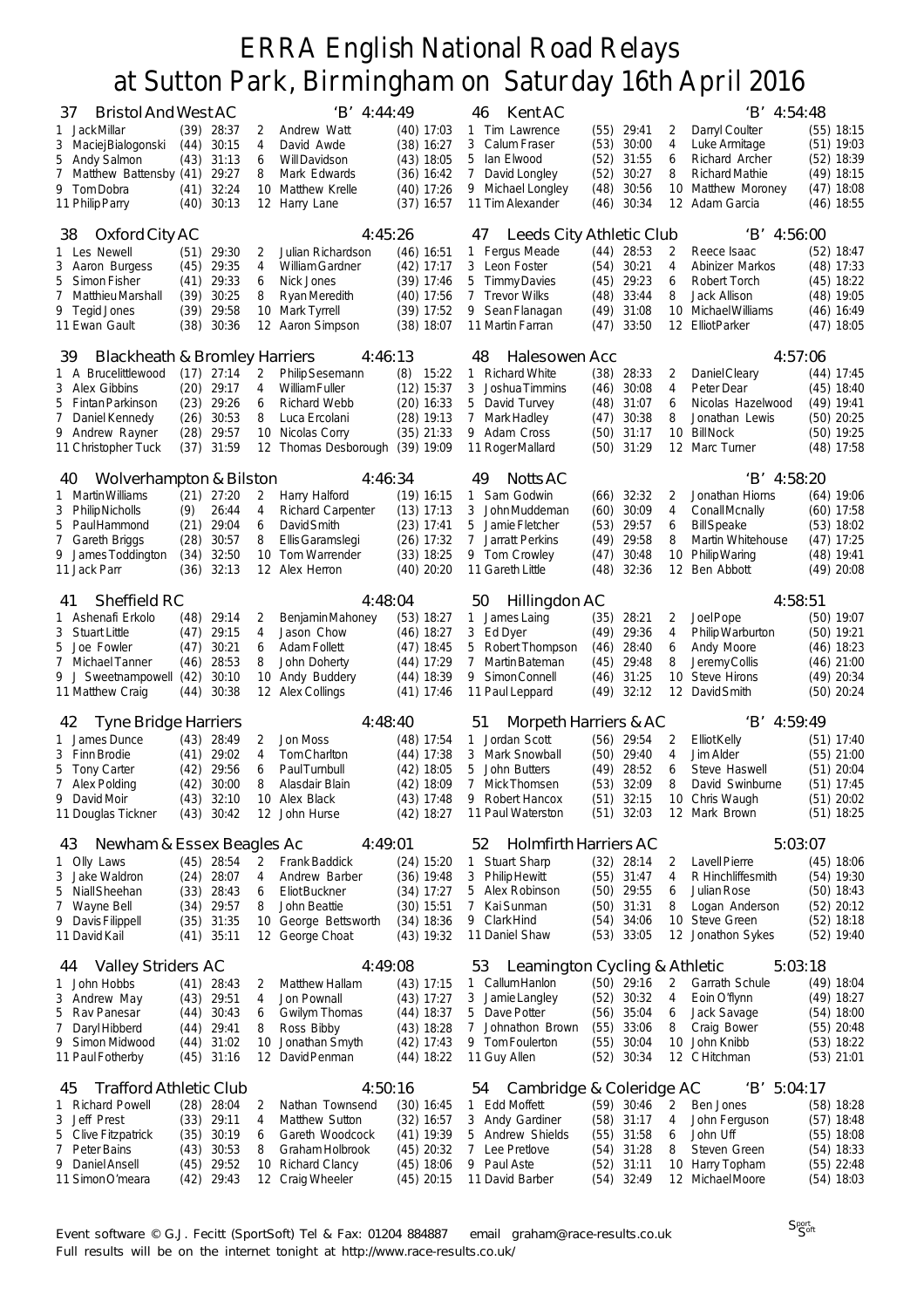# ERRA English National Road Relays
# at Sutton Park, Birmingham on Saturday 16th April 2016

## 37 Bristol And West AC 'B' 4:44:49

| Leg | Name | Pos | Time | Leg | Name | Pos | Time |
|---|---|---|---|---|---|---|---|
| 1 | Jack Millar | (39) | 28:37 | 2 | Andrew Watt | (40) | 17:03 |
| 3 | Maciej Bialogonski | (44) | 30:15 | 4 | David Awde | (38) | 16:27 |
| 5 | Andy Salmon | (43) | 31:13 | 6 | Will Davidson | (43) | 18:05 |
| 7 | Matthew Battensby | (41) | 29:27 | 8 | Mark Edwards | (36) | 16:42 |
| 9 | Tom Dobra | (41) | 32:24 | 10 | Matthew Krelle | (40) | 17:26 |
| 11 | Philip Parry | (40) | 30:13 | 12 | Harry Lane | (37) | 16:57 |

## 38 Oxford City AC 4:45:26

| Leg | Name | Pos | Time | Leg | Name | Pos | Time |
|---|---|---|---|---|---|---|---|
| 1 | Les Newell | (51) | 29:30 | 2 | Julian Richardson | (46) | 16:51 |
| 3 | Aaron Burgess | (45) | 29:35 | 4 | William Gardner | (42) | 17:17 |
| 5 | Simon Fisher | (41) | 29:33 | 6 | Nick Jones | (39) | 17:46 |
| 7 | Matthieu Marshall | (39) | 30:25 | 8 | Ryan Meredith | (40) | 17:56 |
| 9 | Tegid Jones | (39) | 29:58 | 10 | Mark Tyrrell | (39) | 17:52 |
| 11 | Ewan Gault | (38) | 30:36 | 12 | Aaron Simpson | (38) | 18:07 |

## 39 Blackheath & Bromley Harriers 4:46:13

| Leg | Name | Pos | Time | Leg | Name | Pos | Time |
|---|---|---|---|---|---|---|---|
| 1 | A Brucelittlewood | (17) | 27:14 | 2 | Philip Sesemann | (8) | 15:22 |
| 3 | Alex Gibbins | (20) | 29:17 | 4 | William Fuller | (12) | 15:37 |
| 5 | Fintan Parkinson | (23) | 29:26 | 6 | Richard Webb | (20) | 16:33 |
| 7 | Daniel Kennedy | (26) | 30:53 | 8 | Luca Ercolani | (28) | 19:13 |
| 9 | Andrew Rayner | (28) | 29:57 | 10 | Nicolas Corry | (35) | 21:33 |
| 11 | Christopher Tuck | (37) | 31:59 | 12 | Thomas Desborough | (39) | 19:09 |

## 40 Wolverhampton & Bilston 4:46:34

| Leg | Name | Pos | Time | Leg | Name | Pos | Time |
|---|---|---|---|---|---|---|---|
| 1 | Martin Williams | (21) | 27:20 | 2 | Harry Halford | (19) | 16:15 |
| 3 | Philip Nicholls | (9) | 26:44 | 4 | Richard Carpenter | (13) | 17:13 |
| 5 | Paul Hammond | (21) | 29:04 | 6 | David Smith | (23) | 17:41 |
| 7 | Gareth Briggs | (28) | 30:57 | 8 | Ellis Garamslegi | (26) | 17:32 |
| 9 | James Toddington | (34) | 32:50 | 10 | Tom Warrender | (33) | 18:25 |
| 11 | Jack Parr | (36) | 32:13 | 12 | Alex Herron | (40) | 20:20 |

## 41 Sheffield RC 4:48:04

| Leg | Name | Pos | Time | Leg | Name | Pos | Time |
|---|---|---|---|---|---|---|---|
| 1 | Ashenafi Erkolo | (48) | 29:14 | 2 | Benjamin Mahoney | (53) | 18:27 |
| 3 | Stuart Little | (47) | 29:15 | 4 | Jason Chow | (46) | 18:27 |
| 5 | Joe Fowler | (47) | 30:21 | 6 | Adam Follett | (47) | 18:45 |
| 7 | Michael Tanner | (46) | 28:53 | 8 | John Doherty | (44) | 17:29 |
| 9 | J Sweetnampowell | (42) | 30:10 | 10 | Andy Buddery | (44) | 18:39 |
| 11 | Matthew Craig | (44) | 30:38 | 12 | Alex Collings | (41) | 17:46 |

## 42 Tyne Bridge Harriers 4:48:40

| Leg | Name | Pos | Time | Leg | Name | Pos | Time |
|---|---|---|---|---|---|---|---|
| 1 | James Dunce | (43) | 28:49 | 2 | Jon Moss | (48) | 17:54 |
| 3 | Finn Brodie | (41) | 29:02 | 4 | Tom Charlton | (44) | 17:38 |
| 5 | Tony Carter | (42) | 29:56 | 6 | Paul Turnbull | (42) | 18:05 |
| 7 | Alex Polding | (42) | 30:00 | 8 | Alasdair Blain | (42) | 18:09 |
| 9 | David Moir | (43) | 32:10 | 10 | Alex Black | (43) | 17:48 |
| 11 | Douglas Tickner | (43) | 30:42 | 12 | John Hurse | (42) | 18:27 |

## 43 Newham & Essex Beagles Ac 4:49:01

| Leg | Name | Pos | Time | Leg | Name | Pos | Time |
|---|---|---|---|---|---|---|---|
| 1 | Olly Laws | (45) | 28:54 | 2 | Frank Baddick | (24) | 15:20 |
| 3 | Jake Waldron | (24) | 28:07 | 4 | Andrew Barber | (36) | 19:48 |
| 5 | Niall Sheehan | (33) | 28:43 | 6 | Eliot Buckner | (34) | 17:27 |
| 7 | Wayne Bell | (34) | 29:57 | 8 | John Beattie | (30) | 15:51 |
| 9 | Davis Filippell | (35) | 31:35 | 10 | George Bettsworth | (34) | 18:36 |
| 11 | David Kail | (41) | 35:11 | 12 | George Choat | (43) | 19:32 |

## 44 Valley Striders AC 4:49:08

| Leg | Name | Pos | Time | Leg | Name | Pos | Time |
|---|---|---|---|---|---|---|---|
| 1 | John Hobbs | (41) | 28:43 | 2 | Matthew Hallam | (43) | 17:15 |
| 3 | Andrew May | (43) | 29:51 | 4 | Jon Pownall | (43) | 17:27 |
| 5 | Rav Panesar | (44) | 30:43 | 6 | Gwilym Thomas | (44) | 18:37 |
| 7 | Daryl Hibberd | (44) | 29:41 | 8 | Ross Bibby | (43) | 18:28 |
| 9 | Simon Midwood | (44) | 31:02 | 10 | Jonathan Smyth | (42) | 17:43 |
| 11 | Paul Fotherby | (45) | 31:16 | 12 | David Penman | (44) | 18:22 |

## 45 Trafford Athletic Club 4:50:16

| Leg | Name | Pos | Time | Leg | Name | Pos | Time |
|---|---|---|---|---|---|---|---|
| 1 | Richard Powell | (28) | 28:04 | 2 | Nathan Townsend | (30) | 16:45 |
| 3 | Jeff Prest | (33) | 29:11 | 4 | Matthew Sutton | (32) | 16:57 |
| 5 | Clive Fitzpatrick | (35) | 30:19 | 6 | Gareth Woodcock | (41) | 19:39 |
| 7 | Peter Bains | (43) | 30:53 | 8 | Graham Holbrook | (45) | 20:32 |
| 9 | Daniel Ansell | (45) | 29:52 | 10 | Richard Clancy | (45) | 18:06 |
| 11 | Simon O'meara | (42) | 29:43 | 12 | Craig Wheeler | (45) | 20:15 |

## 46 Kent AC 'B' 4:54:48

| Leg | Name | Pos | Time | Leg | Name | Pos | Time |
|---|---|---|---|---|---|---|---|
| 1 | Tim Lawrence | (55) | 29:41 | 2 | Darryl Coulter | (55) | 18:15 |
| 3 | Calum Fraser | (53) | 30:00 | 4 | Luke Armitage | (51) | 19:03 |
| 5 | Ian Elwood | (52) | 31:55 | 6 | Richard Archer | (52) | 18:39 |
| 7 | David Longley | (52) | 30:27 | 8 | Richard Mathie | (49) | 18:15 |
| 9 | Michael Longley | (48) | 30:56 | 10 | Matthew Moroney | (47) | 18:08 |
| 11 | Tim Alexander | (46) | 30:34 | 12 | Adam Garcia | (46) | 18:55 |

## 47 Leeds City Athletic Club 'B' 4:56:00

| Leg | Name | Pos | Time | Leg | Name | Pos | Time |
|---|---|---|---|---|---|---|---|
| 1 | Fergus Meade | (44) | 28:53 | 2 | Reece Isaac | (52) | 18:47 |
| 3 | Leon Foster | (54) | 30:21 | 4 | Abinizer Markos | (48) | 17:33 |
| 5 | Timmy Davies | (45) | 29:23 | 6 | Robert Torch | (45) | 18:22 |
| 7 | Trevor Wilks | (48) | 33:44 | 8 | Jack Allison | (48) | 19:05 |
| 9 | Sean Flanagan | (49) | 31:08 | 10 | Michael Williams | (46) | 16:49 |
| 11 | Martin Farran | (47) | 33:50 | 12 | Elliot Parker | (47) | 18:05 |

## 48 Halesowen Acc 4:57:06

| Leg | Name | Pos | Time | Leg | Name | Pos | Time |
|---|---|---|---|---|---|---|---|
| 1 | Richard White | (38) | 28:33 | 2 | Daniel Cleary | (44) | 17:45 |
| 3 | Joshua Timmins | (46) | 30:08 | 4 | Peter Dear | (45) | 18:40 |
| 5 | David Turvey | (48) | 31:07 | 6 | Nicolas Hazelwood | (49) | 19:41 |
| 7 | Mark Hadley | (47) | 30:38 | 8 | Jonathan Lewis | (50) | 20:25 |
| 9 | Adam Cross | (50) | 31:17 | 10 | Bill Nock | (50) | 19:25 |
| 11 | Roger Mallard | (50) | 31:29 | 12 | Marc Turner | (48) | 17:58 |

## 49 Notts AC 'B' 4:58:20

| Leg | Name | Pos | Time | Leg | Name | Pos | Time |
|---|---|---|---|---|---|---|---|
| 1 | Sam Godwin | (66) | 32:32 | 2 | Jonathan Hiorns | (64) | 19:06 |
| 3 | John Muddeman | (60) | 30:09 | 4 | Conall Mcnally | (60) | 17:58 |
| 5 | Jamie Fletcher | (53) | 29:57 | 6 | Bill Speake | (53) | 18:02 |
| 7 | Jarratt Perkins | (49) | 29:58 | 8 | Martin Whitehouse | (47) | 17:25 |
| 9 | Tom Crowley | (47) | 30:48 | 10 | Philip Waring | (48) | 19:41 |
| 11 | Gareth Little | (48) | 32:36 | 12 | Ben Abbott | (49) | 20:08 |

## 50 Hillingdon AC 4:58:51

| Leg | Name | Pos | Time | Leg | Name | Pos | Time |
|---|---|---|---|---|---|---|---|
| 1 | James Laing | (35) | 28:21 | 2 | Joel Pope | (50) | 19:07 |
| 3 | Ed Dyer | (49) | 29:36 | 4 | Philip Warburton | (50) | 19:21 |
| 5 | Robert Thompson | (46) | 28:40 | 6 | Andy Moore | (46) | 18:23 |
| 7 | Martin Bateman | (45) | 29:48 | 8 | Jeremy Collis | (46) | 21:00 |
| 9 | Simon Connell | (46) | 31:25 | 10 | Steve Hirons | (49) | 20:34 |
| 11 | Paul Leppard | (49) | 32:12 | 12 | David Smith | (50) | 20:24 |

## 51 Morpeth Harriers & AC 'B' 4:59:49

| Leg | Name | Pos | Time | Leg | Name | Pos | Time |
|---|---|---|---|---|---|---|---|
| 1 | Jordan Scott | (56) | 29:54 | 2 | Elliot Kelly | (51) | 17:40 |
| 3 | Mark Snowball | (50) | 29:40 | 4 | Jim Alder | (55) | 21:00 |
| 5 | John Butters | (49) | 28:52 | 6 | Steve Haswell | (51) | 20:04 |
| 7 | Mick Thomsen | (53) | 32:09 | 8 | David Swinburne | (51) | 17:45 |
| 9 | Robert Hancox | (51) | 32:15 | 10 | Chris Waugh | (51) | 20:02 |
| 11 | Paul Waterston | (51) | 32:03 | 12 | Mark Brown | (51) | 18:25 |

## 52 Holmfirth Harriers AC 5:03:07

| Leg | Name | Pos | Time | Leg | Name | Pos | Time |
|---|---|---|---|---|---|---|---|
| 1 | Stuart Sharp | (32) | 28:14 | 2 | Lavell Pierre | (45) | 18:06 |
| 3 | Philip Hewitt | (55) | 31:47 | 4 | R Hinchliffesmith | (54) | 19:30 |
| 5 | Alex Robinson | (50) | 29:55 | 6 | Julian Rose | (50) | 18:43 |
| 7 | Kai Sunman | (50) | 31:31 | 8 | Logan Anderson | (52) | 20:12 |
| 9 | Clark Hind | (54) | 34:06 | 10 | Steve Green | (52) | 18:18 |
| 11 | Daniel Shaw | (53) | 33:05 | 12 | Jonathon Sykes | (52) | 19:40 |

## 53 Leamington Cycling & Athletic 5:03:18

| Leg | Name | Pos | Time | Leg | Name | Pos | Time |
|---|---|---|---|---|---|---|---|
| 1 | Callum Hanlon | (50) | 29:16 | 2 | Garrath Schule | (49) | 18:04 |
| 3 | Jamie Langley | (52) | 30:32 | 4 | Eoin O'flynn | (49) | 18:27 |
| 5 | Dave Potter | (56) | 35:04 | 6 | Jack Savage | (54) | 18:00 |
| 7 | Johnathon Brown | (55) | 33:06 | 8 | Craig Bower | (55) | 20:48 |
| 9 | Tom Foulerton | (55) | 30:04 | 10 | John Knibb | (53) | 18:22 |
| 11 | Guy Allen | (52) | 30:34 | 12 | C Hitchman | (53) | 21:01 |

## 54 Cambridge & Coleridge AC 'B' 5:04:17

| Leg | Name | Pos | Time | Leg | Name | Pos | Time |
|---|---|---|---|---|---|---|---|
| 1 | Edd Moffett | (59) | 30:46 | 2 | Ben Jones | (58) | 18:28 |
| 3 | Andy Gardiner | (58) | 31:17 | 4 | John Ferguson | (57) | 18:48 |
| 5 | Andrew Shields | (55) | 31:58 | 6 | John Uff | (55) | 18:08 |
| 7 | Lee Pretlove | (54) | 31:28 | 8 | Steven Green | (54) | 18:33 |
| 9 | Paul Aste | (52) | 31:11 | 10 | Harry Topham | (55) | 22:48 |
| 11 | David Barber | (54) | 32:49 | 12 | Michael Moore | (54) | 18:03 |

Event software © G.J. Fecitt (SportSoft) Tel & Fax: 01204 884887 email graham@race-results.co.uk
Full results will be on the internet tonight at http://www.race-results.co.uk/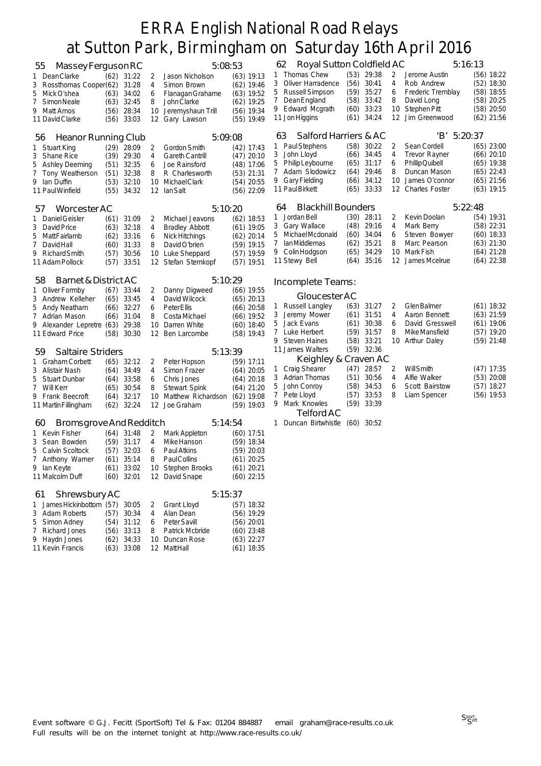# ERRA English National Road Relays
# at Sutton Park, Birmingham on Saturday 16th April 2016

### 55 Massey Ferguson RC — 5:08:53

| Leg | Runner | Pos | Time | Leg | Runner | Pos | Time |
|---|---|---|---|---|---|---|---|
| 1 | Dean Clarke | (62) | 31:22 | 2 | Jason Nicholson | (63) | 19:13 |
| 3 | Rossthomas Cooper | (62) | 31:28 | 4 | Simon Brown | (62) | 19:46 |
| 5 | Mick O'shea | (63) | 34:02 | 6 | Flanagan Grahame | (63) | 19:52 |
| 7 | Simon Neale | (63) | 32:45 | 8 | John Clarke | (62) | 19:25 |
| 9 | Matt Amos | (56) | 28:34 | 10 | Jeremyshaun Trill | (56) | 19:34 |
| 11 | David Clarke | (56) | 33:03 | 12 | Gary Lawson | (55) | 19:49 |

### 56 Heanor Running Club — 5:09:08

| Leg | Runner | Pos | Time | Leg | Runner | Pos | Time |
|---|---|---|---|---|---|---|---|
| 1 | Stuart King | (29) | 28:09 | 2 | Gordon Smith | (42) | 17:43 |
| 3 | Shane Rice | (39) | 29:30 | 4 | Gareth Cantrill | (47) | 20:10 |
| 5 | Ashley Deeming | (51) | 32:35 | 6 | Joe Rainsford | (48) | 17:06 |
| 7 | Tony Weatherson | (51) | 32:38 | 8 | R Charlesworth | (53) | 21:31 |
| 9 | Ian Duffin | (53) | 32:10 | 10 | Michael Clark | (54) | 20:55 |
| 11 | Paul Winfield | (55) | 34:32 | 12 | Ian Salt | (56) | 22:09 |

### 57 Worcester AC — 5:10:20

| Leg | Runner | Pos | Time | Leg | Runner | Pos | Time |
|---|---|---|---|---|---|---|---|
| 1 | Daniel Geisler | (61) | 31:09 | 2 | Michael Jeavons | (62) | 18:53 |
| 3 | David Price | (63) | 32:18 | 4 | Bradley Abbott | (61) | 19:05 |
| 5 | Matt Fairlamb | (62) | 33:16 | 6 | Nick Hitchings | (62) | 20:14 |
| 7 | David Hall | (60) | 31:33 | 8 | David O'brien | (59) | 19:15 |
| 9 | Richard Smith | (57) | 30:56 | 10 | Luke Sheppard | (57) | 19:59 |
| 11 | Adam Pollock | (57) | 33:51 | 12 | Stefan Sternkopf | (57) | 19:51 |

### 58 Barnet & District AC — 5:10:29

| Leg | Runner | Pos | Time | Leg | Runner | Pos | Time |
|---|---|---|---|---|---|---|---|
| 1 | Oliver Formby | (67) | 33:44 | 2 | Danny Digweed | (66) | 19:55 |
| 3 | Andrew Kelleher | (65) | 33:45 | 4 | David Wilcock | (65) | 20:13 |
| 5 | Andy Neatham | (66) | 32:27 | 6 | Peter Ellis | (66) | 20:58 |
| 7 | Adrian Mason | (66) | 31:04 | 8 | Costa Michael | (66) | 19:52 |
| 9 | Alexander Lepretre | (63) | 29:38 | 10 | Darren White | (60) | 18:40 |
| 11 | Edward Price | (58) | 30:30 | 12 | Ben Larcombe | (58) | 19:43 |

### 59 Saltaire Striders — 5:13:39

| Leg | Runner | Pos | Time | Leg | Runner | Pos | Time |
|---|---|---|---|---|---|---|---|
| 1 | Graham Corbett | (65) | 32:12 | 2 | Peter Hopson | (59) | 17:11 |
| 3 | Alistair Nash | (64) | 34:49 | 4 | Simon Frazer | (64) | 20:05 |
| 5 | Stuart Dunbar | (64) | 33:58 | 6 | Chris Jones | (64) | 20:18 |
| 7 | Will Kerr | (65) | 30:54 | 8 | Stewart Spink | (64) | 21:20 |
| 9 | Frank Beecroft | (64) | 32:17 | 10 | Matthew Richardson | (62) | 19:08 |
| 11 | Martin Fillingham | (62) | 32:24 | 12 | Joe Graham | (59) | 19:03 |

### 60 Bromsgrove And Redditch — 5:14:54

| Leg | Runner | Pos | Time | Leg | Runner | Pos | Time |
|---|---|---|---|---|---|---|---|
| 1 | Kevin Fisher | (64) | 31:48 | 2 | Mark Appleton | (60) | 17:51 |
| 3 | Sean Bowden | (59) | 31:17 | 4 | Mike Hanson | (59) | 18:34 |
| 5 | Calvin Scoltock | (57) | 32:03 | 6 | Paul Atkins | (59) | 20:03 |
| 7 | Anthony Warner | (61) | 35:14 | 8 | Paul Collins | (61) | 20:25 |
| 9 | Ian Keyte | (61) | 33:02 | 10 | Stephen Brooks | (61) | 20:21 |
| 11 | Malcolm Duff | (60) | 32:01 | 12 | David Snape | (60) | 22:15 |

### 61 Shrewsbury AC — 5:15:37

| Leg | Runner | Pos | Time | Leg | Runner | Pos | Time |
|---|---|---|---|---|---|---|---|
| 1 | James Hickinbottom | (57) | 30:05 | 2 | Grant Lloyd | (57) | 18:32 |
| 3 | Adam Roberts | (57) | 30:34 | 4 | Alan Dean | (56) | 19:29 |
| 5 | Simon Adney | (54) | 31:12 | 6 | Peter Savill | (56) | 20:01 |
| 7 | Richard Jones | (56) | 33:13 | 8 | Patrick Mcbride | (60) | 23:48 |
| 9 | Haydn Jones | (62) | 34:33 | 10 | Duncan Rose | (63) | 22:27 |
| 11 | Kevin Francis | (63) | 33:08 | 12 | Matt Hall | (61) | 18:35 |

### 62 Royal Sutton Coldfield AC — 5:16:13

| Leg | Runner | Pos | Time | Leg | Runner | Pos | Time |
|---|---|---|---|---|---|---|---|
| 1 | Thomas Chew | (53) | 29:38 | 2 | Jerome Austin | (56) | 18:22 |
| 3 | Oliver Harradence | (56) | 30:41 | 4 | Rob Andrew | (52) | 18:30 |
| 5 | Russell Simpson | (59) | 35:27 | 6 | Frederic Tremblay | (58) | 18:55 |
| 7 | Dean England | (58) | 33:42 | 8 | David Long | (58) | 20:25 |
| 9 | Edward Mcgrath | (60) | 33:23 | 10 | Stephen Pitt | (58) | 20:50 |
| 11 | Jon Higgins | (61) | 34:24 | 12 | Jim Greenwood | (62) | 21:56 |

### 63 Salford Harriers & AC 'B' — 5:20:37

| Leg | Runner | Pos | Time | Leg | Runner | Pos | Time |
|---|---|---|---|---|---|---|---|
| 1 | Paul Stephens | (58) | 30:22 | 2 | Sean Cordell | (65) | 23:00 |
| 3 | John Lloyd | (66) | 34:45 | 4 | Trevor Rayner | (66) | 20:10 |
| 5 | Philip Leybourne | (65) | 31:17 | 6 | Phillip Quibell | (65) | 19:38 |
| 7 | Adam Slodowicz | (64) | 29:46 | 8 | Duncan Mason | (65) | 22:43 |
| 9 | Gary Fielding | (66) | 34:12 | 10 | James O'connor | (65) | 21:56 |
| 11 | Paul Birkett | (65) | 33:33 | 12 | Charles Foster | (63) | 19:15 |

### 64 Blackhill Bounders — 5:22:48

| Leg | Runner | Pos | Time | Leg | Runner | Pos | Time |
|---|---|---|---|---|---|---|---|
| 1 | Jordan Bell | (30) | 28:11 | 2 | Kevin Doolan | (54) | 19:31 |
| 3 | Gary Wallace | (48) | 29:16 | 4 | Mark Berry | (58) | 22:31 |
| 5 | Michael Mcdonald | (60) | 34:04 | 6 | Steven Bowyer | (60) | 18:33 |
| 7 | Ian Middlemas | (62) | 35:21 | 8 | Marc Pearson | (63) | 21:30 |
| 9 | Colin Hodgson | (65) | 34:29 | 10 | Mark Fish | (64) | 21:28 |
| 11 | Stewy Bell | (64) | 35:16 | 12 | James Mcelrue | (64) | 22:38 |

## Incomplete Teams:

### Gloucester AC

| Leg | Runner | Pos | Time | Leg | Runner | Pos | Time |
|---|---|---|---|---|---|---|---|
| 1 | Russell Langley | (63) | 31:27 | 2 | Glen Balmer | (61) | 18:32 |
| 3 | Jeremy Mower | (61) | 31:51 | 4 | Aaron Bennett | (63) | 21:59 |
| 5 | Jack Evans | (61) | 30:38 | 6 | David Gresswell | (61) | 19:06 |
| 7 | Luke Herbert | (59) | 31:57 | 8 | Mike Mansfield | (57) | 19:20 |
| 9 | Steven Haines | (58) | 33:21 | 10 | Arthur Daley | (59) | 21:48 |
| 11 | James Walters | (59) | 32:36 | | | | |

### Keighley & Craven AC

| Leg | Runner | Pos | Time | Leg | Runner | Pos | Time |
|---|---|---|---|---|---|---|---|
| 1 | Craig Shearer | (47) | 28:57 | 2 | Will Smith | (47) | 17:35 |
| 3 | Adrian Thomas | (51) | 30:56 | 4 | Alfie Walker | (53) | 20:08 |
| 5 | John Conroy | (58) | 34:53 | 6 | Scott Bairstow | (57) | 18:27 |
| 7 | Pete Lloyd | (57) | 33:53 | 8 | Liam Spencer | (56) | 19:53 |
| 9 | Mark Knowles | (59) | 33:39 | | | | |

### Telford AC

| Leg | Runner | Pos | Time |
|---|---|---|---|
| 1 | Duncan Birtwhistle | (60) | 30:52 |

Event software © G.J. Fecitt (SportSoft) Tel & Fax: 01204 884887 email graham@race-results.co.uk
Full results will be on the internet tonight at http://www.race-results.co.uk/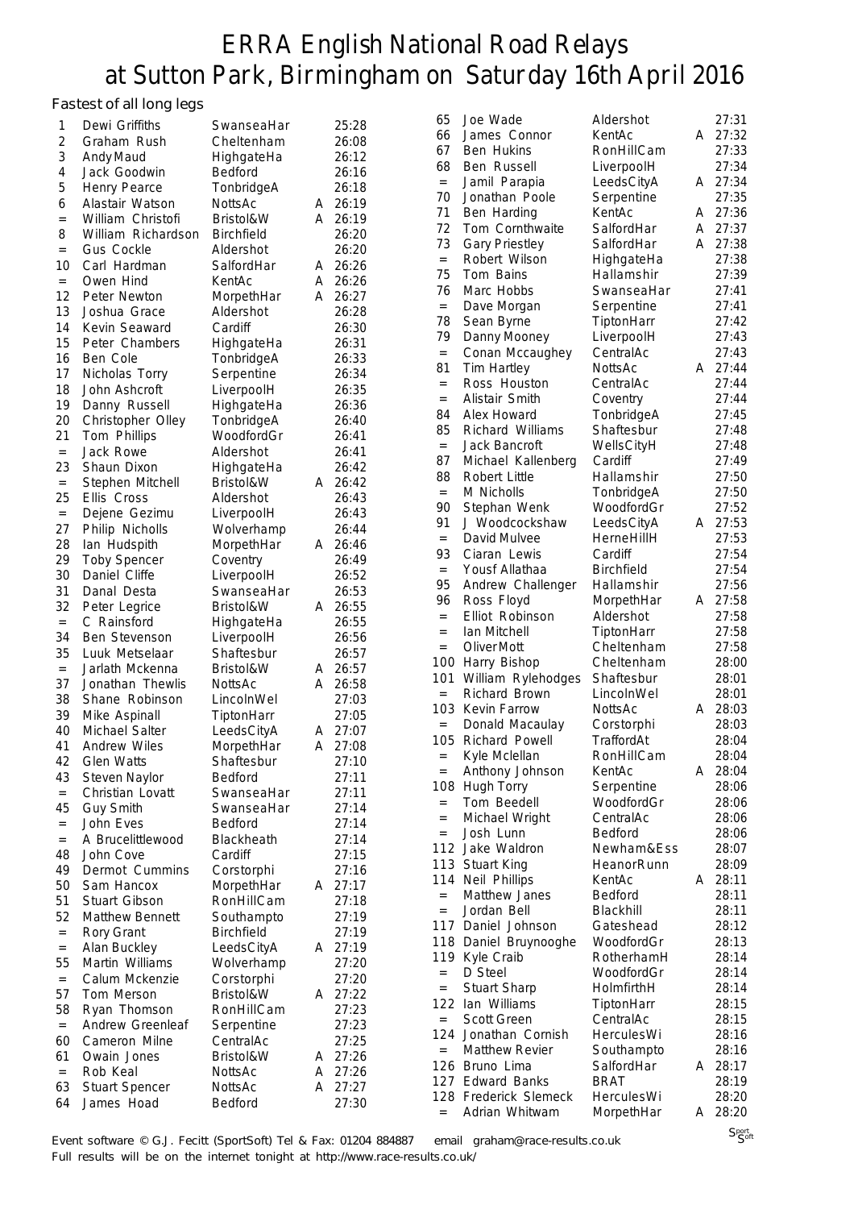# ERRA English National Road Relays at Sutton Park, Birmingham on Saturday 16th April 2016

Fastest of all long legs

| Pos | Name | Club | | Time |
|---|---|---|---|---|
| 1 | Dewi Griffiths | SwanseaHar | | 25:28 |
| 2 | Graham Rush | Cheltenham | | 26:08 |
| 3 | Andy Maud | HighgateHa | | 26:12 |
| 4 | Jack Goodwin | Bedford | | 26:16 |
| 5 | Henry Pearce | TonbridgeA | | 26:18 |
| 6 | Alastair Watson | NottsAc | A | 26:19 |
| = | William Christofi | Bristol&W | A | 26:19 |
| 8 | William Richardson | Birchfield | | 26:20 |
| = | Gus Cockle | Aldershot | | 26:20 |
| 10 | Carl Hardman | SalfordHar | A | 26:26 |
| = | Owen Hind | KentAc | A | 26:26 |
| 12 | Peter Newton | MorpethHar | A | 26:27 |
| 13 | Joshua Grace | Aldershot | | 26:28 |
| 14 | Kevin Seaward | Cardiff | | 26:30 |
| 15 | Peter Chambers | HighgateHa | | 26:31 |
| 16 | Ben Cole | TonbridgeA | | 26:33 |
| 17 | Nicholas Torry | Serpentine | | 26:34 |
| 18 | John Ashcroft | LiverpoolH | | 26:35 |
| 19 | Danny Russell | HighgateHa | | 26:36 |
| 20 | Christopher Olley | TonbridgeA | | 26:40 |
| 21 | Tom Phillips | WoodfordGr | | 26:41 |
| = | Jack Rowe | Aldershot | | 26:41 |
| 23 | Shaun Dixon | HighgateHa | | 26:42 |
| = | Stephen Mitchell | Bristol&W | A | 26:42 |
| 25 | Ellis Cross | Aldershot | | 26:43 |
| = | Dejene Gezimu | LiverpoolH | | 26:43 |
| 27 | Philip Nicholls | Wolverhamp | | 26:44 |
| 28 | Ian Hudspith | MorpethHar | A | 26:46 |
| 29 | Toby Spencer | Coventry | | 26:49 |
| 30 | Daniel Cliffe | LiverpoolH | | 26:52 |
| 31 | Danal Desta | SwanseaHar | | 26:53 |
| 32 | Peter Legrice | Bristol&W | A | 26:55 |
| = | C Rainsford | HighgateHa | | 26:55 |
| 34 | Ben Stevenson | LiverpoolH | | 26:56 |
| 35 | Luuk Metselaar | Shaftesbur | | 26:57 |
| = | Jarlath Mckenna | Bristol&W | A | 26:57 |
| 37 | Jonathan Thewlis | NottsAc | A | 26:58 |
| 38 | Shane Robinson | LincolnWel | | 27:03 |
| 39 | Mike Aspinall | TiptonHarr | | 27:05 |
| 40 | Michael Salter | LeedsCityA | A | 27:07 |
| 41 | Andrew Wiles | MorpethHar | A | 27:08 |
| 42 | Glen Watts | Shaftesbur | | 27:10 |
| 43 | Steven Naylor | Bedford | | 27:11 |
| = | Christian Lovatt | SwanseaHar | | 27:11 |
| 45 | Guy Smith | SwanseaHar | | 27:14 |
| = | John Eves | Bedford | | 27:14 |
| = | A Brucelittlewood | Blackheath | | 27:14 |
| 48 | John Cove | Cardiff | | 27:15 |
| 49 | Dermot Cummins | Corstorphi | | 27:16 |
| 50 | Sam Hancox | MorpethHar | A | 27:17 |
| 51 | Stuart Gibson | RonHillCam | | 27:18 |
| 52 | Matthew Bennett | Southampto | | 27:19 |
| = | Rory Grant | Birchfield | | 27:19 |
| = | Alan Buckley | LeedsCityA | A | 27:19 |
| 55 | Martin Williams | Wolverhamp | | 27:20 |
| = | Calum Mckenzie | Corstorphi | | 27:20 |
| 57 | Tom Merson | Bristol&W | A | 27:22 |
| 58 | Ryan Thomson | RonHillCam | | 27:23 |
| = | Andrew Greenleaf | Serpentine | | 27:23 |
| 60 | Cameron Milne | CentralAc | | 27:25 |
| 61 | Owain Jones | Bristol&W | A | 27:26 |
| = | Rob Keal | NottsAc | A | 27:26 |
| 63 | Stuart Spencer | NottsAc | A | 27:27 |
| 64 | James Hoad | Bedford | | 27:30 |
| 65 | Joe Wade | Aldershot | | 27:31 |
| 66 | James Connor | KentAc | A | 27:32 |
| 67 | Ben Hukins | RonHillCam | | 27:33 |
| 68 | Ben Russell | LiverpoolH | | 27:34 |
| = | Jamil Parapia | LeedsCityA | A | 27:34 |
| 70 | Jonathan Poole | Serpentine | | 27:35 |
| 71 | Ben Harding | KentAc | A | 27:36 |
| 72 | Tom Cornthwaite | SalfordHar | A | 27:37 |
| 73 | Gary Priestley | SalfordHar | A | 27:38 |
| = | Robert Wilson | HighgateHa | | 27:38 |
| 75 | Tom Bains | Hallamshir | | 27:39 |
| 76 | Marc Hobbs | SwanseaHar | | 27:41 |
| = | Dave Morgan | Serpentine | | 27:41 |
| 78 | Sean Byrne | TiptonHarr | | 27:42 |
| 79 | Danny Mooney | LiverpoolH | | 27:43 |
| = | Conan Mccaughey | CentralAc | | 27:43 |
| 81 | Tim Hartley | NottsAc | A | 27:44 |
| = | Ross Houston | CentralAc | | 27:44 |
| = | Alistair Smith | Coventry | | 27:44 |
| 84 | Alex Howard | TonbridgeA | | 27:45 |
| 85 | Richard Williams | Shaftesbur | | 27:48 |
| = | Jack Bancroft | WellsCityH | | 27:48 |
| 87 | Michael Kallenberg | Cardiff | | 27:49 |
| 88 | Robert Little | Hallamshir | | 27:50 |
| = | M Nicholls | TonbridgeA | | 27:50 |
| 90 | Stephan Wenk | WoodfordGr | | 27:52 |
| 91 | J Woodcockshaw | LeedsCityA | A | 27:53 |
| = | David Mulvee | HerneHillH | | 27:53 |
| 93 | Ciaran Lewis | Cardiff | | 27:54 |
| = | Yousf Allathaa | Birchfield | | 27:54 |
| 95 | Andrew Challenger | Hallamshir | | 27:56 |
| 96 | Ross Floyd | MorpethHar | A | 27:58 |
| = | Elliot Robinson | Aldershot | | 27:58 |
| = | Ian Mitchell | TiptonHarr | | 27:58 |
| = | Oliver Mott | Cheltenham | | 27:58 |
| 100 | Harry Bishop | Cheltenham | | 28:00 |
| 101 | William Rylehodges | Shaftesbur | | 28:01 |
| = | Richard Brown | LincolnWel | | 28:01 |
| 103 | Kevin Farrow | NottsAc | A | 28:03 |
| = | Donald Macaulay | Corstorphi | | 28:03 |
| 105 | Richard Powell | TraffordAt | | 28:04 |
| = | Kyle Mclellan | RonHillCam | | 28:04 |
| = | Anthony Johnson | KentAc | A | 28:04 |
| 108 | Hugh Torry | Serpentine | | 28:06 |
| = | Tom Beedell | WoodfordGr | | 28:06 |
| = | Michael Wright | CentralAc | | 28:06 |
| = | Josh Lunn | Bedford | | 28:06 |
| 112 | Jake Waldron | Newham&Ess | | 28:07 |
| 113 | Stuart King | HeanorRunn | | 28:09 |
| 114 | Neil Phillips | KentAc | A | 28:11 |
| = | Matthew Janes | Bedford | | 28:11 |
| = | Jordan Bell | Blackhill | | 28:11 |
| 117 | Daniel Johnson | Gateshead | | 28:12 |
| 118 | Daniel Bruynooghe | WoodfordGr | | 28:13 |
| 119 | Kyle Craib | RotherhamH | | 28:14 |
| = | D Steel | WoodfordGr | | 28:14 |
| = | Stuart Sharp | HolmfirthH | | 28:14 |
| 122 | Ian Williams | TiptonHarr | | 28:15 |
| = | Scott Green | CentralAc | | 28:15 |
| 124 | Jonathan Cornish | HerculesWi | | 28:16 |
| = | Matthew Revier | Southampto | | 28:16 |
| 126 | Bruno Lima | SalfordHar | A | 28:17 |
| 127 | Edward Banks | BRAT | | 28:19 |
| 128 | Frederick Slemeck | HerculesWi | | 28:20 |
| = | Adrian Whitwam | MorpethHar | A | 28:20 |

Event software © G.J. Fecitt (SportSoft) Tel & Fax: 01204 884887 email graham@race-results.co.uk
Full results will be on the internet tonight at http://www.race-results.co.uk/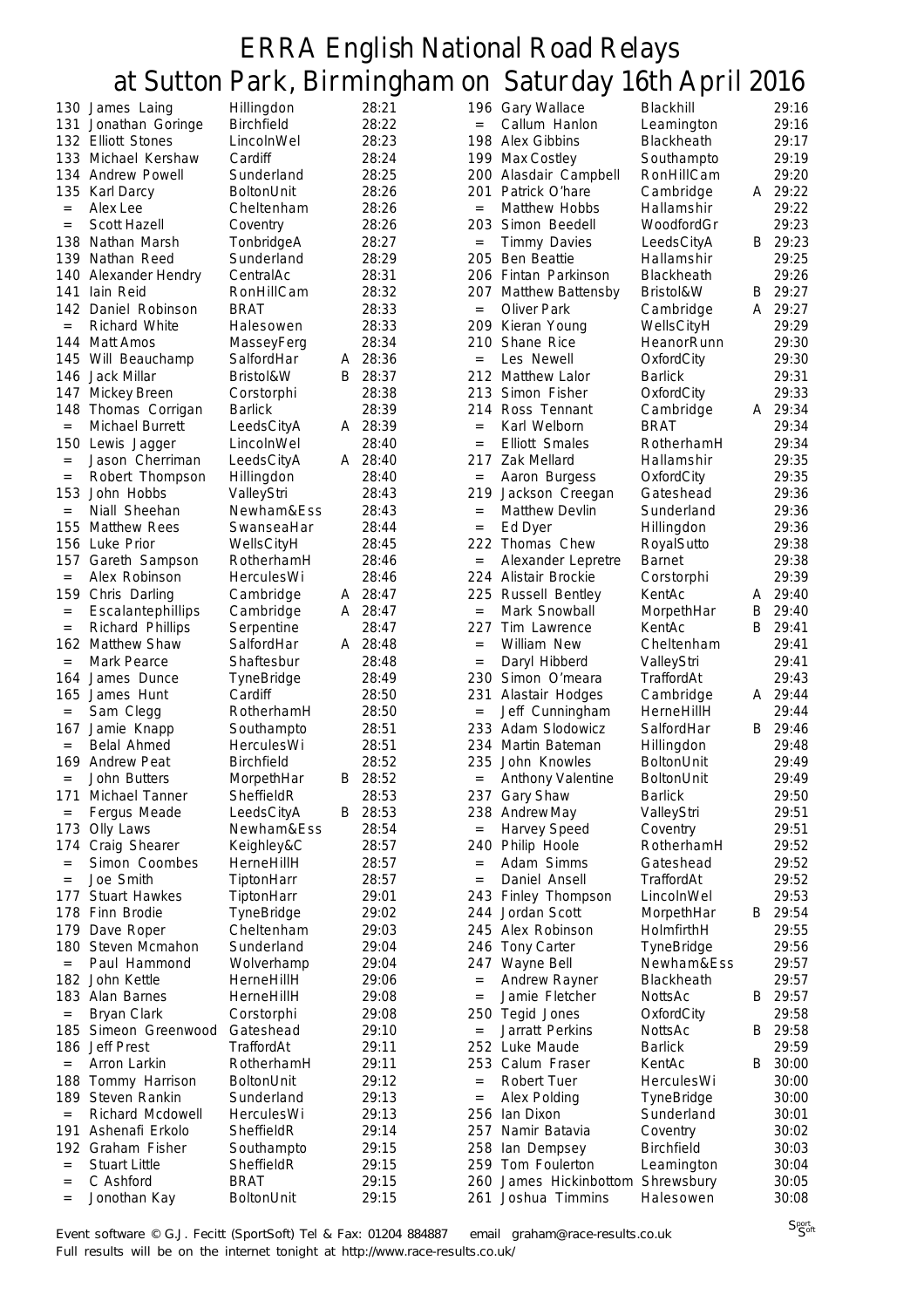# ERRA English National Road Relays at Sutton Park, Birmingham on Saturday 16th April 2016

| Pos | Name | Club | Team | Time |
|---|---|---|---|---|
| 130 | James Laing | Hillingdon | | 28:21 |
| 131 | Jonathan Goringe | Birchfield | | 28:22 |
| 132 | Elliott Stones | LincolnWel | | 28:23 |
| 133 | Michael Kershaw | Cardiff | | 28:24 |
| 134 | Andrew Powell | Sunderland | | 28:25 |
| 135 | Karl Darcy | BoltonUnit | | 28:26 |
| = | Alex Lee | Cheltenham | | 28:26 |
| = | Scott Hazell | Coventry | | 28:26 |
| 138 | Nathan Marsh | TonbridgeA | | 28:27 |
| 139 | Nathan Reed | Sunderland | | 28:29 |
| 140 | Alexander Hendry | CentralAc | | 28:31 |
| 141 | Iain Reid | RonHillCam | | 28:32 |
| 142 | Daniel Robinson | BRAT | | 28:33 |
| = | Richard White | Halesowen | | 28:33 |
| 144 | Matt Amos | MasseyFerg | | 28:34 |
| 145 | Will Beauchamp | SalfordHar | A | 28:36 |
| 146 | Jack Millar | Bristol&W | B | 28:37 |
| 147 | Mickey Breen | Corstorphi | | 28:38 |
| 148 | Thomas Corrigan | Barlick | | 28:39 |
| = | Michael Burrett | LeedsCityA | A | 28:39 |
| 150 | Lewis Jagger | LincolnWel | | 28:40 |
| = | Jason Cherriman | LeedsCityA | A | 28:40 |
| = | Robert Thompson | Hillingdon | | 28:40 |
| 153 | John Hobbs | ValleyStri | | 28:43 |
| = | Niall Sheehan | Newham&Ess | | 28:43 |
| 155 | Matthew Rees | SwanseaHar | | 28:44 |
| 156 | Luke Prior | WellsCityH | | 28:45 |
| 157 | Gareth Sampson | RotherhamH | | 28:46 |
| = | Alex Robinson | HerculesWi | | 28:46 |
| 159 | Chris Darling | Cambridge | A | 28:47 |
| = | Escalantephillips | Cambridge | A | 28:47 |
| = | Richard Phillips | Serpentine | | 28:47 |
| 162 | Matthew Shaw | SalfordHar | A | 28:48 |
| = | Mark Pearce | Shaftesbur | | 28:48 |
| 164 | James Dunce | TyneBridge | | 28:49 |
| 165 | James Hunt | Cardiff | | 28:50 |
| = | Sam Clegg | RotherhamH | | 28:50 |
| 167 | Jamie Knapp | Southampto | | 28:51 |
| = | Belal Ahmed | HerculesWi | | 28:51 |
| 169 | Andrew Peat | Birchfield | | 28:52 |
| = | John Butters | MorpethHar | B | 28:52 |
| 171 | Michael Tanner | SheffieldR | | 28:53 |
| = | Fergus Meade | LeedsCityA | B | 28:53 |
| 173 | Olly Laws | Newham&Ess | | 28:54 |
| 174 | Craig Shearer | Keighley&C | | 28:57 |
| = | Simon Coombes | HerneHillH | | 28:57 |
| = | Joe Smith | TiptonHarr | | 28:57 |
| 177 | Stuart Hawkes | TiptonHarr | | 29:01 |
| 178 | Finn Brodie | TyneBridge | | 29:02 |
| 179 | Dave Roper | Cheltenham | | 29:03 |
| 180 | Steven Mcmahon | Sunderland | | 29:04 |
| = | Paul Hammond | Wolverhamp | | 29:04 |
| 182 | John Kettle | HerneHillH | | 29:06 |
| 183 | Alan Barnes | HerneHillH | | 29:08 |
| = | Bryan Clark | Corstorphi | | 29:08 |
| 185 | Simeon Greenwood | Gateshead | | 29:10 |
| 186 | Jeff Prest | TraffordAt | | 29:11 |
| = | Arron Larkin | RotherhamH | | 29:11 |
| 188 | Tommy Harrison | BoltonUnit | | 29:12 |
| 189 | Steven Rankin | Sunderland | | 29:13 |
| = | Richard Mcdowell | HerculesWi | | 29:13 |
| 191 | Ashenafi Erkolo | SheffieldR | | 29:14 |
| 192 | Graham Fisher | Southampto | | 29:15 |
| = | Stuart Little | SheffieldR | | 29:15 |
| = | C Ashford | BRAT | | 29:15 |
| = | Jonothan Kay | BoltonUnit | | 29:15 |
| 196 | Gary Wallace | Blackhill | | 29:16 |
| = | Callum Hanlon | Leamington | | 29:16 |
| 198 | Alex Gibbins | Blackheath | | 29:17 |
| 199 | Max Costley | Southampto | | 29:19 |
| 200 | Alasdair Campbell | RonHillCam | | 29:20 |
| 201 | Patrick O'hare | Cambridge | A | 29:22 |
| = | Matthew Hobbs | Hallamshir | | 29:22 |
| 203 | Simon Beedell | WoodfordGr | | 29:23 |
| = | Timmy Davies | LeedsCityA | B | 29:23 |
| 205 | Ben Beattie | Hallamshir | | 29:25 |
| 206 | Fintan Parkinson | Blackheath | | 29:26 |
| 207 | Matthew Battensby | Bristol&W | B | 29:27 |
| = | Oliver Park | Cambridge | A | 29:27 |
| 209 | Kieran Young | WellsCityH | | 29:29 |
| 210 | Shane Rice | HeanorRunn | | 29:30 |
| = | Les Newell | OxfordCity | | 29:30 |
| 212 | Matthew Lalor | Barlick | | 29:31 |
| 213 | Simon Fisher | OxfordCity | | 29:33 |
| 214 | Ross Tennant | Cambridge | A | 29:34 |
| = | Karl Welborn | BRAT | | 29:34 |
| = | Elliott Smales | RotherhamH | | 29:34 |
| 217 | Zak Mellard | Hallamshir | | 29:35 |
| = | Aaron Burgess | OxfordCity | | 29:35 |
| 219 | Jackson Creegan | Gateshead | | 29:36 |
| = | Matthew Devlin | Sunderland | | 29:36 |
| = | Ed Dyer | Hillingdon | | 29:36 |
| 222 | Thomas Chew | RoyalSutto | | 29:38 |
| = | Alexander Lepretre | Barnet | | 29:38 |
| 224 | Alistair Brockie | Corstorphi | | 29:39 |
| 225 | Russell Bentley | KentAc | A | 29:40 |
| = | Mark Snowball | MorpethHar | B | 29:40 |
| 227 | Tim Lawrence | KentAc | B | 29:41 |
| = | William New | Cheltenham | | 29:41 |
| = | Daryl Hibberd | ValleyStri | | 29:41 |
| 230 | Simon O'meara | TraffordAt | | 29:43 |
| 231 | Alastair Hodges | Cambridge | A | 29:44 |
| = | Jeff Cunningham | HerneHillH | | 29:44 |
| 233 | Adam Slodowicz | SalfordHar | B | 29:46 |
| 234 | Martin Bateman | Hillingdon | | 29:48 |
| 235 | John Knowles | BoltonUnit | | 29:49 |
| = | Anthony Valentine | BoltonUnit | | 29:49 |
| 237 | Gary Shaw | Barlick | | 29:50 |
| 238 | Andrew May | ValleyStri | | 29:51 |
| = | Harvey Speed | Coventry | | 29:51 |
| 240 | Philip Hoole | RotherhamH | | 29:52 |
| = | Adam Simms | Gateshead | | 29:52 |
| = | Daniel Ansell | TraffordAt | | 29:52 |
| 243 | Finley Thompson | LincolnWel | | 29:53 |
| 244 | Jordan Scott | MorpethHar | B | 29:54 |
| 245 | Alex Robinson | HolmfirthH | | 29:55 |
| 246 | Tony Carter | TyneBridge | | 29:56 |
| 247 | Wayne Bell | Newham&Ess | | 29:57 |
| = | Andrew Rayner | Blackheath | | 29:57 |
| = | Jamie Fletcher | NottsAc | B | 29:57 |
| 250 | Tegid Jones | OxfordCity | | 29:58 |
| = | Jarratt Perkins | NottsAc | B | 29:58 |
| 252 | Luke Maude | Barlick | | 29:59 |
| 253 | Calum Fraser | KentAc | B | 30:00 |
| = | Robert Tuer | HerculesWi | | 30:00 |
| = | Alex Polding | TyneBridge | | 30:00 |
| 256 | Ian Dixon | Sunderland | | 30:01 |
| 257 | Namir Batavia | Coventry | | 30:02 |
| 258 | Ian Dempsey | Birchfield | | 30:03 |
| 259 | Tom Foulerton | Leamington | | 30:04 |
| 260 | James Hickinbottom | Shrewsbury | | 30:05 |
| 261 | Joshua Timmins | Halesowen | | 30:08 |

Event software © G.J. Fecitt (SportSoft) Tel & Fax: 01204 884887 email graham@race-results.co.uk
Full results will be on the internet tonight at http://www.race-results.co.uk/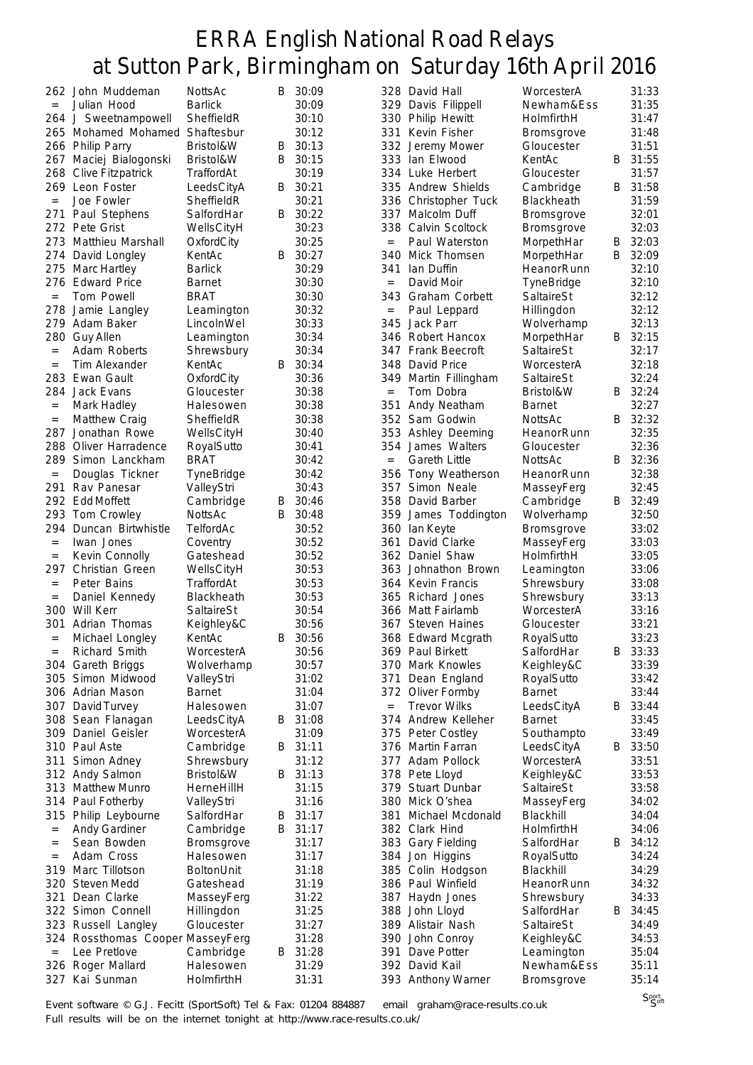# ERRA English National Road Relays
## at Sutton Park, Birmingham on Saturday 16th April 2016

| Pos | Name | Club | | Time |
|---|---|---|---|---|
| 262 | John Muddeman | NottsAc | B | 30:09 |
| = | Julian Hood | Barlick | | 30:09 |
| 264 | J Sweetnampowell | SheffieldR | | 30:10 |
| 265 | Mohamed Mohamed | Shaftesbur | | 30:12 |
| 266 | Philip Parry | Bristol&W | B | 30:13 |
| 267 | Maciej Bialogonski | Bristol&W | B | 30:15 |
| 268 | Clive Fitzpatrick | TraffordAt | | 30:19 |
| 269 | Leon Foster | LeedsCityA | B | 30:21 |
| = | Joe Fowler | SheffieldR | | 30:21 |
| 271 | Paul Stephens | SalfordHar | B | 30:22 |
| 272 | Pete Grist | WellsCityH | | 30:23 |
| 273 | Matthieu Marshall | OxfordCity | | 30:25 |
| 274 | David Longley | KentAc | B | 30:27 |
| 275 | Marc Hartley | Barlick | | 30:29 |
| 276 | Edward Price | Barnet | | 30:30 |
| = | Tom Powell | BRAT | | 30:30 |
| 278 | Jamie Langley | Leamington | | 30:32 |
| 279 | Adam Baker | LincolnWel | | 30:33 |
| 280 | Guy Allen | Leamington | | 30:34 |
| = | Adam Roberts | Shrewsbury | | 30:34 |
| = | Tim Alexander | KentAc | B | 30:34 |
| 283 | Ewan Gault | OxfordCity | | 30:36 |
| 284 | Jack Evans | Gloucester | | 30:38 |
| = | Mark Hadley | Halesowen | | 30:38 |
| = | Matthew Craig | SheffieldR | | 30:38 |
| 287 | Jonathan Rowe | WellsCityH | | 30:40 |
| 288 | Oliver Harradence | RoyalSutto | | 30:41 |
| 289 | Simon Lanckham | BRAT | | 30:42 |
| = | Douglas Tickner | TyneBridge | | 30:42 |
| 291 | Rav Panesar | ValleyStri | | 30:43 |
| 292 | Edd Moffett | Cambridge | B | 30:46 |
| 293 | Tom Crowley | NottsAc | B | 30:48 |
| 294 | Duncan Birtwhistle | TelfordAc | | 30:52 |
| = | Iwan Jones | Coventry | | 30:52 |
| = | Kevin Connolly | Gateshead | | 30:52 |
| 297 | Christian Green | WellsCityH | | 30:53 |
| = | Peter Bains | TraffordAt | | 30:53 |
| = | Daniel Kennedy | Blackheath | | 30:53 |
| 300 | Will Kerr | SaltaireSt | | 30:54 |
| 301 | Adrian Thomas | Keighley&C | | 30:56 |
| = | Michael Longley | KentAc | B | 30:56 |
| = | Richard Smith | WorcesterA | | 30:56 |
| 304 | Gareth Briggs | Wolverhamp | | 30:57 |
| 305 | Simon Midwood | ValleyStri | | 31:02 |
| 306 | Adrian Mason | Barnet | | 31:04 |
| 307 | David Turvey | Halesowen | | 31:07 |
| 308 | Sean Flanagan | LeedsCityA | B | 31:08 |
| 309 | Daniel Geisler | WorcesterA | | 31:09 |
| 310 | Paul Aste | Cambridge | B | 31:11 |
| 311 | Simon Adney | Shrewsbury | | 31:12 |
| 312 | Andy Salmon | Bristol&W | B | 31:13 |
| 313 | Matthew Munro | HerneHillH | | 31:15 |
| 314 | Paul Fotherby | ValleyStri | | 31:16 |
| 315 | Philip Leybourne | SalfordHar | B | 31:17 |
| = | Andy Gardiner | Cambridge | B | 31:17 |
| = | Sean Bowden | Bromsgrove | | 31:17 |
| = | Adam Cross | Halesowen | | 31:17 |
| 319 | Marc Tillotson | BoltonUnit | | 31:18 |
| 320 | Steven Medd | Gateshead | | 31:19 |
| 321 | Dean Clarke | MasseyFerg | | 31:22 |
| 322 | Simon Connell | Hillingdon | | 31:25 |
| 323 | Russell Langley | Gloucester | | 31:27 |
| 324 | Rossthomas Cooper | MasseyFerg | | 31:28 |
| = | Lee Pretlove | Cambridge | B | 31:28 |
| 326 | Roger Mallard | Halesowen | | 31:29 |
| 327 | Kai Sunman | HolmfirthH | | 31:31 |
| 328 | David Hall | WorcesterA | | 31:33 |
| 329 | Davis Filippell | Newham&Ess | | 31:35 |
| 330 | Philip Hewitt | HolmfirthH | | 31:47 |
| 331 | Kevin Fisher | Bromsgrove | | 31:48 |
| 332 | Jeremy Mower | Gloucester | | 31:51 |
| 333 | Ian Elwood | KentAc | B | 31:55 |
| 334 | Luke Herbert | Gloucester | | 31:57 |
| 335 | Andrew Shields | Cambridge | B | 31:58 |
| 336 | Christopher Tuck | Blackheath | | 31:59 |
| 337 | Malcolm Duff | Bromsgrove | | 32:01 |
| 338 | Calvin Scoltock | Bromsgrove | | 32:03 |
| = | Paul Waterston | MorpethHar | B | 32:03 |
| 340 | Mick Thomsen | MorpethHar | B | 32:09 |
| 341 | Ian Duffin | HeanorRunn | | 32:10 |
| = | David Moir | TyneBridge | | 32:10 |
| 343 | Graham Corbett | SaltaireSt | | 32:12 |
| = | Paul Leppard | Hillingdon | | 32:12 |
| 345 | Jack Parr | Wolverhamp | | 32:13 |
| 346 | Robert Hancox | MorpethHar | B | 32:15 |
| 347 | Frank Beecroft | SaltaireSt | | 32:17 |
| 348 | David Price | WorcesterA | | 32:18 |
| 349 | Martin Fillingham | SaltaireSt | | 32:24 |
| = | Tom Dobra | Bristol&W | B | 32:24 |
| 351 | Andy Neatham | Barnet | | 32:27 |
| 352 | Sam Godwin | NottsAc | B | 32:32 |
| 353 | Ashley Deeming | HeanorRunn | | 32:35 |
| 354 | James Walters | Gloucester | | 32:36 |
| = | Gareth Little | NottsAc | B | 32:36 |
| 356 | Tony Weatherson | HeanorRunn | | 32:38 |
| 357 | Simon Neale | MasseyFerg | | 32:45 |
| 358 | David Barber | Cambridge | B | 32:49 |
| 359 | James Toddington | Wolverhamp | | 32:50 |
| 360 | Ian Keyte | Bromsgrove | | 33:02 |
| 361 | David Clarke | MasseyFerg | | 33:03 |
| 362 | Daniel Shaw | HolmfirthH | | 33:05 |
| 363 | Johnathon Brown | Leamington | | 33:06 |
| 364 | Kevin Francis | Shrewsbury | | 33:08 |
| 365 | Richard Jones | Shrewsbury | | 33:13 |
| 366 | Matt Fairlamb | WorcesterA | | 33:16 |
| 367 | Steven Haines | Gloucester | | 33:21 |
| 368 | Edward Mcgrath | RoyalSutto | | 33:23 |
| 369 | Paul Birkett | SalfordHar | B | 33:33 |
| 370 | Mark Knowles | Keighley&C | | 33:39 |
| 371 | Dean England | RoyalSutto | | 33:42 |
| 372 | Oliver Formby | Barnet | | 33:44 |
| = | Trevor Wilks | LeedsCityA | B | 33:44 |
| 374 | Andrew Kelleher | Barnet | | 33:45 |
| 375 | Peter Costley | Southampto | | 33:49 |
| 376 | Martin Farran | LeedsCityA | B | 33:50 |
| 377 | Adam Pollock | WorcesterA | | 33:51 |
| 378 | Pete Lloyd | Keighley&C | | 33:53 |
| 379 | Stuart Dunbar | SaltaireSt | | 33:58 |
| 380 | Mick O'shea | MasseyFerg | | 34:02 |
| 381 | Michael Mcdonald | Blackhill | | 34:04 |
| 382 | Clark Hind | HolmfirthH | | 34:06 |
| 383 | Gary Fielding | SalfordHar | B | 34:12 |
| 384 | Jon Higgins | RoyalSutto | | 34:24 |
| 385 | Colin Hodgson | Blackhill | | 34:29 |
| 386 | Paul Winfield | HeanorRunn | | 34:32 |
| 387 | Haydn Jones | Shrewsbury | | 34:33 |
| 388 | John Lloyd | SalfordHar | B | 34:45 |
| 389 | Alistair Nash | SaltaireSt | | 34:49 |
| 390 | John Conroy | Keighley&C | | 34:53 |
| 391 | Dave Potter | Leamington | | 35:04 |
| 392 | David Kail | Newham&Ess | | 35:11 |
| 393 | Anthony Warner | Bromsgrove | | 35:14 |

Event software © G.J. Fecitt (SportSoft) Tel & Fax: 01204 884887 email graham@race-results.co.uk
Full results will be on the internet tonight at http://www.race-results.co.uk/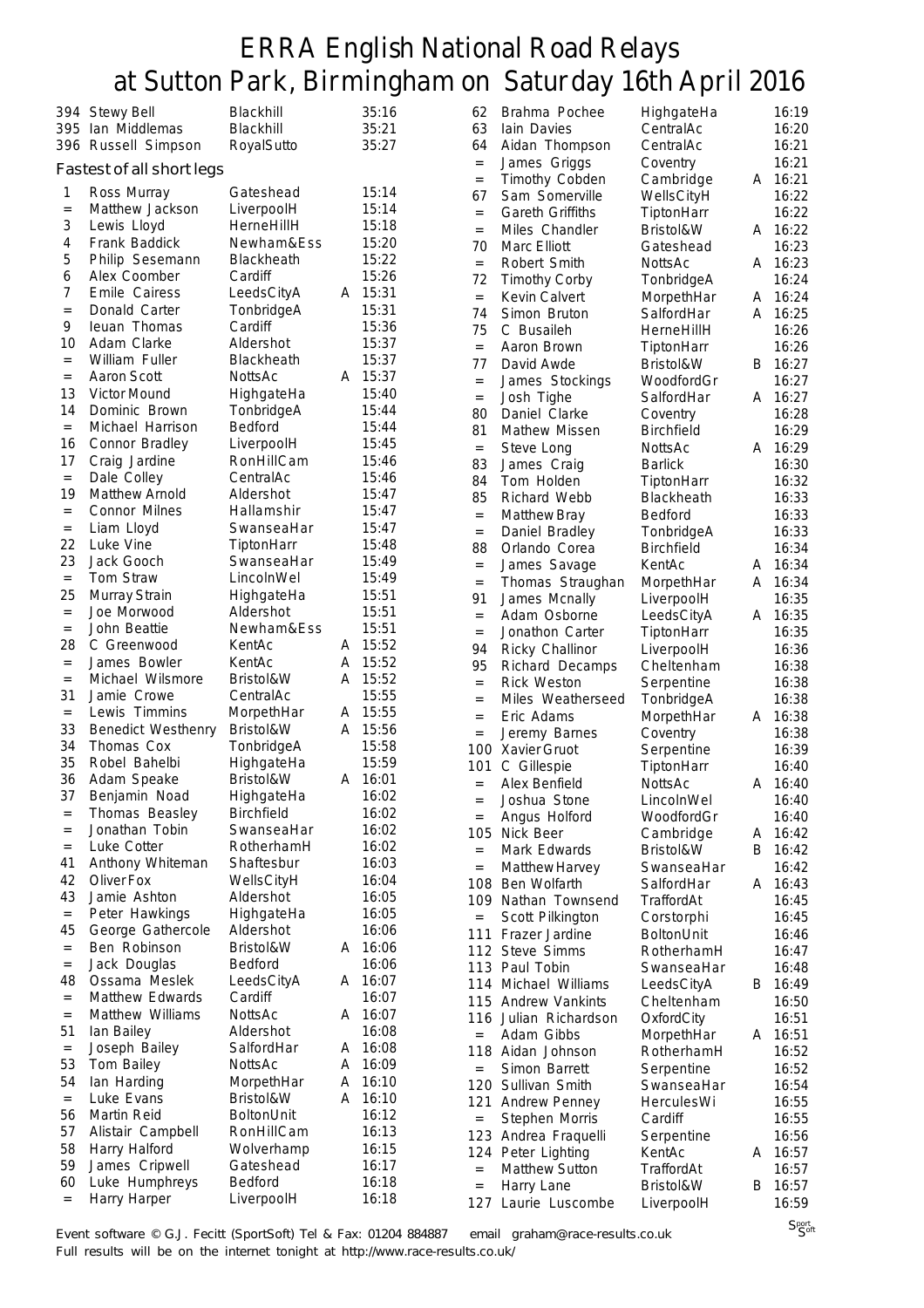# ERRA English National Road Relays at Sutton Park, Birmingham on Saturday 16th April 2016

| Pos | Name | Club | Team | Time |
|---|---|---|---|---|
| 394 | Stewy Bell | Blackhill | | 35:16 |
| 395 | Ian Middlemas | Blackhill | | 35:21 |
| 396 | Russell Simpson | RoyalSutto | | 35:27 |

## Fastest of all short legs

| Pos | Name | Club | Team | Time |
|---|---|---|---|---|
| 1 | Ross Murray | Gateshead | | 15:14 |
| = | Matthew Jackson | LiverpoolH | | 15:14 |
| 3 | Lewis Lloyd | HerneHillH | | 15:18 |
| 4 | Frank Baddick | Newham&Ess | | 15:20 |
| 5 | Philip Sesemann | Blackheath | | 15:22 |
| 6 | Alex Coomber | Cardiff | | 15:26 |
| 7 | Emile Cairess | LeedsCityA | A | 15:31 |
| = | Donald Carter | TonbridgeA | | 15:31 |
| 9 | Ieuan Thomas | Cardiff | | 15:36 |
| 10 | Adam Clarke | Aldershot | | 15:37 |
| = | William Fuller | Blackheath | | 15:37 |
| = | Aaron Scott | NottsAc | A | 15:37 |
| 13 | Victor Mound | HighgateHa | | 15:40 |
| 14 | Dominic Brown | TonbridgeA | | 15:44 |
| = | Michael Harrison | Bedford | | 15:44 |
| 16 | Connor Bradley | LiverpoolH | | 15:45 |
| 17 | Craig Jardine | RonHillCam | | 15:46 |
| = | Dale Colley | CentralAc | | 15:46 |
| 19 | Matthew Arnold | Aldershot | | 15:47 |
| = | Connor Milnes | Hallamshir | | 15:47 |
| = | Liam Lloyd | SwanseaHar | | 15:47 |
| 22 | Luke Vine | TiptonHarr | | 15:48 |
| 23 | Jack Gooch | SwanseaHar | | 15:49 |
| = | Tom Straw | LincolnWel | | 15:49 |
| 25 | Murray Strain | HighgateHa | | 15:51 |
| = | Joe Morwood | Aldershot | | 15:51 |
| = | John Beattie | Newham&Ess | | 15:51 |
| 28 | C Greenwood | KentAc | A | 15:52 |
| = | James Bowler | KentAc | A | 15:52 |
| = | Michael Wilsmore | Bristol&W | A | 15:52 |
| 31 | Jamie Crowe | CentralAc | | 15:55 |
| = | Lewis Timmins | MorpethHar | A | 15:55 |
| 33 | Benedict Westhenry | Bristol&W | A | 15:56 |
| 34 | Thomas Cox | TonbridgeA | | 15:58 |
| 35 | Robel Bahelbi | HighgateHa | | 15:59 |
| 36 | Adam Speake | Bristol&W | A | 16:01 |
| 37 | Benjamin Noad | HighgateHa | | 16:02 |
| = | Thomas Beasley | Birchfield | | 16:02 |
| = | Jonathan Tobin | SwanseaHar | | 16:02 |
| = | Luke Cotter | RotherhamH | | 16:02 |
| 41 | Anthony Whiteman | Shaftesbur | | 16:03 |
| 42 | Oliver Fox | WellsCityH | | 16:04 |
| 43 | Jamie Ashton | Aldershot | | 16:05 |
| = | Peter Hawkings | HighgateHa | | 16:05 |
| 45 | George Gathercole | Aldershot | | 16:06 |
| = | Ben Robinson | Bristol&W | A | 16:06 |
| = | Jack Douglas | Bedford | | 16:06 |
| 48 | Ossama Meslek | LeedsCityA | A | 16:07 |
| = | Matthew Edwards | Cardiff | | 16:07 |
| = | Matthew Williams | NottsAc | A | 16:07 |
| 51 | Ian Bailey | Aldershot | | 16:08 |
| = | Joseph Bailey | SalfordHar | A | 16:08 |
| 53 | Tom Bailey | NottsAc | A | 16:09 |
| 54 | Ian Harding | MorpethHar | A | 16:10 |
| = | Luke Evans | Bristol&W | A | 16:10 |
| 56 | Martin Reid | BoltonUnit | | 16:12 |
| 57 | Alistair Campbell | RonHillCam | | 16:13 |
| 58 | Harry Halford | Wolverhamp | | 16:15 |
| 59 | James Cripwell | Gateshead | | 16:17 |
| 60 | Luke Humphreys | Bedford | | 16:18 |
| = | Harry Harper | LiverpoolH | | 16:18 |
| 62 | Brahma Pochee | HighgateHa | | 16:19 |
| 63 | Iain Davies | CentralAc | | 16:20 |
| 64 | Aidan Thompson | CentralAc | | 16:21 |
| = | James Griggs | Coventry | | 16:21 |
| = | Timothy Cobden | Cambridge | A | 16:21 |
| 67 | Sam Somerville | WellsCityH | | 16:22 |
| = | Gareth Griffiths | TiptonHarr | | 16:22 |
| = | Miles Chandler | Bristol&W | A | 16:22 |
| 70 | Marc Elliott | Gateshead | | 16:23 |
| = | Robert Smith | NottsAc | A | 16:23 |
| 72 | Timothy Corby | TonbridgeA | | 16:24 |
| = | Kevin Calvert | MorpethHar | A | 16:24 |
| 74 | Simon Bruton | SalfordHar | A | 16:25 |
| 75 | C Busaileh | HerneHillH | | 16:26 |
| = | Aaron Brown | TiptonHarr | | 16:26 |
| 77 | David Awde | Bristol&W | B | 16:27 |
| = | James Stockings | WoodfordGr | | 16:27 |
| = | Josh Tighe | SalfordHar | A | 16:27 |
| 80 | Daniel Clarke | Coventry | | 16:28 |
| 81 | Mathew Missen | Birchfield | | 16:29 |
| = | Steve Long | NottsAc | A | 16:29 |
| 83 | James Craig | Barlick | | 16:30 |
| 84 | Tom Holden | TiptonHarr | | 16:32 |
| 85 | Richard Webb | Blackheath | | 16:33 |
| = | Matthew Bray | Bedford | | 16:33 |
| = | Daniel Bradley | TonbridgeA | | 16:33 |
| 88 | Orlando Corea | Birchfield | | 16:34 |
| = | James Savage | KentAc | A | 16:34 |
| = | Thomas Straughan | MorpethHar | A | 16:34 |
| 91 | James Mcnally | LiverpoolH | | 16:35 |
| = | Adam Osborne | LeedsCityA | A | 16:35 |
| = | Jonathon Carter | TiptonHarr | | 16:35 |
| 94 | Ricky Challinor | LiverpoolH | | 16:36 |
| 95 | Richard Decamps | Cheltenham | | 16:38 |
| = | Rick Weston | Serpentine | | 16:38 |
| = | Miles Weatherseed | TonbridgeA | | 16:38 |
| = | Eric Adams | MorpethHar | A | 16:38 |
| = | Jeremy Barnes | Coventry | | 16:38 |
| 100 | Xavier Gruot | Serpentine | | 16:39 |
| 101 | C Gillespie | TiptonHarr | | 16:40 |
| = | Alex Benfield | NottsAc | A | 16:40 |
| = | Joshua Stone | LincolnWel | | 16:40 |
| = | Angus Holford | WoodfordGr | | 16:40 |
| 105 | Nick Beer | Cambridge | A | 16:42 |
| = | Mark Edwards | Bristol&W | B | 16:42 |
| = | Matthew Harvey | SwanseaHar | | 16:42 |
| 108 | Ben Wolfarth | SalfordHar | A | 16:43 |
| 109 | Nathan Townsend | TraffordAt | | 16:45 |
| = | Scott Pilkington | Corstorphi | | 16:45 |
| 111 | Frazer Jardine | BoltonUnit | | 16:46 |
| 112 | Steve Simms | RotherhamH | | 16:47 |
| 113 | Paul Tobin | SwanseaHar | | 16:48 |
| 114 | Michael Williams | LeedsCityA | B | 16:49 |
| 115 | Andrew Vankints | Cheltenham | | 16:50 |
| 116 | Julian Richardson | OxfordCity | | 16:51 |
| = | Adam Gibbs | MorpethHar | A | 16:51 |
| 118 | Aidan Johnson | RotherhamH | | 16:52 |
| = | Simon Barrett | Serpentine | | 16:52 |
| 120 | Sullivan Smith | SwanseaHar | | 16:54 |
| 121 | Andrew Penney | HerculesWi | | 16:55 |
| = | Stephen Morris | Cardiff | | 16:55 |
| 123 | Andrea Fraquelli | Serpentine | | 16:56 |
| 124 | Peter Lighting | KentAc | A | 16:57 |
| = | Matthew Sutton | TraffordAt | | 16:57 |
| = | Harry Lane | Bristol&W | B | 16:57 |
| 127 | Laurie Luscombe | LiverpoolH | | 16:59 |

Event software © G.J. Fecitt (SportSoft) Tel & Fax: 01204 884887 email graham@race-results.co.uk
Full results will be on the internet tonight at http://www.race-results.co.uk/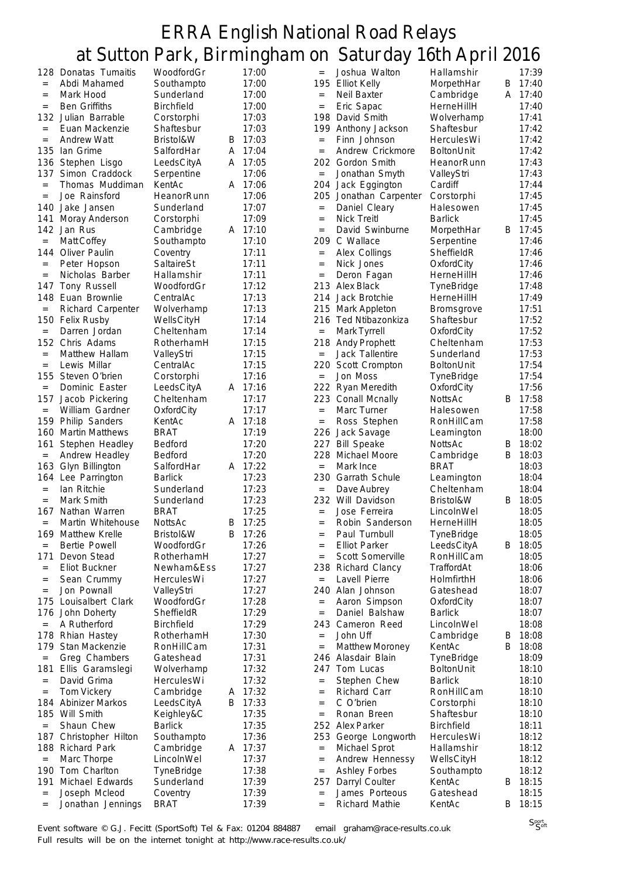# ERRA English National Road Relays at Sutton Park, Birmingham on Saturday 16th April 2016

| Pos | Name | Club | Team | Time |
|---|---|---|---|---|
| 128 | Donatas Tumaitis | WoodfordGr | | 17:00 |
| = | Abdi Mahamed | Southampto | | 17:00 |
| = | Mark Hood | Sunderland | | 17:00 |
| = | Ben Griffiths | Birchfield | | 17:00 |
| 132 | Julian Barrable | Corstorphi | | 17:03 |
| = | Euan Mackenzie | Shaftesbur | | 17:03 |
| = | Andrew Watt | Bristol&W | B | 17:03 |
| 135 | Ian Grime | SalfordHar | A | 17:04 |
| 136 | Stephen Lisgo | LeedsCityA | A | 17:05 |
| 137 | Simon Craddock | Serpentine | | 17:06 |
| = | Thomas Muddiman | KentAc | A | 17:06 |
| = | Joe Rainsford | HeanorRunn | | 17:06 |
| 140 | Jake Jansen | Sunderland | | 17:07 |
| 141 | Moray Anderson | Corstorphi | | 17:09 |
| 142 | Jan Rus | Cambridge | A | 17:10 |
| = | Matt Coffey | Southampto | | 17:10 |
| 144 | Oliver Paulin | Coventry | | 17:11 |
| = | Peter Hopson | SaltaireSt | | 17:11 |
| = | Nicholas Barber | Hallamshir | | 17:11 |
| 147 | Tony Russell | WoodfordGr | | 17:12 |
| 148 | Euan Brownlie | CentralAc | | 17:13 |
| = | Richard Carpenter | Wolverhamp | | 17:13 |
| 150 | Felix Rusby | WellsCityH | | 17:14 |
| = | Darren Jordan | Cheltenham | | 17:14 |
| 152 | Chris Adams | RotherhamH | | 17:15 |
| = | Matthew Hallam | ValleyStri | | 17:15 |
| = | Lewis Millar | CentralAc | | 17:15 |
| 155 | Steven O'brien | Corstorphi | | 17:16 |
| = | Dominic Easter | LeedsCityA | A | 17:16 |
| 157 | Jacob Pickering | Cheltenham | | 17:17 |
| = | William Gardner | OxfordCity | | 17:17 |
| 159 | Philip Sanders | KentAc | A | 17:18 |
| 160 | Martin Matthews | BRAT | | 17:19 |
| 161 | Stephen Headley | Bedford | | 17:20 |
| = | Andrew Headley | Bedford | | 17:20 |
| 163 | Glyn Billington | SalfordHar | A | 17:22 |
| 164 | Lee Parrington | Barlick | | 17:23 |
| = | Ian Ritchie | Sunderland | | 17:23 |
| = | Mark Smith | Sunderland | | 17:23 |
| 167 | Nathan Warren | BRAT | | 17:25 |
| = | Martin Whitehouse | NottsAc | B | 17:25 |
| 169 | Matthew Krelle | Bristol&W | B | 17:26 |
| = | Bertie Powell | WoodfordGr | | 17:26 |
| 171 | Devon Stead | RotherhamH | | 17:27 |
| = | Eliot Buckner | Newham&Ess | | 17:27 |
| = | Sean Crummy | HerculesWi | | 17:27 |
| = | Jon Pownall | ValleyStri | | 17:27 |
| 175 | Louisalbert Clark | WoodfordGr | | 17:28 |
| 176 | John Doherty | SheffieldR | | 17:29 |
| = | A Rutherford | Birchfield | | 17:29 |
| 178 | Rhian Hastey | RotherhamH | | 17:30 |
| 179 | Stan Mackenzie | RonHillCam | | 17:31 |
| = | Greg Chambers | Gateshead | | 17:31 |
| 181 | Ellis Garamslegi | Wolverhamp | | 17:32 |
| = | David Grima | HerculesWi | | 17:32 |
| = | Tom Vickery | Cambridge | A | 17:32 |
| 184 | Abinizer Markos | LeedsCityA | B | 17:33 |
| 185 | Will Smith | Keighley&C | | 17:35 |
| = | Shaun Chew | Barlick | | 17:35 |
| 187 | Christopher Hilton | Southampto | | 17:36 |
| 188 | Richard Park | Cambridge | A | 17:37 |
| = | Marc Thorpe | LincolnWel | | 17:37 |
| 190 | Tom Charlton | TyneBridge | | 17:38 |
| 191 | Michael Edwards | Sunderland | | 17:39 |
| = | Joseph Mcleod | Coventry | | 17:39 |
| = | Jonathan Jennings | BRAT | | 17:39 |
| = | Joshua Walton | Hallamshir | | 17:39 |
| 195 | Elliot Kelly | MorpethHar | B | 17:40 |
| = | Neil Baxter | Cambridge | A | 17:40 |
| = | Eric Sapac | HerneHillH | | 17:40 |
| 198 | David Smith | Wolverhamp | | 17:41 |
| 199 | Anthony Jackson | Shaftesbur | | 17:42 |
| = | Finn Johnson | HerculesWi | | 17:42 |
| = | Andrew Crickmore | BoltonUnit | | 17:42 |
| 202 | Gordon Smith | HeanorRunn | | 17:43 |
| = | Jonathan Smyth | ValleyStri | | 17:43 |
| 204 | Jack Eggington | Cardiff | | 17:44 |
| 205 | Jonathan Carpenter | Corstorphi | | 17:45 |
| = | Daniel Cleary | Halesowen | | 17:45 |
| = | Nick Treitl | Barlick | | 17:45 |
| = | David Swinburne | MorpethHar | B | 17:45 |
| 209 | C Wallace | Serpentine | | 17:46 |
| = | Alex Collings | SheffieldR | | 17:46 |
| = | Nick Jones | OxfordCity | | 17:46 |
| = | Deron Fagan | HerneHillH | | 17:46 |
| 213 | Alex Black | TyneBridge | | 17:48 |
| 214 | Jack Brotchie | HerneHillH | | 17:49 |
| 215 | Mark Appleton | Bromsgrove | | 17:51 |
| 216 | Ted Ntibazonkiza | Shaftesbur | | 17:52 |
| = | Mark Tyrrell | OxfordCity | | 17:52 |
| 218 | Andy Prophett | Cheltenham | | 17:53 |
| = | Jack Tallentire | Sunderland | | 17:53 |
| 220 | Scott Crompton | BoltonUnit | | 17:54 |
| = | Jon Moss | TyneBridge | | 17:54 |
| 222 | Ryan Meredith | OxfordCity | | 17:56 |
| 223 | Conall Mcnally | NottsAc | B | 17:58 |
| = | Marc Turner | Halesowen | | 17:58 |
| = | Ross Stephen | RonHillCam | | 17:58 |
| 226 | Jack Savage | Leamington | | 18:00 |
| 227 | Bill Speake | NottsAc | B | 18:02 |
| 228 | Michael Moore | Cambridge | B | 18:03 |
| = | Mark Ince | BRAT | | 18:03 |
| 230 | Garrath Schule | Leamington | | 18:04 |
| = | Dave Aubrey | Cheltenham | | 18:04 |
| 232 | Will Davidson | Bristol&W | B | 18:05 |
| = | Jose Ferreira | LincolnWel | | 18:05 |
| = | Robin Sanderson | HerneHillH | | 18:05 |
| = | Paul Turnbull | TyneBridge | | 18:05 |
| = | Elliot Parker | LeedsCityA | B | 18:05 |
| = | Scott Somerville | RonHillCam | | 18:05 |
| 238 | Richard Clancy | TraffordAt | | 18:06 |
| = | Lavell Pierre | HolmfirthH | | 18:06 |
| 240 | Alan Johnson | Gateshead | | 18:07 |
| = | Aaron Simpson | OxfordCity | | 18:07 |
| = | Daniel Balshaw | Barlick | | 18:07 |
| 243 | Cameron Reed | LincolnWel | | 18:08 |
| = | John Uff | Cambridge | B | 18:08 |
| = | Matthew Moroney | KentAc | B | 18:08 |
| 246 | Alasdair Blain | TyneBridge | | 18:09 |
| 247 | Tom Lucas | BoltonUnit | | 18:10 |
| = | Stephen Chew | Barlick | | 18:10 |
| = | Richard Carr | RonHillCam | | 18:10 |
| = | C O'brien | Corstorphi | | 18:10 |
| = | Ronan Breen | Shaftesbur | | 18:10 |
| 252 | Alex Parker | Birchfield | | 18:11 |
| 253 | George Longworth | HerculesWi | | 18:12 |
| = | Michael Sprot | Hallamshir | | 18:12 |
| = | Andrew Hennessy | WellsCityH | | 18:12 |
| = | Ashley Forbes | Southampto | | 18:12 |
| 257 | Darryl Coulter | KentAc | B | 18:15 |
| = | James Porteous | Gateshead | | 18:15 |
| = | Richard Mathie | KentAc | B | 18:15 |

Event software © G.J. Fecitt (SportSoft) Tel & Fax: 01204 884887 email graham@race-results.co.uk
Full results will be on the internet tonight at http://www.race-results.co.uk/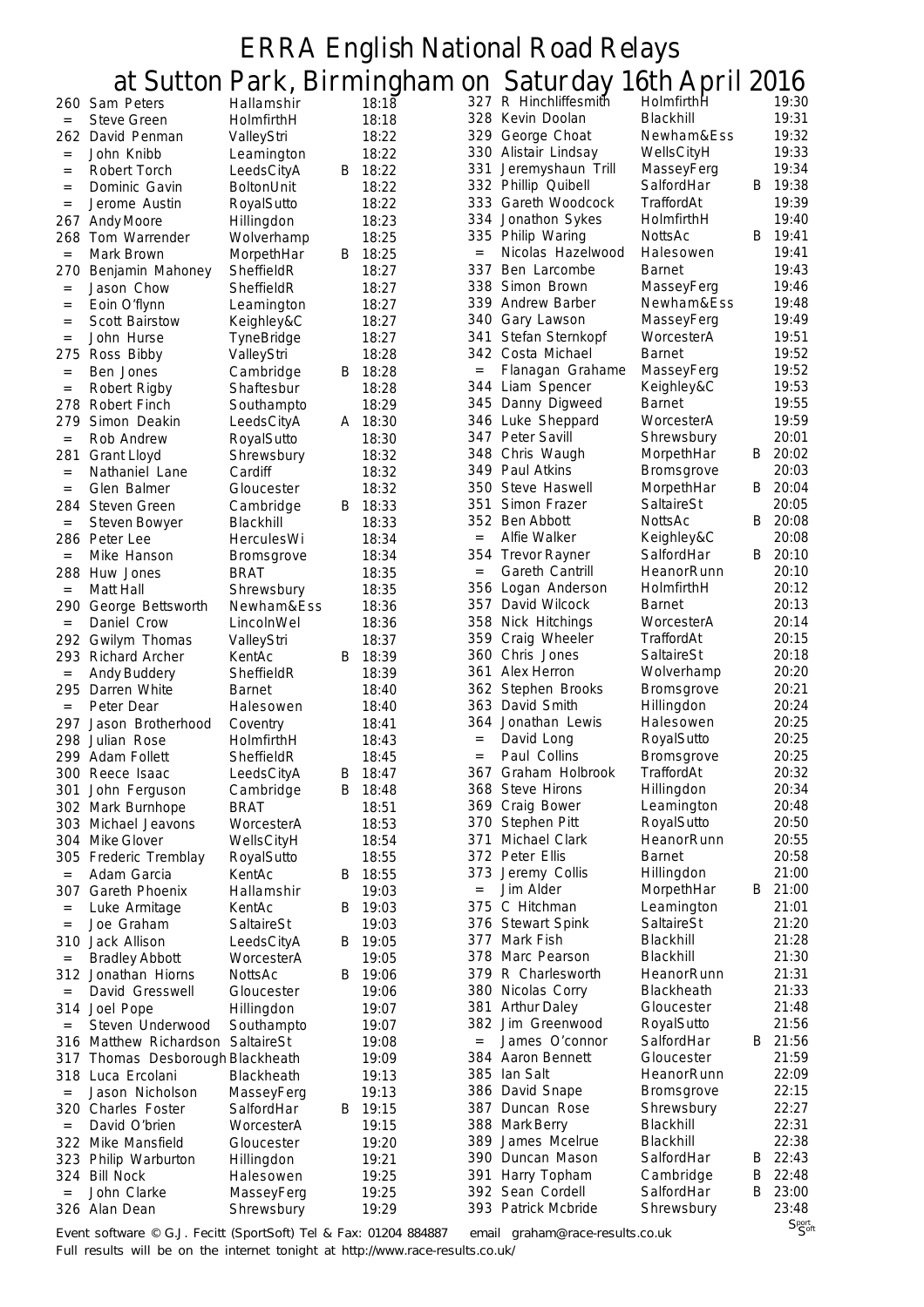# ERRA English National Road Relays
# at Sutton Park, Birmingham on Saturday 16th April 2016

| | | | | |
|---|---|---|---|---|
| 260 | Sam Peters | Hallamshir | | 18:18 |
| = | Steve Green | HolmfirthH | | 18:18 |
| 262 | David Penman | ValleyStri | | 18:22 |
| = | John Knibb | Leamington | | 18:22 |
| = | Robert Torch | LeedsCityA | B | 18:22 |
| = | Dominic Gavin | BoltonUnit | | 18:22 |
| = | Jerome Austin | RoyalSutto | | 18:22 |
| 267 | Andy Moore | Hillingdon | | 18:23 |
| 268 | Tom Warrender | Wolverhamp | | 18:25 |
| = | Mark Brown | MorpethHar | B | 18:25 |
| 270 | Benjamin Mahoney | SheffieldR | | 18:27 |
| = | Jason Chow | SheffieldR | | 18:27 |
| = | Eoin O'flynn | Leamington | | 18:27 |
| = | Scott Bairstow | Keighley&C | | 18:27 |
| = | John Hurse | TyneBridge | | 18:27 |
| 275 | Ross Bibby | ValleyStri | | 18:28 |
| = | Ben Jones | Cambridge | B | 18:28 |
| = | Robert Rigby | Shaftesbur | | 18:28 |
| 278 | Robert Finch | Southampto | | 18:29 |
| 279 | Simon Deakin | LeedsCityA | A | 18:30 |
| = | Rob Andrew | RoyalSutto | | 18:30 |
| 281 | Grant Lloyd | Shrewsbury | | 18:32 |
| = | Nathaniel Lane | Cardiff | | 18:32 |
| = | Glen Balmer | Gloucester | | 18:32 |
| 284 | Steven Green | Cambridge | B | 18:33 |
| = | Steven Bowyer | Blackhill | | 18:33 |
| 286 | Peter Lee | HerculesWi | | 18:34 |
| = | Mike Hanson | Bromsgrove | | 18:34 |
| 288 | Huw Jones | BRAT | | 18:35 |
| = | Matt Hall | Shrewsbury | | 18:35 |
| 290 | George Bettsworth | Newham&Ess | | 18:36 |
| = | Daniel Crow | LincolnWel | | 18:36 |
| 292 | Gwilym Thomas | ValleyStri | | 18:37 |
| 293 | Richard Archer | KentAc | B | 18:39 |
| = | Andy Buddery | SheffieldR | | 18:39 |
| 295 | Darren White | Barnet | | 18:40 |
| = | Peter Dear | Halesowen | | 18:40 |
| 297 | Jason Brotherhood | Coventry | | 18:41 |
| 298 | Julian Rose | HolmfirthH | | 18:43 |
| 299 | Adam Follett | SheffieldR | | 18:45 |
| 300 | Reece Isaac | LeedsCityA | B | 18:47 |
| 301 | John Ferguson | Cambridge | B | 18:48 |
| 302 | Mark Burnhope | BRAT | | 18:51 |
| 303 | Michael Jeavons | WorcesterA | | 18:53 |
| 304 | Mike Glover | WellsCityH | | 18:54 |
| 305 | Frederic Tremblay | RoyalSutto | | 18:55 |
| = | Adam Garcia | KentAc | B | 18:55 |
| 307 | Gareth Phoenix | Hallamshir | | 19:03 |
| = | Luke Armitage | KentAc | B | 19:03 |
| = | Joe Graham | SaltaireSt | | 19:03 |
| 310 | Jack Allison | LeedsCityA | B | 19:05 |
| = | Bradley Abbott | WorcesterA | | 19:05 |
| 312 | Jonathan Hiorns | NottsAc | B | 19:06 |
| = | David Gresswell | Gloucester | | 19:06 |
| 314 | Joel Pope | Hillingdon | | 19:07 |
| = | Steven Underwood | Southampto | | 19:07 |
| 316 | Matthew Richardson | SaltaireSt | | 19:08 |
| 317 | Thomas Desborough | Blackheath | | 19:09 |
| 318 | Luca Ercolani | Blackheath | | 19:13 |
| = | Jason Nicholson | MasseyFerg | | 19:13 |
| 320 | Charles Foster | SalfordHar | B | 19:15 |
| = | David O'brien | WorcesterA | | 19:15 |
| 322 | Mike Mansfield | Gloucester | | 19:20 |
| 323 | Philip Warburton | Hillingdon | | 19:21 |
| 324 | Bill Nock | Halesowen | | 19:25 |
| = | John Clarke | MasseyFerg | | 19:25 |
| 326 | Alan Dean | Shrewsbury | | 19:29 |
| 327 | R Hinchliffesmith | HolmfirthH | | 19:30 |
| 328 | Kevin Doolan | Blackhill | | 19:31 |
| 329 | George Choat | Newham&Ess | | 19:32 |
| 330 | Alistair Lindsay | WellsCityH | | 19:33 |
| 331 | Jeremyshaun Trill | MasseyFerg | | 19:34 |
| 332 | Phillip Quibell | SalfordHar | B | 19:38 |
| 333 | Gareth Woodcock | TraffordAt | | 19:39 |
| 334 | Jonathon Sykes | HolmfirthH | | 19:40 |
| 335 | Philip Waring | NottsAc | B | 19:41 |
| = | Nicolas Hazelwood | Halesowen | | 19:41 |
| 337 | Ben Larcombe | Barnet | | 19:43 |
| 338 | Simon Brown | MasseyFerg | | 19:46 |
| 339 | Andrew Barber | Newham&Ess | | 19:48 |
| 340 | Gary Lawson | MasseyFerg | | 19:49 |
| 341 | Stefan Sternkopf | WorcesterA | | 19:51 |
| 342 | Costa Michael | Barnet | | 19:52 |
| = | Flanagan Grahame | MasseyFerg | | 19:52 |
| 344 | Liam Spencer | Keighley&C | | 19:53 |
| 345 | Danny Digweed | Barnet | | 19:55 |
| 346 | Luke Sheppard | WorcesterA | | 19:59 |
| 347 | Peter Savill | Shrewsbury | | 20:01 |
| 348 | Chris Waugh | MorpethHar | B | 20:02 |
| 349 | Paul Atkins | Bromsgrove | | 20:03 |
| 350 | Steve Haswell | MorpethHar | B | 20:04 |
| 351 | Simon Frazer | SaltaireSt | | 20:05 |
| 352 | Ben Abbott | NottsAc | B | 20:08 |
| = | Alfie Walker | Keighley&C | | 20:08 |
| 354 | Trevor Rayner | SalfordHar | B | 20:10 |
| = | Gareth Cantrill | HeanorRunn | | 20:10 |
| 356 | Logan Anderson | HolmfirthH | | 20:12 |
| 357 | David Wilcock | Barnet | | 20:13 |
| 358 | Nick Hitchings | WorcesterA | | 20:14 |
| 359 | Craig Wheeler | TraffordAt | | 20:15 |
| 360 | Chris Jones | SaltaireSt | | 20:18 |
| 361 | Alex Herron | Wolverhamp | | 20:20 |
| 362 | Stephen Brooks | Bromsgrove | | 20:21 |
| 363 | David Smith | Hillingdon | | 20:24 |
| 364 | Jonathan Lewis | Halesowen | | 20:25 |
| = | David Long | RoyalSutto | | 20:25 |
| = | Paul Collins | Bromsgrove | | 20:25 |
| 367 | Graham Holbrook | TraffordAt | | 20:32 |
| 368 | Steve Hirons | Hillingdon | | 20:34 |
| 369 | Craig Bower | Leamington | | 20:48 |
| 370 | Stephen Pitt | RoyalSutto | | 20:50 |
| 371 | Michael Clark | HeanorRunn | | 20:55 |
| 372 | Peter Ellis | Barnet | | 20:58 |
| 373 | Jeremy Collis | Hillingdon | | 21:00 |
| = | Jim Alder | MorpethHar | B | 21:00 |
| 375 | C Hitchman | Leamington | | 21:01 |
| 376 | Stewart Spink | SaltaireSt | | 21:20 |
| 377 | Mark Fish | Blackhill | | 21:28 |
| 378 | Marc Pearson | Blackhill | | 21:30 |
| 379 | R Charlesworth | HeanorRunn | | 21:31 |
| 380 | Nicolas Corry | Blackheath | | 21:33 |
| 381 | Arthur Daley | Gloucester | | 21:48 |
| 382 | Jim Greenwood | RoyalSutto | | 21:56 |
| = | James O'connor | SalfordHar | B | 21:56 |
| 384 | Aaron Bennett | Gloucester | | 21:59 |
| 385 | Ian Salt | HeanorRunn | | 22:09 |
| 386 | David Snape | Bromsgrove | | 22:15 |
| 387 | Duncan Rose | Shrewsbury | | 22:27 |
| 388 | Mark Berry | Blackhill | | 22:31 |
| 389 | James Mcelrue | Blackhill | | 22:38 |
| 390 | Duncan Mason | SalfordHar | B | 22:43 |
| 391 | Harry Topham | Cambridge | B | 22:48 |
| 392 | Sean Cordell | SalfordHar | B | 23:00 |
| 393 | Patrick Mcbride | Shrewsbury | | 23:48 |

Event software © G.J. Fecitt (SportSoft) Tel & Fax: 01204 884887 email graham@race-results.co.uk
Full results will be on the internet tonight at http://www.race-results.co.uk/